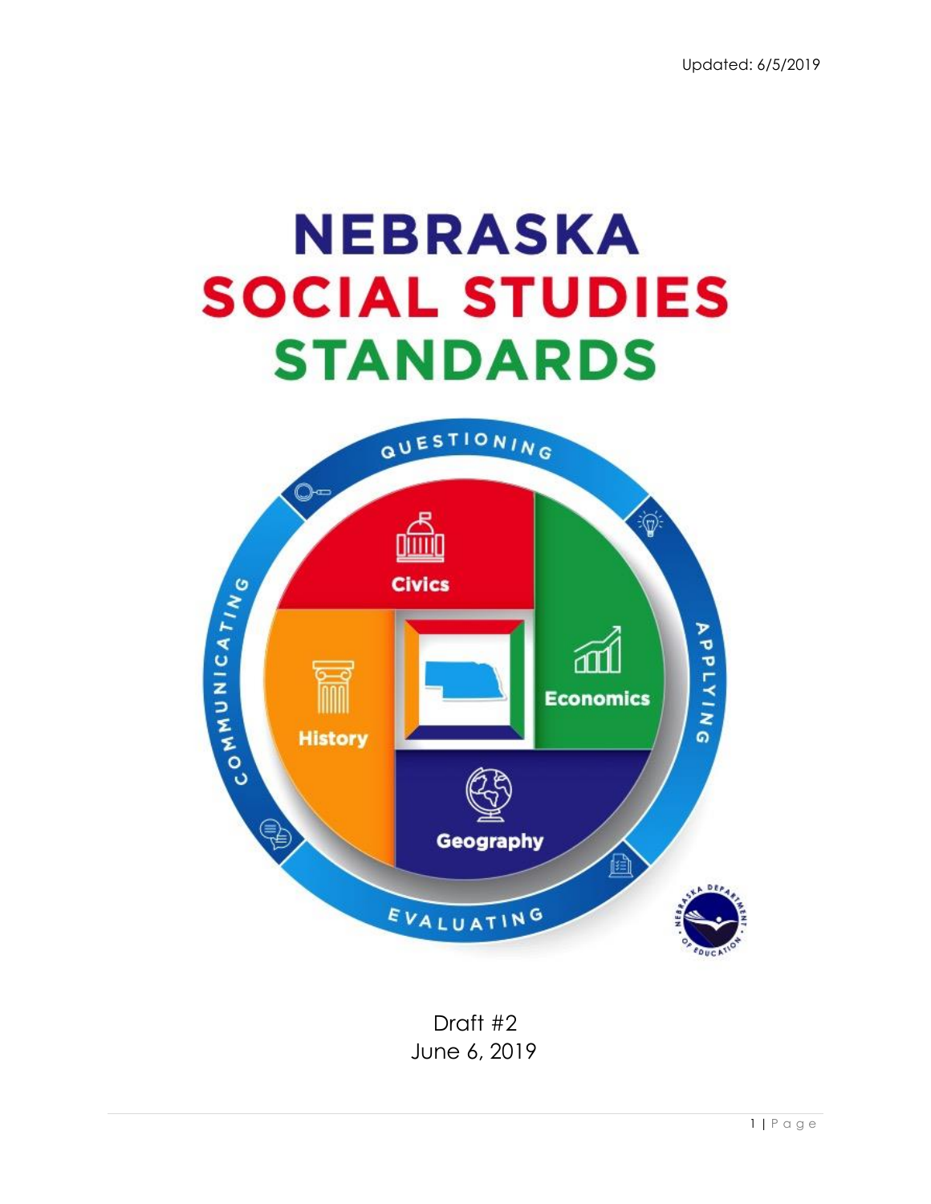Updated: 6/5/2019

# NEBRASKA SOCIAL STUDIES STANDARDS

QUESTIONING

APPLYING

EVALUATING

COMMUNICATING

Civics

Economics

History

Geography

Draft #2
June 6, 2019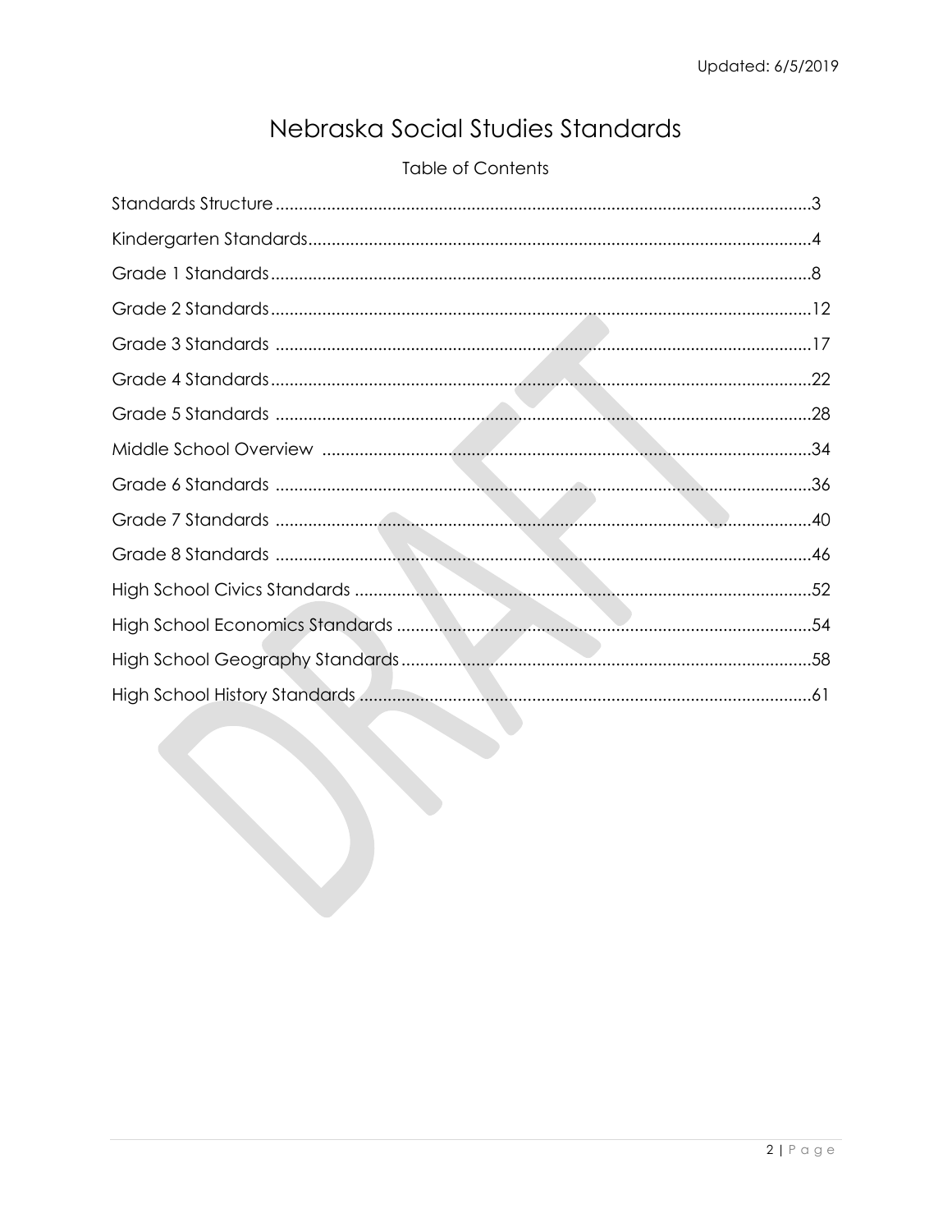# Nebraska Social Studies Standards

## Table of Contents

Standards Structure ........................................................................................................3

Kindergarten Standards...................................................................................................4

Grade 1 Standards ..........................................................................................................8

Grade 2 Standards ..........................................................................................................12

Grade 3 Standards ..........................................................................................................17

Grade 4 Standards ..........................................................................................................22

Grade 5 Standards ..........................................................................................................28

Middle School Overview ..................................................................................................34

Grade 6 Standards ..........................................................................................................36

Grade 7 Standards ..........................................................................................................40

Grade 8 Standards ..........................................................................................................46

High School Civics Standards .........................................................................................52

High School Economics Standards ..................................................................................54

High School Geography Standards .................................................................................58

High School History Standards ........................................................................................61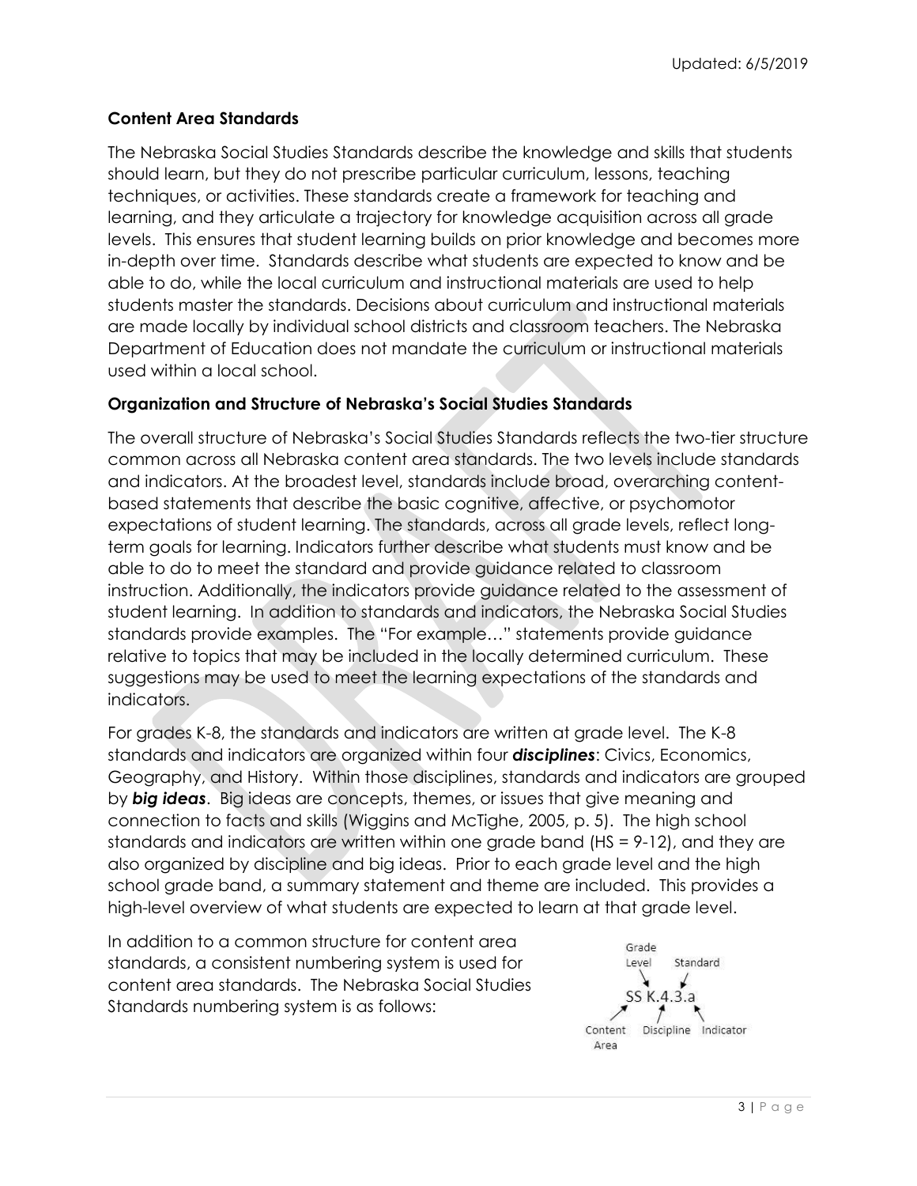### Content Area Standards

The Nebraska Social Studies Standards describe the knowledge and skills that students should learn, but they do not prescribe particular curriculum, lessons, teaching techniques, or activities. These standards create a framework for teaching and learning, and they articulate a trajectory for knowledge acquisition across all grade levels. This ensures that student learning builds on prior knowledge and becomes more in-depth over time. Standards describe what students are expected to know and be able to do, while the local curriculum and instructional materials are used to help students master the standards. Decisions about curriculum and instructional materials are made locally by individual school districts and classroom teachers. The Nebraska Department of Education does not mandate the curriculum or instructional materials used within a local school.

### Organization and Structure of Nebraska's Social Studies Standards

The overall structure of Nebraska's Social Studies Standards reflects the two-tier structure common across all Nebraska content area standards. The two levels include standards and indicators. At the broadest level, standards include broad, overarching content-based statements that describe the basic cognitive, affective, or psychomotor expectations of student learning. The standards, across all grade levels, reflect long-term goals for learning. Indicators further describe what students must know and be able to do to meet the standard and provide guidance related to classroom instruction. Additionally, the indicators provide guidance related to the assessment of student learning. In addition to standards and indicators, the Nebraska Social Studies standards provide examples. The "For example…" statements provide guidance relative to topics that may be included in the locally determined curriculum. These suggestions may be used to meet the learning expectations of the standards and indicators.

For grades K-8, the standards and indicators are written at grade level. The K-8 standards and indicators are organized within four ***disciplines***: Civics, Economics, Geography, and History. Within those disciplines, standards and indicators are grouped by ***big ideas***. Big ideas are concepts, themes, or issues that give meaning and connection to facts and skills (Wiggins and McTighe, 2005, p. 5). The high school standards and indicators are written within one grade band (HS = 9-12), and they are also organized by discipline and big ideas. Prior to each grade level and the high school grade band, a summary statement and theme are included. This provides a high-level overview of what students are expected to learn at that grade level.

In addition to a common structure for content area standards, a consistent numbering system is used for content area standards. The Nebraska Social Studies Standards numbering system is as follows:

SS K.4.3.a — SS = Content Area; K = Grade Level; 4 = Discipline; 3 = Standard; a = Indicator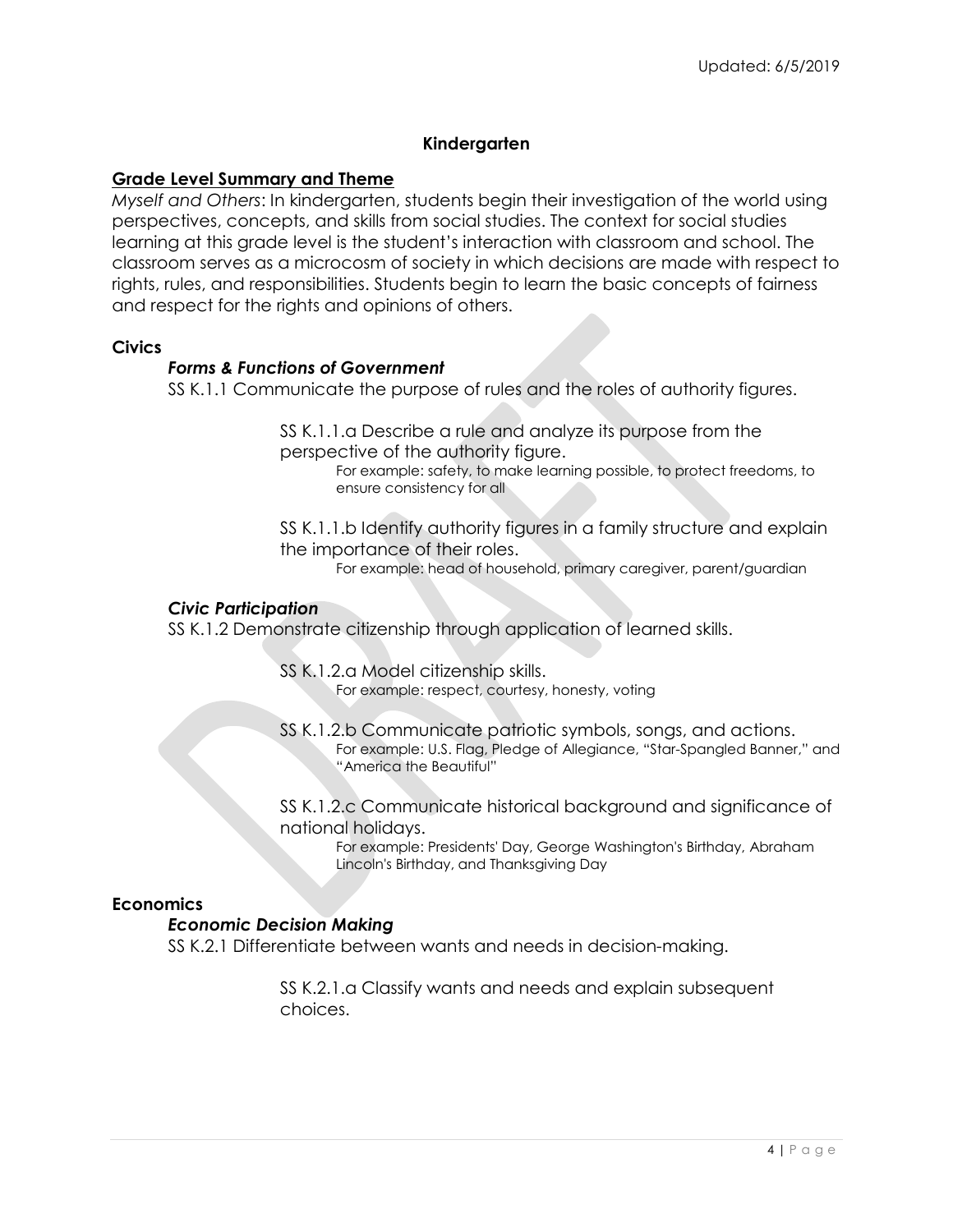Updated: 6/5/2019

# Kindergarten

## Grade Level Summary and Theme

*Myself and Others*: In kindergarten, students begin their investigation of the world using perspectives, concepts, and skills from social studies. The context for social studies learning at this grade level is the student's interaction with classroom and school. The classroom serves as a microcosm of society in which decisions are made with respect to rights, rules, and responsibilities. Students begin to learn the basic concepts of fairness and respect for the rights and opinions of others.

### Civics

#### *Forms & Functions of Government*

SS K.1.1 Communicate the purpose of rules and the roles of authority figures.

> SS K.1.1.a Describe a rule and analyze its purpose from the perspective of the authority figure.
>
> For example: safety, to make learning possible, to protect freedoms, to ensure consistency for all
>
> SS K.1.1.b Identify authority figures in a family structure and explain the importance of their roles.
>
> For example: head of household, primary caregiver, parent/guardian

#### *Civic Participation*

SS K.1.2 Demonstrate citizenship through application of learned skills.

> SS K.1.2.a Model citizenship skills.
>
> For example: respect, courtesy, honesty, voting
>
> SS K.1.2.b Communicate patriotic symbols, songs, and actions.
>
> For example: U.S. Flag, Pledge of Allegiance, "Star-Spangled Banner," and "America the Beautiful"
>
> SS K.1.2.c Communicate historical background and significance of national holidays.
>
> For example: Presidents' Day, George Washington's Birthday, Abraham Lincoln's Birthday, and Thanksgiving Day

### Economics

#### *Economic Decision Making*

SS K.2.1 Differentiate between wants and needs in decision-making.

> SS K.2.1.a Classify wants and needs and explain subsequent choices.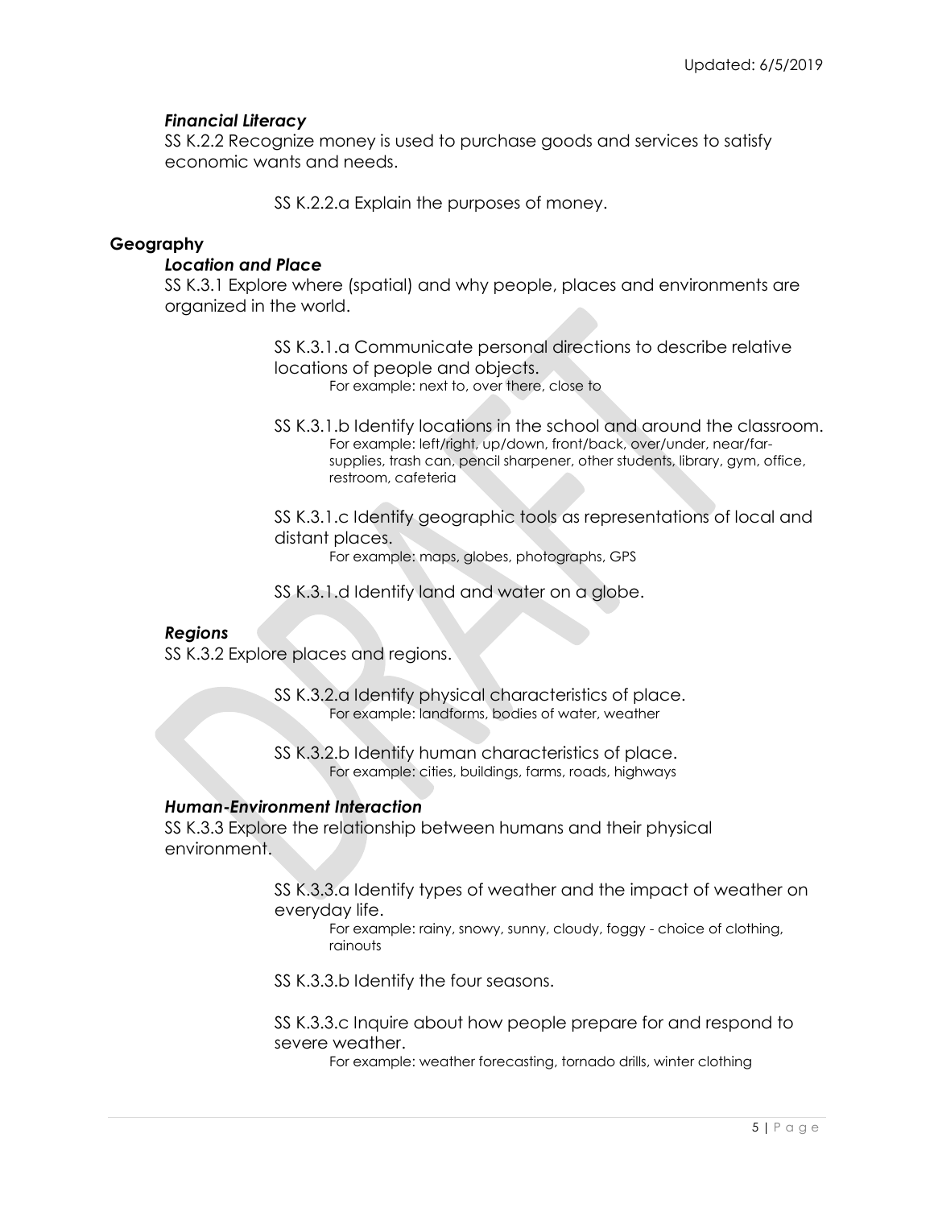### *Financial Literacy*

SS K.2.2 Recognize money is used to purchase goods and services to satisfy economic wants and needs.

SS K.2.2.a Explain the purposes of money.

## Geography

### *Location and Place*

SS K.3.1 Explore where (spatial) and why people, places and environments are organized in the world.

SS K.3.1.a Communicate personal directions to describe relative locations of people and objects.
For example: next to, over there, close to

SS K.3.1.b Identify locations in the school and around the classroom.
For example: left/right, up/down, front/back, over/under, near/far- supplies, trash can, pencil sharpener, other students, library, gym, office, restroom, cafeteria

SS K.3.1.c Identify geographic tools as representations of local and distant places.
For example: maps, globes, photographs, GPS

SS K.3.1.d Identify land and water on a globe.

### *Regions*

SS K.3.2 Explore places and regions.

SS K.3.2.a Identify physical characteristics of place.
For example: landforms, bodies of water, weather

SS K.3.2.b Identify human characteristics of place.
For example: cities, buildings, farms, roads, highways

### *Human-Environment Interaction*

SS K.3.3 Explore the relationship between humans and their physical environment.

SS K.3.3.a Identify types of weather and the impact of weather on everyday life.
For example: rainy, snowy, sunny, cloudy, foggy - choice of clothing, rainouts

SS K.3.3.b Identify the four seasons.

SS K.3.3.c Inquire about how people prepare for and respond to severe weather.
For example: weather forecasting, tornado drills, winter clothing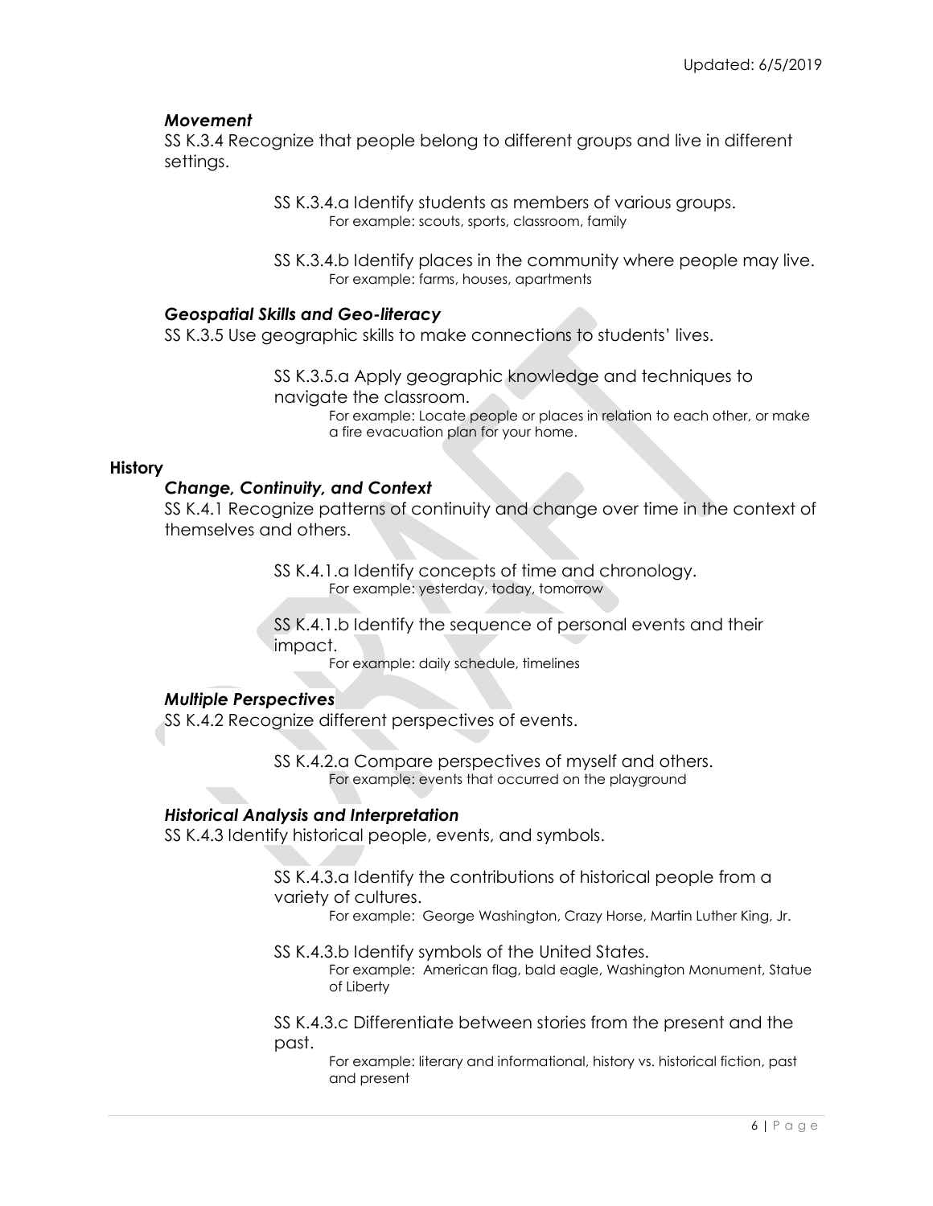### *Movement*

SS K.3.4 Recognize that people belong to different groups and live in different settings.

> SS K.3.4.a Identify students as members of various groups.
> For example: scouts, sports, classroom, family
>
> SS K.3.4.b Identify places in the community where people may live.
> For example: farms, houses, apartments

### *Geospatial Skills and Geo-literacy*

SS K.3.5 Use geographic skills to make connections to students' lives.

> SS K.3.5.a Apply geographic knowledge and techniques to navigate the classroom.
> For example: Locate people or places in relation to each other, or make a fire evacuation plan for your home.

## History

### *Change, Continuity, and Context*

SS K.4.1 Recognize patterns of continuity and change over time in the context of themselves and others.

> SS K.4.1.a Identify concepts of time and chronology.
> For example: yesterday, today, tomorrow
>
> SS K.4.1.b Identify the sequence of personal events and their impact.
> For example: daily schedule, timelines

### *Multiple Perspectives*

SS K.4.2 Recognize different perspectives of events.

> SS K.4.2.a Compare perspectives of myself and others.
> For example: events that occurred on the playground

### *Historical Analysis and Interpretation*

SS K.4.3 Identify historical people, events, and symbols.

> SS K.4.3.a Identify the contributions of historical people from a variety of cultures.
> For example: George Washington, Crazy Horse, Martin Luther King, Jr.
>
> SS K.4.3.b Identify symbols of the United States.
> For example: American flag, bald eagle, Washington Monument, Statue of Liberty
>
> SS K.4.3.c Differentiate between stories from the present and the past.
> For example: literary and informational, history vs. historical fiction, past and present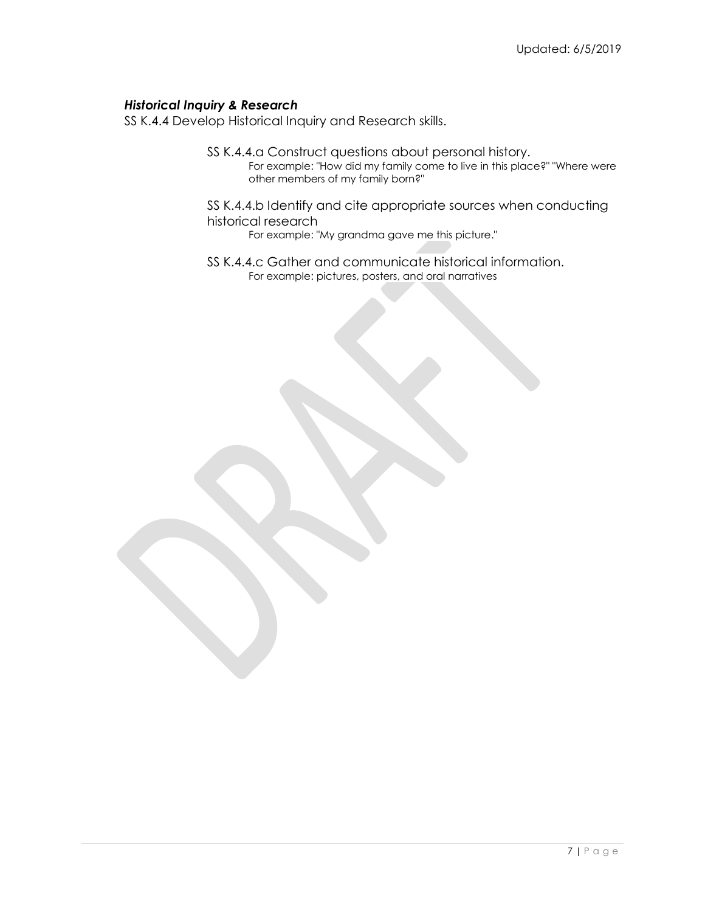### *Historical Inquiry & Research*

SS K.4.4 Develop Historical Inquiry and Research skills.

- SS K.4.4.a Construct questions about personal history.
  - For example: "How did my family come to live in this place?" "Where were other members of my family born?"
- SS K.4.4.b Identify and cite appropriate sources when conducting historical research
  - For example: "My grandma gave me this picture."
- SS K.4.4.c Gather and communicate historical information.
  - For example: pictures, posters, and oral narratives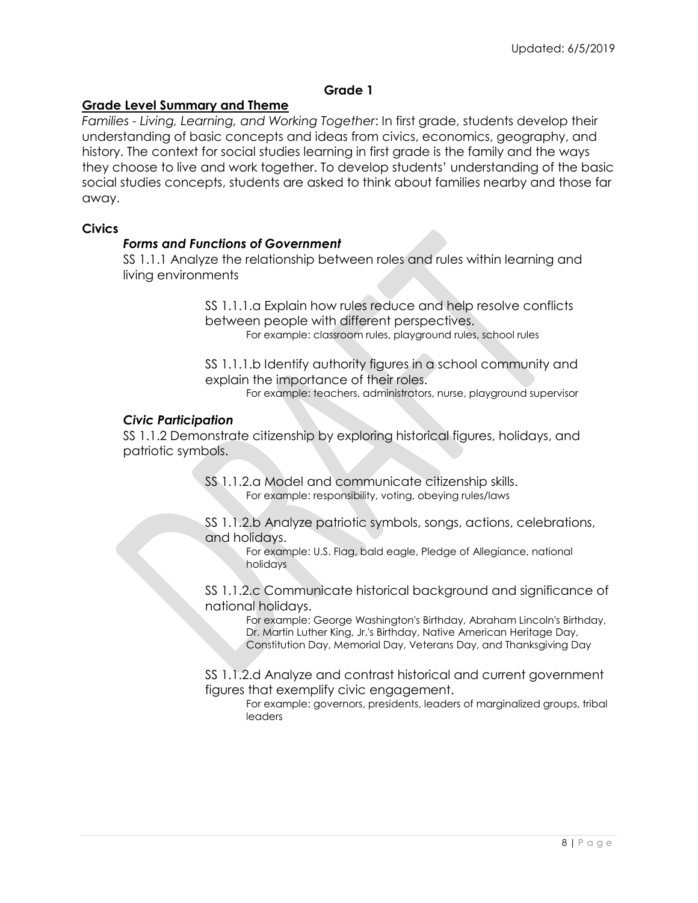## Grade 1

### Grade Level Summary and Theme

*Families - Living, Learning, and Working Together*: In first grade, students develop their understanding of basic concepts and ideas from civics, economics, geography, and history. The context for social studies learning in first grade is the family and the ways they choose to live and work together. To develop students' understanding of the basic social studies concepts, students are asked to think about families nearby and those far away.

### Civics

#### *Forms and Functions of Government*

SS 1.1.1 Analyze the relationship between roles and rules within learning and living environments

SS 1.1.1.a Explain how rules reduce and help resolve conflicts between people with different perspectives.
For example: classroom rules, playground rules, school rules

SS 1.1.1.b Identify authority figures in a school community and explain the importance of their roles.
For example: teachers, administrators, nurse, playground supervisor

#### *Civic Participation*

SS 1.1.2 Demonstrate citizenship by exploring historical figures, holidays, and patriotic symbols.

SS 1.1.2.a Model and communicate citizenship skills.
For example: responsibility, voting, obeying rules/laws

SS 1.1.2.b Analyze patriotic symbols, songs, actions, celebrations, and holidays.
For example: U.S. Flag, bald eagle, Pledge of Allegiance, national holidays

SS 1.1.2.c Communicate historical background and significance of national holidays.
For example: George Washington's Birthday, Abraham Lincoln's Birthday, Dr. Martin Luther King, Jr.'s Birthday, Native American Heritage Day, Constitution Day, Memorial Day, Veterans Day, and Thanksgiving Day

SS 1.1.2.d Analyze and contrast historical and current government figures that exemplify civic engagement.
For example: governors, presidents, leaders of marginalized groups, tribal leaders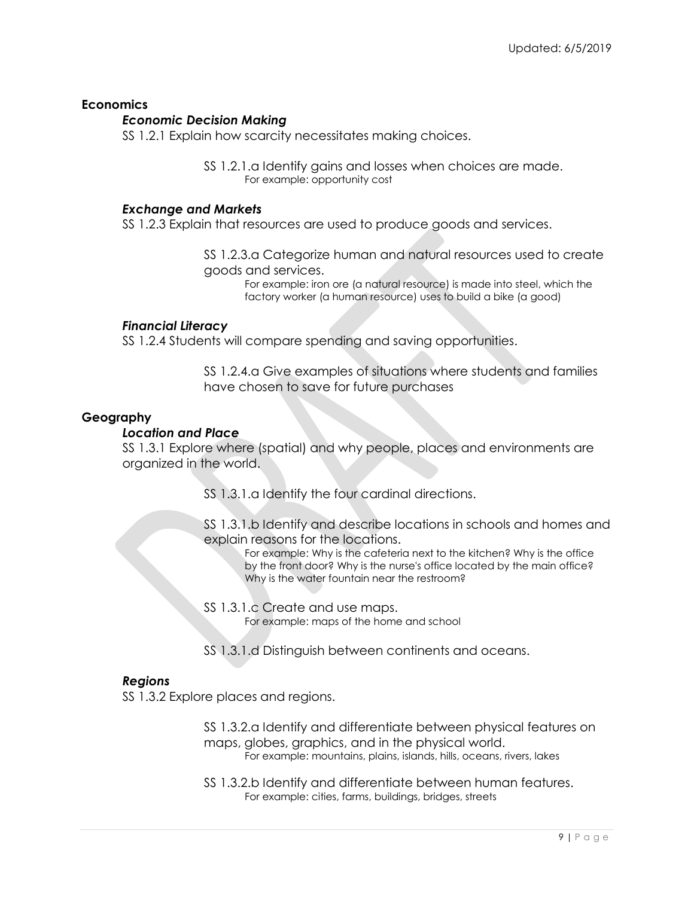## Economics

### *Economic Decision Making*

SS 1.2.1 Explain how scarcity necessitates making choices.

SS 1.2.1.a Identify gains and losses when choices are made.
For example: opportunity cost

### *Exchange and Markets*

SS 1.2.3 Explain that resources are used to produce goods and services.

SS 1.2.3.a Categorize human and natural resources used to create goods and services.
For example: iron ore (a natural resource) is made into steel, which the factory worker (a human resource) uses to build a bike (a good)

### *Financial Literacy*

SS 1.2.4 Students will compare spending and saving opportunities.

SS 1.2.4.a Give examples of situations where students and families have chosen to save for future purchases

## Geography

### *Location and Place*

SS 1.3.1 Explore where (spatial) and why people, places and environments are organized in the world.

SS 1.3.1.a Identify the four cardinal directions.

SS 1.3.1.b Identify and describe locations in schools and homes and explain reasons for the locations.
For example: Why is the cafeteria next to the kitchen? Why is the office by the front door? Why is the nurse's office located by the main office? Why is the water fountain near the restroom?

SS 1.3.1.c Create and use maps.
For example: maps of the home and school

SS 1.3.1.d Distinguish between continents and oceans.

### *Regions*

SS 1.3.2 Explore places and regions.

SS 1.3.2.a Identify and differentiate between physical features on maps, globes, graphics, and in the physical world.
For example: mountains, plains, islands, hills, oceans, rivers, lakes

SS 1.3.2.b Identify and differentiate between human features.
For example: cities, farms, buildings, bridges, streets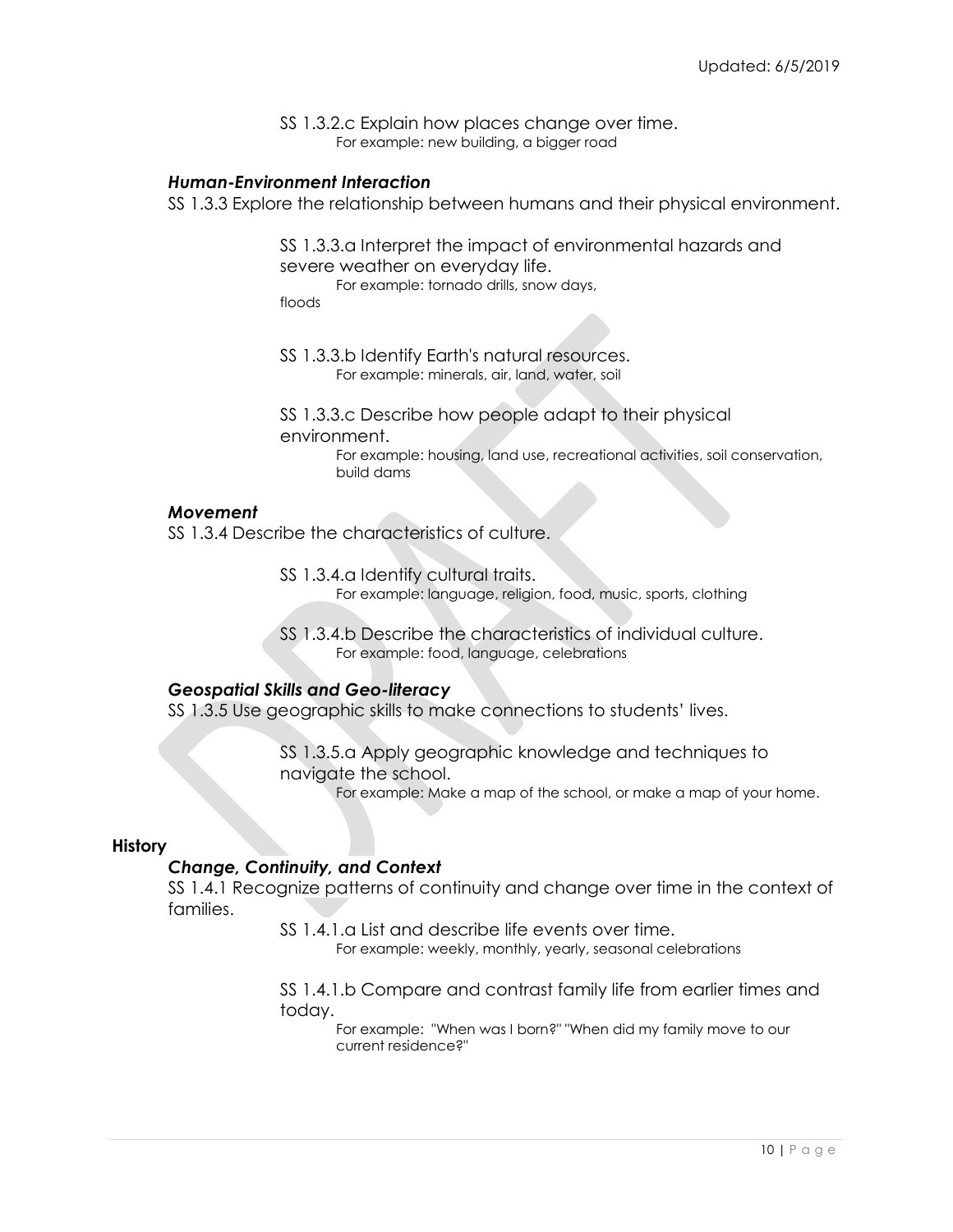SS 1.3.2.c Explain how places change over time.
For example: new building, a bigger road

***Human-Environment Interaction***

SS 1.3.3 Explore the relationship between humans and their physical environment.

SS 1.3.3.a Interpret the impact of environmental hazards and severe weather on everyday life.
For example: tornado drills, snow days, floods

SS 1.3.3.b Identify Earth's natural resources.
For example: minerals, air, land, water, soil

SS 1.3.3.c Describe how people adapt to their physical environment.
For example: housing, land use, recreational activities, soil conservation, build dams

***Movement***

SS 1.3.4 Describe the characteristics of culture.

SS 1.3.4.a Identify cultural traits.
For example: language, religion, food, music, sports, clothing

SS 1.3.4.b Describe the characteristics of individual culture.
For example: food, language, celebrations

***Geospatial Skills and Geo-literacy***

SS 1.3.5 Use geographic skills to make connections to students' lives.

SS 1.3.5.a Apply geographic knowledge and techniques to navigate the school.
For example: Make a map of the school, or make a map of your home.

**History**

***Change, Continuity, and Context***

SS 1.4.1 Recognize patterns of continuity and change over time in the context of families.

SS 1.4.1.a List and describe life events over time.
For example: weekly, monthly, yearly, seasonal celebrations

SS 1.4.1.b Compare and contrast family life from earlier times and today.
For example: "When was I born?" "When did my family move to our current residence?"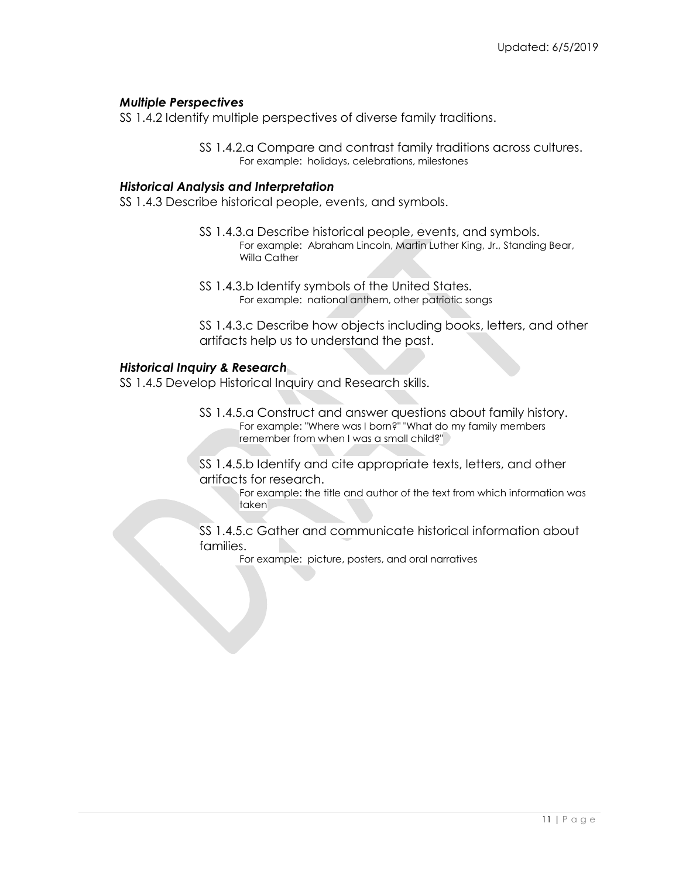### *Multiple Perspectives*

SS 1.4.2 Identify multiple perspectives of diverse family traditions.

> SS 1.4.2.a Compare and contrast family traditions across cultures.
> For example: holidays, celebrations, milestones

### *Historical Analysis and Interpretation*

SS 1.4.3 Describe historical people, events, and symbols.

> SS 1.4.3.a Describe historical people, events, and symbols.
> For example: Abraham Lincoln, Martin Luther King, Jr., Standing Bear, Willa Cather
>
> SS 1.4.3.b Identify symbols of the United States.
> For example: national anthem, other patriotic songs
>
> SS 1.4.3.c Describe how objects including books, letters, and other artifacts help us to understand the past.

### *Historical Inquiry & Research*

SS 1.4.5 Develop Historical Inquiry and Research skills.

> SS 1.4.5.a Construct and answer questions about family history.
> For example: "Where was I born?" "What do my family members remember from when I was a small child?"
>
> SS 1.4.5.b Identify and cite appropriate texts, letters, and other artifacts for research.
> For example: the title and author of the text from which information was taken
>
> SS 1.4.5.c Gather and communicate historical information about families.
> For example: picture, posters, and oral narratives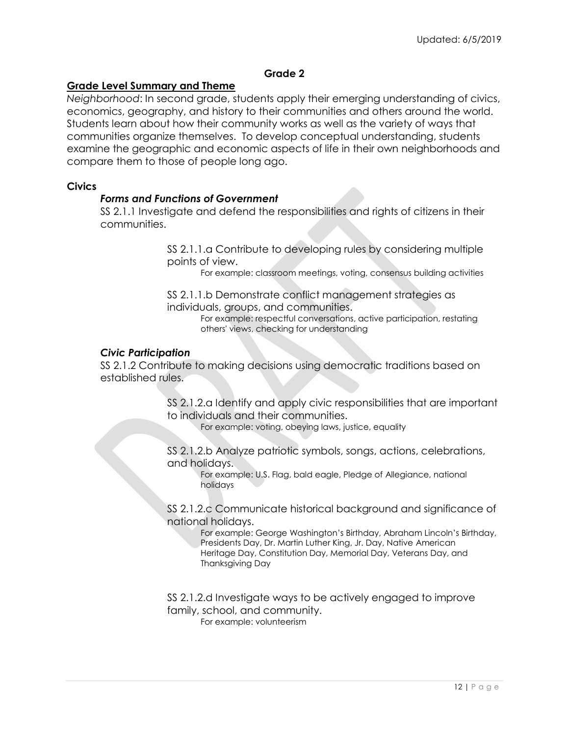## Grade 2

### Grade Level Summary and Theme

*Neighborhood*: In second grade, students apply their emerging understanding of civics, economics, geography, and history to their communities and others around the world. Students learn about how their community works as well as the variety of ways that communities organize themselves. To develop conceptual understanding, students examine the geographic and economic aspects of life in their own neighborhoods and compare them to those of people long ago.

### Civics

#### *Forms and Functions of Government*

SS 2.1.1 Investigate and defend the responsibilities and rights of citizens in their communities.

SS 2.1.1.a Contribute to developing rules by considering multiple points of view.
For example: classroom meetings, voting, consensus building activities

SS 2.1.1.b Demonstrate conflict management strategies as individuals, groups, and communities.
For example: respectful conversations, active participation, restating others' views, checking for understanding

#### *Civic Participation*

SS 2.1.2 Contribute to making decisions using democratic traditions based on established rules.

SS 2.1.2.a Identify and apply civic responsibilities that are important to individuals and their communities.
For example: voting, obeying laws, justice, equality

SS 2.1.2.b Analyze patriotic symbols, songs, actions, celebrations, and holidays.
For example: U.S. Flag, bald eagle, Pledge of Allegiance, national holidays

SS 2.1.2.c Communicate historical background and significance of national holidays.
For example: George Washington's Birthday, Abraham Lincoln's Birthday, Presidents Day, Dr. Martin Luther King, Jr. Day, Native American Heritage Day, Constitution Day, Memorial Day, Veterans Day, and Thanksgiving Day

SS 2.1.2.d Investigate ways to be actively engaged to improve family, school, and community.
For example: volunteerism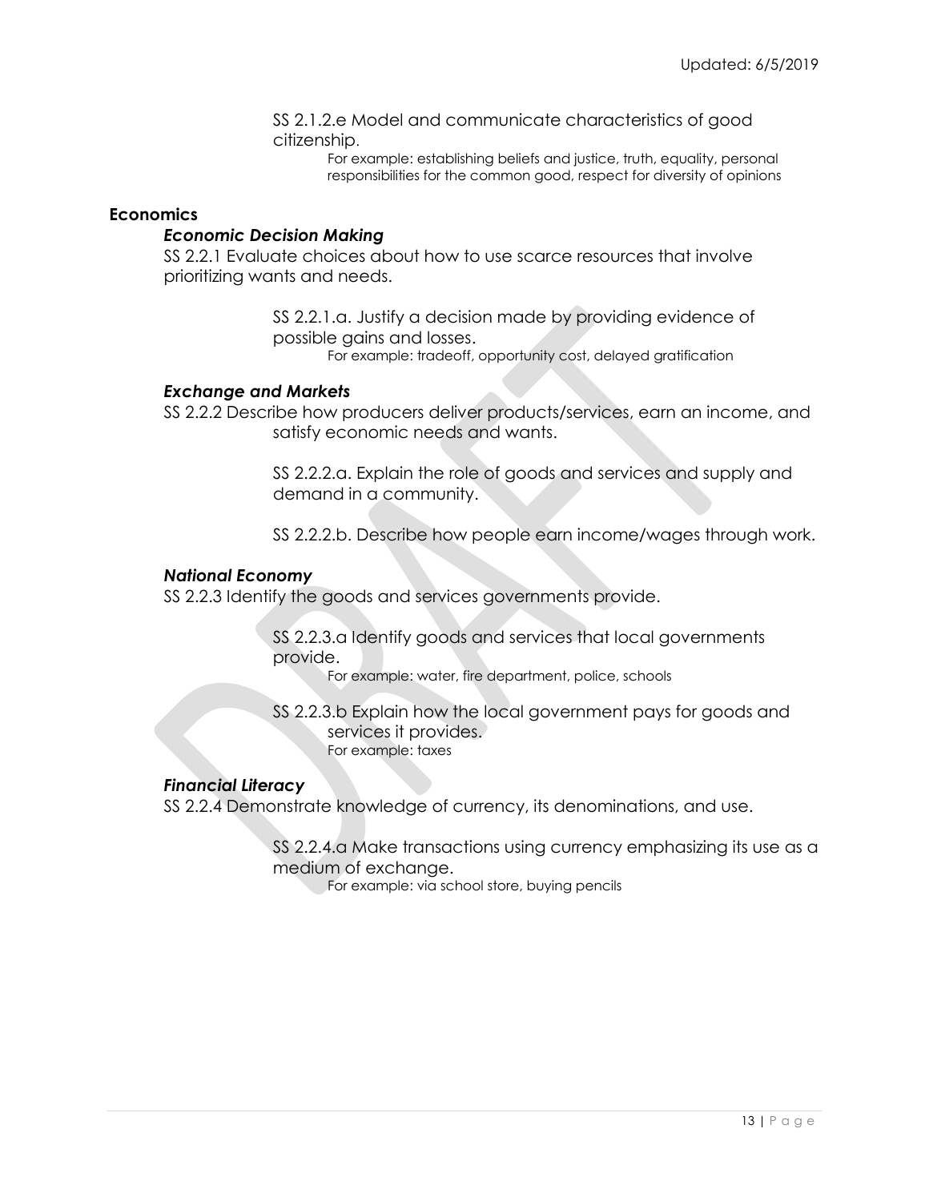SS 2.1.2.e Model and communicate characteristics of good citizenship.

For example: establishing beliefs and justice, truth, equality, personal responsibilities for the common good, respect for diversity of opinions

## Economics

### *Economic Decision Making*

SS 2.2.1 Evaluate choices about how to use scarce resources that involve prioritizing wants and needs.

SS 2.2.1.a. Justify a decision made by providing evidence of possible gains and losses.

For example: tradeoff, opportunity cost, delayed gratification

### *Exchange and Markets*

SS 2.2.2 Describe how producers deliver products/services, earn an income, and satisfy economic needs and wants.

SS 2.2.2.a. Explain the role of goods and services and supply and demand in a community.

SS 2.2.2.b. Describe how people earn income/wages through work.

### *National Economy*

SS 2.2.3 Identify the goods and services governments provide.

SS 2.2.3.a Identify goods and services that local governments provide.

For example: water, fire department, police, schools

SS 2.2.3.b Explain how the local government pays for goods and services it provides.

For example: taxes

### *Financial Literacy*

SS 2.2.4 Demonstrate knowledge of currency, its denominations, and use.

SS 2.2.4.a Make transactions using currency emphasizing its use as a medium of exchange.

For example: via school store, buying pencils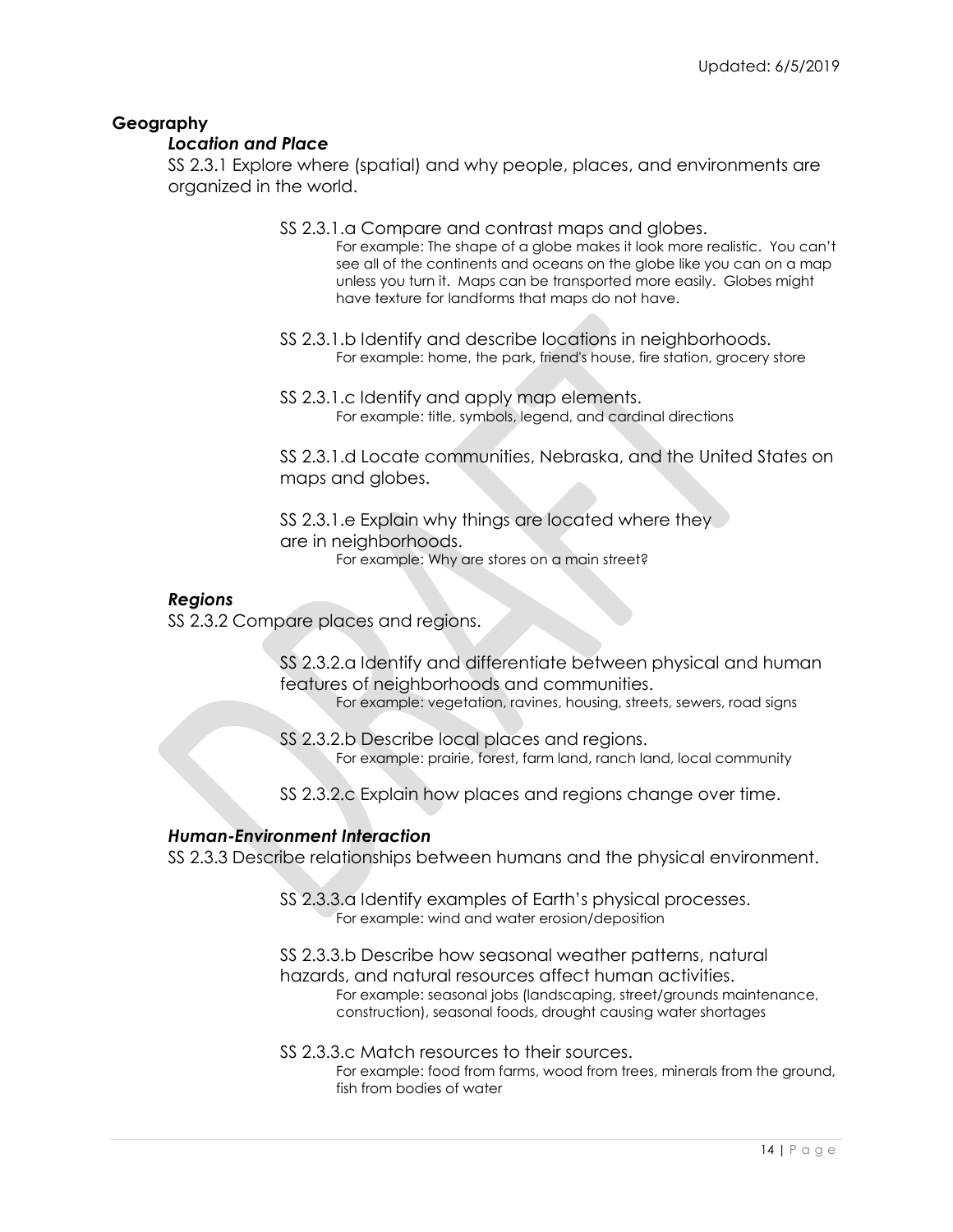## Geography

### *Location and Place*

SS 2.3.1 Explore where (spatial) and why people, places, and environments are organized in the world.

SS 2.3.1.a Compare and contrast maps and globes.
For example: The shape of a globe makes it look more realistic. You can't see all of the continents and oceans on the globe like you can on a map unless you turn it. Maps can be transported more easily. Globes might have texture for landforms that maps do not have.

SS 2.3.1.b Identify and describe locations in neighborhoods.
For example: home, the park, friend's house, fire station, grocery store

SS 2.3.1.c Identify and apply map elements.
For example: title, symbols, legend, and cardinal directions

SS 2.3.1.d Locate communities, Nebraska, and the United States on maps and globes.

SS 2.3.1.e Explain why things are located where they are in neighborhoods.
For example: Why are stores on a main street?

### *Regions*

SS 2.3.2 Compare places and regions.

SS 2.3.2.a Identify and differentiate between physical and human features of neighborhoods and communities.
For example: vegetation, ravines, housing, streets, sewers, road signs

SS 2.3.2.b Describe local places and regions.
For example: prairie, forest, farm land, ranch land, local community

SS 2.3.2.c Explain how places and regions change over time.

### *Human-Environment Interaction*

SS 2.3.3 Describe relationships between humans and the physical environment.

SS 2.3.3.a Identify examples of Earth's physical processes.
For example: wind and water erosion/deposition

SS 2.3.3.b Describe how seasonal weather patterns, natural hazards, and natural resources affect human activities.
For example: seasonal jobs (landscaping, street/grounds maintenance, construction), seasonal foods, drought causing water shortages

SS 2.3.3.c Match resources to their sources.
For example: food from farms, wood from trees, minerals from the ground, fish from bodies of water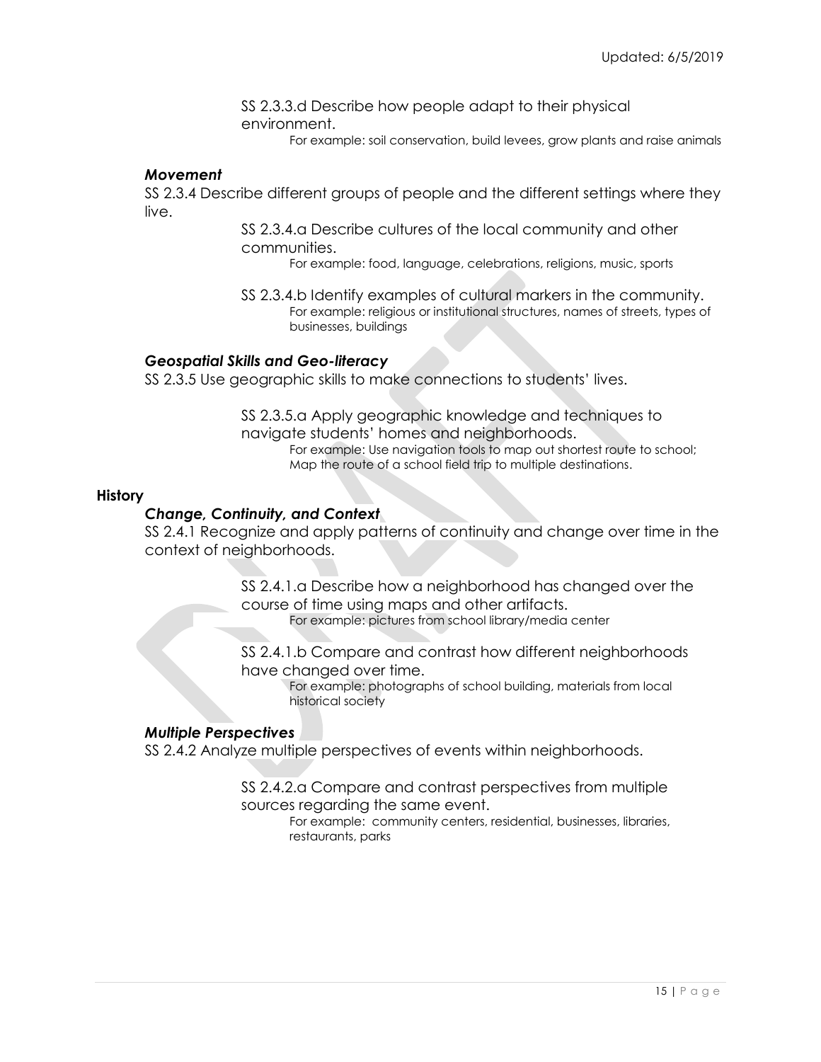SS 2.3.3.d Describe how people adapt to their physical environment.

For example: soil conservation, build levees, grow plants and raise animals

### *Movement*

SS 2.3.4 Describe different groups of people and the different settings where they live.

SS 2.3.4.a Describe cultures of the local community and other communities.

For example: food, language, celebrations, religions, music, sports

SS 2.3.4.b Identify examples of cultural markers in the community.

For example: religious or institutional structures, names of streets, types of businesses, buildings

### *Geospatial Skills and Geo-literacy*

SS 2.3.5 Use geographic skills to make connections to students' lives.

SS 2.3.5.a Apply geographic knowledge and techniques to navigate students' homes and neighborhoods.

For example: Use navigation tools to map out shortest route to school; Map the route of a school field trip to multiple destinations.

## **History**

### *Change, Continuity, and Context*

SS 2.4.1 Recognize and apply patterns of continuity and change over time in the context of neighborhoods.

SS 2.4.1.a Describe how a neighborhood has changed over the course of time using maps and other artifacts.

For example: pictures from school library/media center

SS 2.4.1.b Compare and contrast how different neighborhoods have changed over time.

For example: photographs of school building, materials from local historical society

### *Multiple Perspectives*

SS 2.4.2 Analyze multiple perspectives of events within neighborhoods.

SS 2.4.2.a Compare and contrast perspectives from multiple sources regarding the same event.

For example: community centers, residential, businesses, libraries, restaurants, parks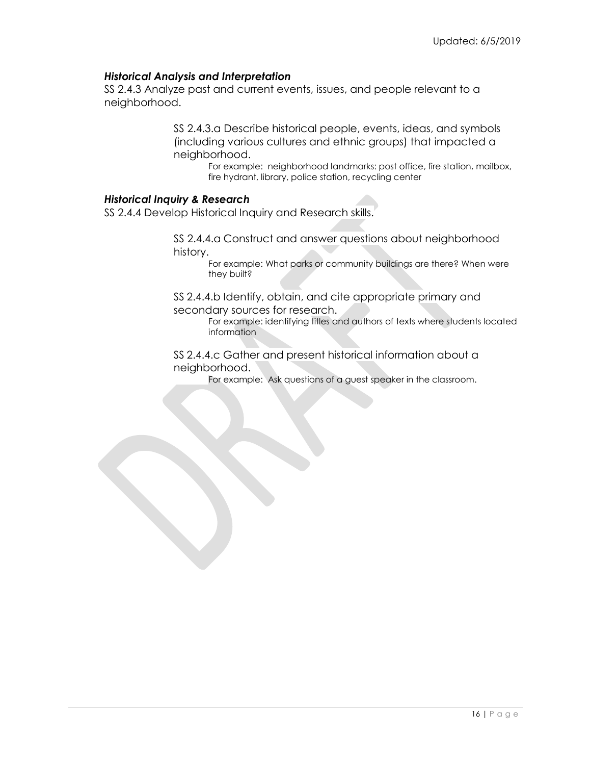### *Historical Analysis and Interpretation*

SS 2.4.3 Analyze past and current events, issues, and people relevant to a neighborhood.

SS 2.4.3.a Describe historical people, events, ideas, and symbols (including various cultures and ethnic groups) that impacted a neighborhood.

For example: neighborhood landmarks: post office, fire station, mailbox, fire hydrant, library, police station, recycling center

### *Historical Inquiry & Research*

SS 2.4.4 Develop Historical Inquiry and Research skills.

SS 2.4.4.a Construct and answer questions about neighborhood history.

For example: What parks or community buildings are there? When were they built?

SS 2.4.4.b Identify, obtain, and cite appropriate primary and secondary sources for research.

For example: identifying titles and authors of texts where students located information

SS 2.4.4.c Gather and present historical information about a neighborhood.

For example: Ask questions of a guest speaker in the classroom.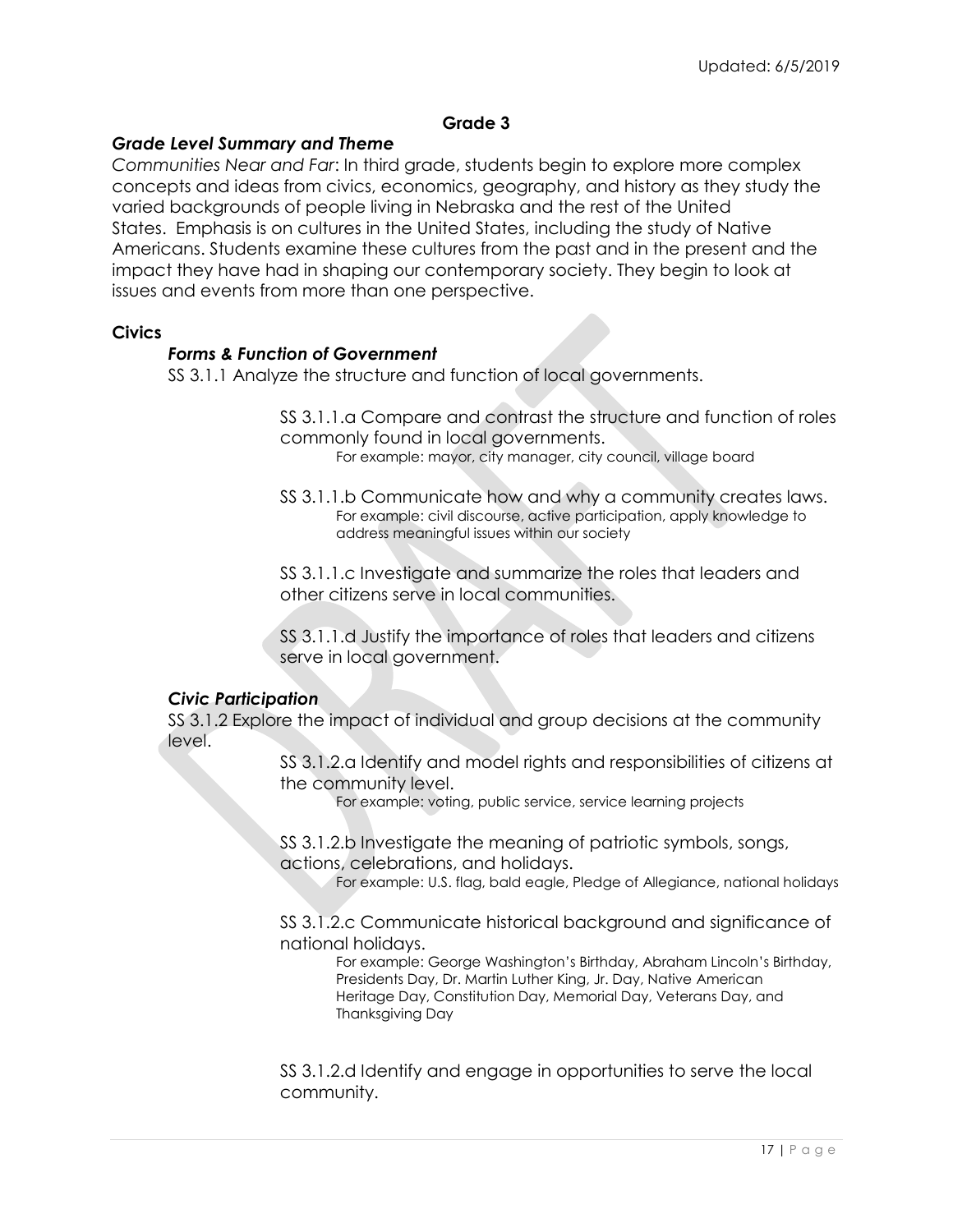## Grade 3

### *Grade Level Summary and Theme*

*Communities Near and Far*: In third grade, students begin to explore more complex concepts and ideas from civics, economics, geography, and history as they study the varied backgrounds of people living in Nebraska and the rest of the United States. Emphasis is on cultures in the United States, including the study of Native Americans. Students examine these cultures from the past and in the present and the impact they have had in shaping our contemporary society. They begin to look at issues and events from more than one perspective.

### Civics

#### *Forms & Function of Government*

SS 3.1.1 Analyze the structure and function of local governments.

SS 3.1.1.a Compare and contrast the structure and function of roles commonly found in local governments.
For example: mayor, city manager, city council, village board

SS 3.1.1.b Communicate how and why a community creates laws.
For example: civil discourse, active participation, apply knowledge to address meaningful issues within our society

SS 3.1.1.c Investigate and summarize the roles that leaders and other citizens serve in local communities.

SS 3.1.1.d Justify the importance of roles that leaders and citizens serve in local government.

#### *Civic Participation*

SS 3.1.2 Explore the impact of individual and group decisions at the community level.

SS 3.1.2.a Identify and model rights and responsibilities of citizens at the community level.
For example: voting, public service, service learning projects

SS 3.1.2.b Investigate the meaning of patriotic symbols, songs, actions, celebrations, and holidays.
For example: U.S. flag, bald eagle, Pledge of Allegiance, national holidays

SS 3.1.2.c Communicate historical background and significance of national holidays.
For example: George Washington's Birthday, Abraham Lincoln's Birthday, Presidents Day, Dr. Martin Luther King, Jr. Day, Native American Heritage Day, Constitution Day, Memorial Day, Veterans Day, and Thanksgiving Day

SS 3.1.2.d Identify and engage in opportunities to serve the local community.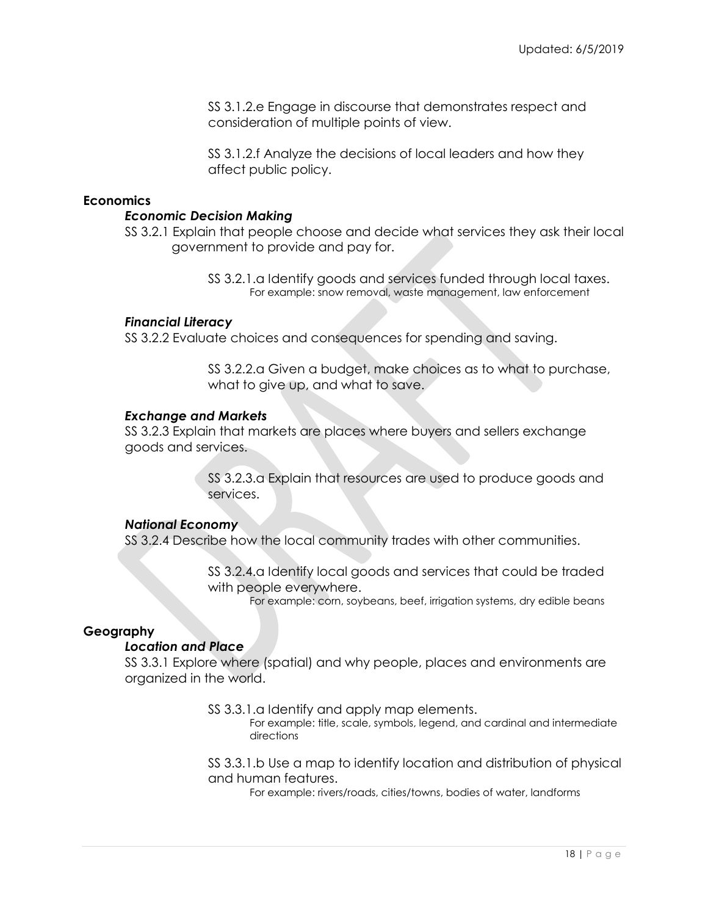SS 3.1.2.e Engage in discourse that demonstrates respect and consideration of multiple points of view.

SS 3.1.2.f Analyze the decisions of local leaders and how they affect public policy.

**Economics**

***Economic Decision Making***

SS 3.2.1 Explain that people choose and decide what services they ask their local government to provide and pay for.

SS 3.2.1.a Identify goods and services funded through local taxes.
For example: snow removal, waste management, law enforcement

***Financial Literacy***

SS 3.2.2 Evaluate choices and consequences for spending and saving.

SS 3.2.2.a Given a budget, make choices as to what to purchase, what to give up, and what to save.

***Exchange and Markets***

SS 3.2.3 Explain that markets are places where buyers and sellers exchange goods and services.

SS 3.2.3.a Explain that resources are used to produce goods and services.

***National Economy***

SS 3.2.4 Describe how the local community trades with other communities.

SS 3.2.4.a Identify local goods and services that could be traded with people everywhere.
For example: corn, soybeans, beef, irrigation systems, dry edible beans

**Geography**

***Location and Place***

SS 3.3.1 Explore where (spatial) and why people, places and environments are organized in the world.

SS 3.3.1.a Identify and apply map elements.
For example: title, scale, symbols, legend, and cardinal and intermediate directions

SS 3.3.1.b Use a map to identify location and distribution of physical and human features.
For example: rivers/roads, cities/towns, bodies of water, landforms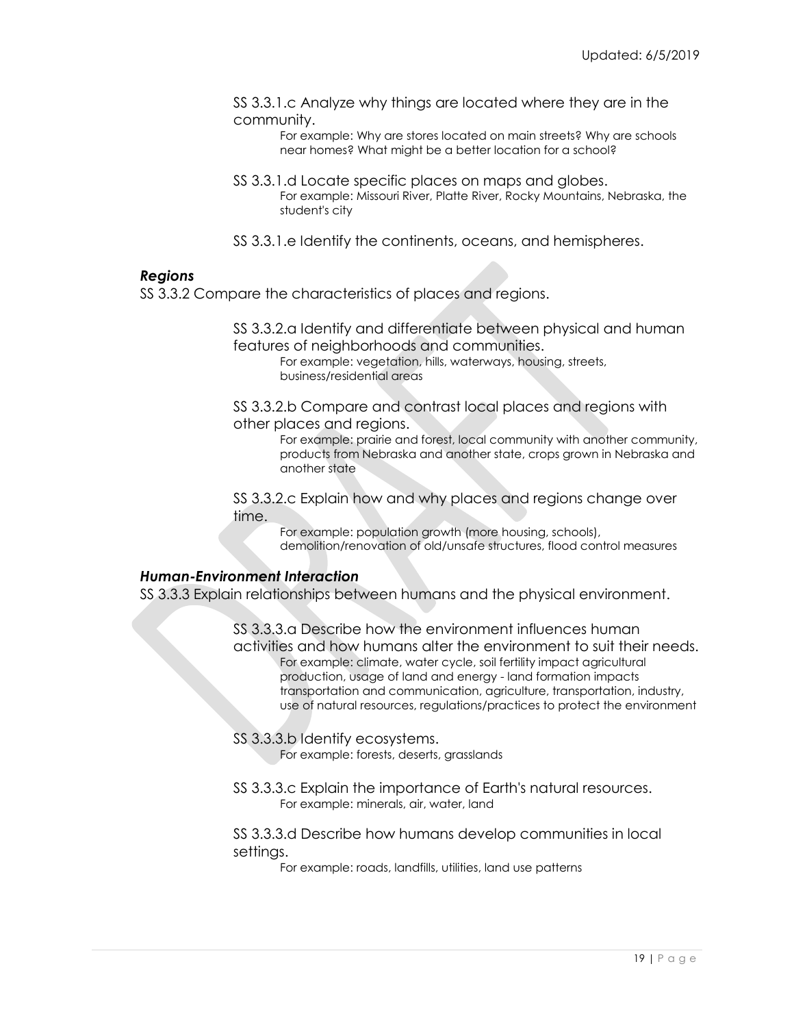SS 3.3.1.c Analyze why things are located where they are in the community.

For example: Why are stores located on main streets? Why are schools near homes? What might be a better location for a school?

SS 3.3.1.d Locate specific places on maps and globes.

For example: Missouri River, Platte River, Rocky Mountains, Nebraska, the student's city

SS 3.3.1.e Identify the continents, oceans, and hemispheres.

***Regions***

SS 3.3.2 Compare the characteristics of places and regions.

SS 3.3.2.a Identify and differentiate between physical and human features of neighborhoods and communities.

For example: vegetation, hills, waterways, housing, streets, business/residential areas

SS 3.3.2.b Compare and contrast local places and regions with other places and regions.

For example: prairie and forest, local community with another community, products from Nebraska and another state, crops grown in Nebraska and another state

SS 3.3.2.c Explain how and why places and regions change over time.

For example: population growth (more housing, schools), demolition/renovation of old/unsafe structures, flood control measures

***Human-Environment Interaction***

SS 3.3.3 Explain relationships between humans and the physical environment.

SS 3.3.3.a Describe how the environment influences human activities and how humans alter the environment to suit their needs.

For example: climate, water cycle, soil fertility impact agricultural production, usage of land and energy - land formation impacts transportation and communication, agriculture, transportation, industry, use of natural resources, regulations/practices to protect the environment

SS 3.3.3.b Identify ecosystems.

For example: forests, deserts, grasslands

SS 3.3.3.c Explain the importance of Earth's natural resources.

For example: minerals, air, water, land

SS 3.3.3.d Describe how humans develop communities in local settings.

For example: roads, landfills, utilities, land use patterns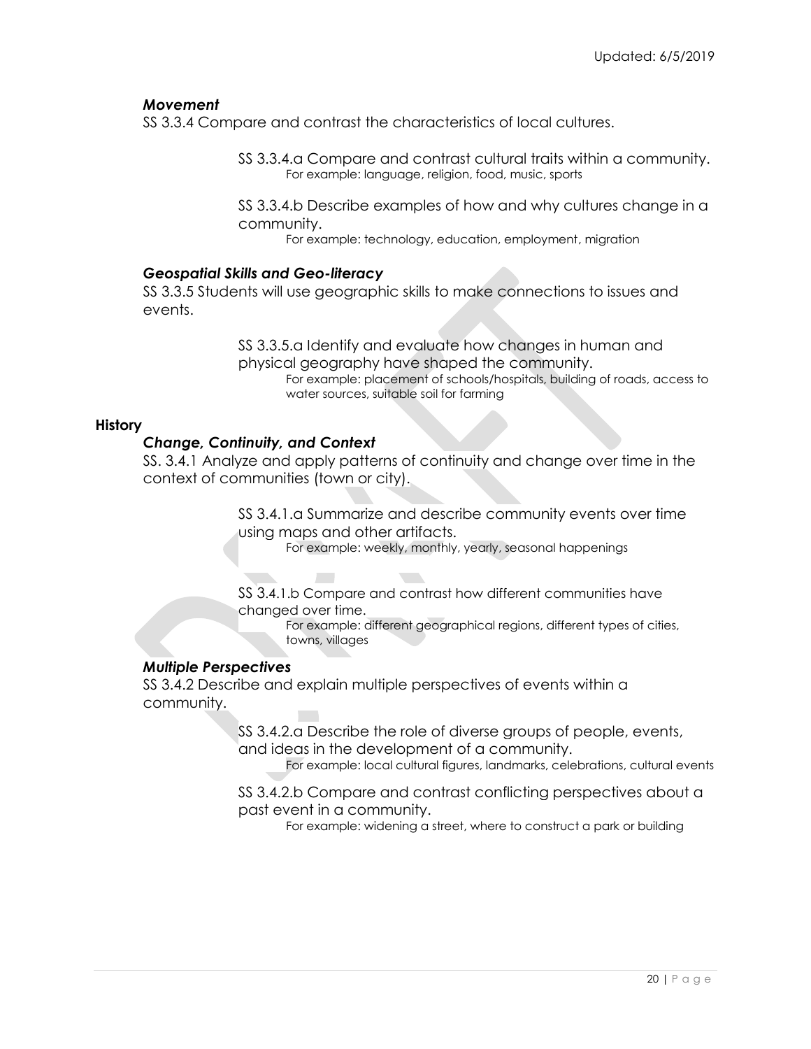### *Movement*

SS 3.3.4 Compare and contrast the characteristics of local cultures.

SS 3.3.4.a Compare and contrast cultural traits within a community.
For example: language, religion, food, music, sports

SS 3.3.4.b Describe examples of how and why cultures change in a community.
For example: technology, education, employment, migration

### *Geospatial Skills and Geo-literacy*

SS 3.3.5 Students will use geographic skills to make connections to issues and events.

SS 3.3.5.a Identify and evaluate how changes in human and physical geography have shaped the community.
For example: placement of schools/hospitals, building of roads, access to water sources, suitable soil for farming

## History

### *Change, Continuity, and Context*

SS. 3.4.1 Analyze and apply patterns of continuity and change over time in the context of communities (town or city).

SS 3.4.1.a Summarize and describe community events over time using maps and other artifacts.
For example: weekly, monthly, yearly, seasonal happenings

SS 3.4.1.b Compare and contrast how different communities have changed over time.
For example: different geographical regions, different types of cities, towns, villages

### *Multiple Perspectives*

SS 3.4.2 Describe and explain multiple perspectives of events within a community.

SS 3.4.2.a Describe the role of diverse groups of people, events, and ideas in the development of a community.
For example: local cultural figures, landmarks, celebrations, cultural events

SS 3.4.2.b Compare and contrast conflicting perspectives about a past event in a community.
For example: widening a street, where to construct a park or building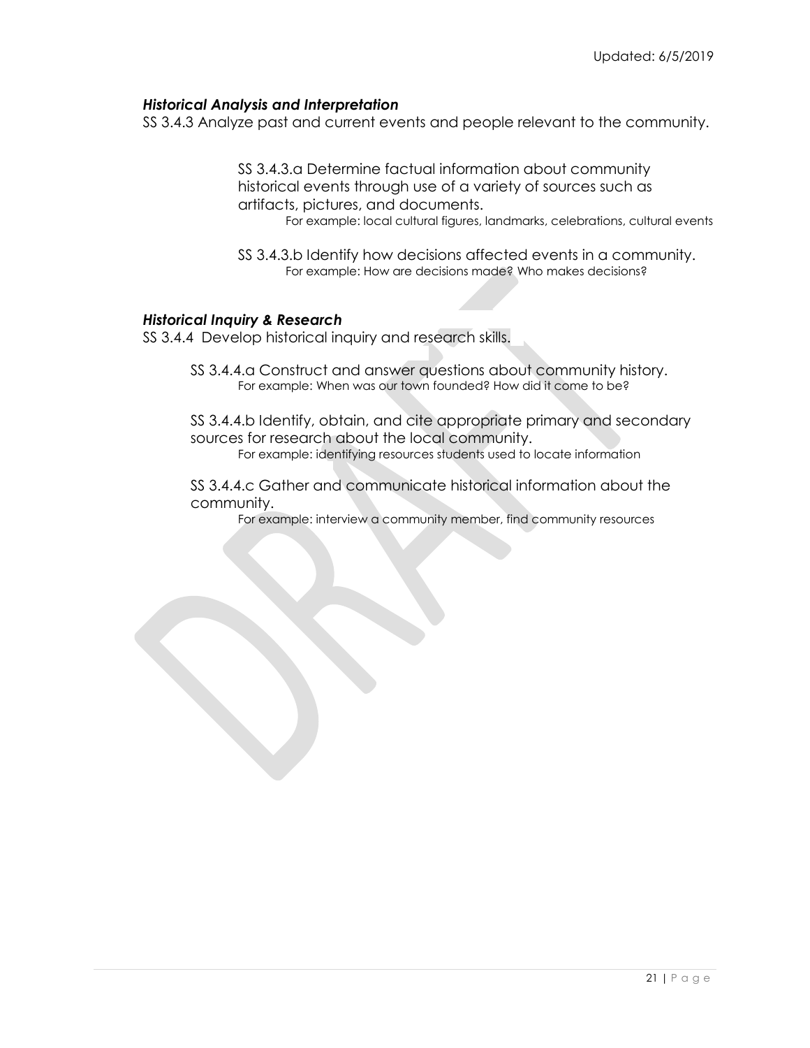### *Historical Analysis and Interpretation*

SS 3.4.3 Analyze past and current events and people relevant to the community.

> SS 3.4.3.a Determine factual information about community historical events through use of a variety of sources such as artifacts, pictures, and documents.
>
> For example: local cultural figures, landmarks, celebrations, cultural events
>
> SS 3.4.3.b Identify how decisions affected events in a community.
>
> For example: How are decisions made? Who makes decisions?

### *Historical Inquiry & Research*

SS 3.4.4 Develop historical inquiry and research skills.

> SS 3.4.4.a Construct and answer questions about community history.
>
> For example: When was our town founded? How did it come to be?
>
> SS 3.4.4.b Identify, obtain, and cite appropriate primary and secondary sources for research about the local community.
>
> For example: identifying resources students used to locate information
>
> SS 3.4.4.c Gather and communicate historical information about the community.
>
> For example: interview a community member, find community resources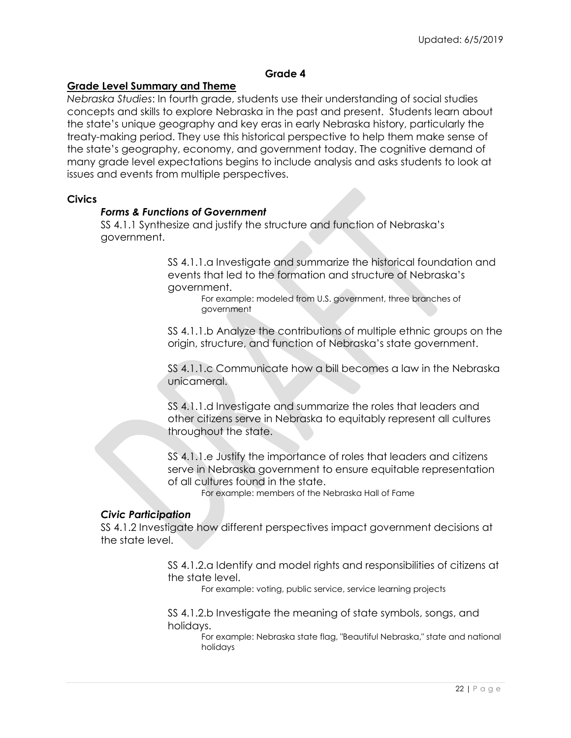## Grade 4

### Grade Level Summary and Theme

*Nebraska Studies*: In fourth grade, students use their understanding of social studies concepts and skills to explore Nebraska in the past and present. Students learn about the state's unique geography and key eras in early Nebraska history, particularly the treaty-making period. They use this historical perspective to help them make sense of the state's geography, economy, and government today. The cognitive demand of many grade level expectations begins to include analysis and asks students to look at issues and events from multiple perspectives.

### Civics

#### *Forms & Functions of Government*

SS 4.1.1 Synthesize and justify the structure and function of Nebraska's government.

SS 4.1.1.a Investigate and summarize the historical foundation and events that led to the formation and structure of Nebraska's government.

For example: modeled from U.S. government, three branches of government

SS 4.1.1.b Analyze the contributions of multiple ethnic groups on the origin, structure, and function of Nebraska's state government.

SS 4.1.1.c Communicate how a bill becomes a law in the Nebraska unicameral.

SS 4.1.1.d Investigate and summarize the roles that leaders and other citizens serve in Nebraska to equitably represent all cultures throughout the state.

SS 4.1.1.e Justify the importance of roles that leaders and citizens serve in Nebraska government to ensure equitable representation of all cultures found in the state.

For example: members of the Nebraska Hall of Fame

#### *Civic Participation*

SS 4.1.2 Investigate how different perspectives impact government decisions at the state level.

SS 4.1.2.a Identify and model rights and responsibilities of citizens at the state level.

For example: voting, public service, service learning projects

SS 4.1.2.b Investigate the meaning of state symbols, songs, and holidays.

For example: Nebraska state flag, "Beautiful Nebraska," state and national holidays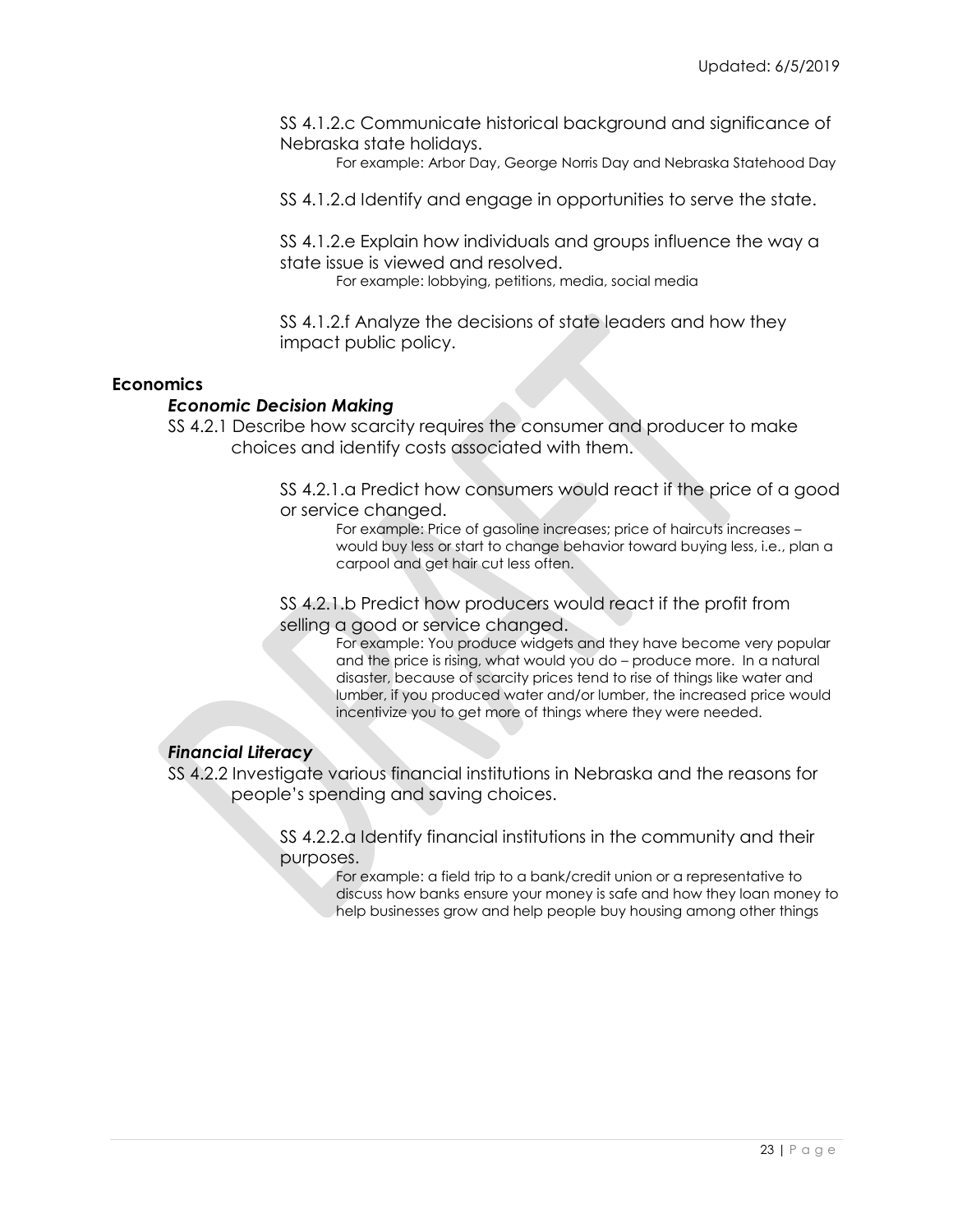SS 4.1.2.c Communicate historical background and significance of Nebraska state holidays.

For example: Arbor Day, George Norris Day and Nebraska Statehood Day

SS 4.1.2.d Identify and engage in opportunities to serve the state.

SS 4.1.2.e Explain how individuals and groups influence the way a state issue is viewed and resolved.

For example: lobbying, petitions, media, social media

SS 4.1.2.f Analyze the decisions of state leaders and how they impact public policy.

## Economics

### *Economic Decision Making*

SS 4.2.1 Describe how scarcity requires the consumer and producer to make choices and identify costs associated with them.

SS 4.2.1.a Predict how consumers would react if the price of a good or service changed.

For example: Price of gasoline increases; price of haircuts increases – would buy less or start to change behavior toward buying less, i.e., plan a carpool and get hair cut less often.

SS 4.2.1.b Predict how producers would react if the profit from selling a good or service changed.

For example: You produce widgets and they have become very popular and the price is rising, what would you do – produce more. In a natural disaster, because of scarcity prices tend to rise of things like water and lumber, if you produced water and/or lumber, the increased price would incentivize you to get more of things where they were needed.

### *Financial Literacy*

SS 4.2.2 Investigate various financial institutions in Nebraska and the reasons for people's spending and saving choices.

SS 4.2.2.a Identify financial institutions in the community and their purposes.

For example: a field trip to a bank/credit union or a representative to discuss how banks ensure your money is safe and how they loan money to help businesses grow and help people buy housing among other things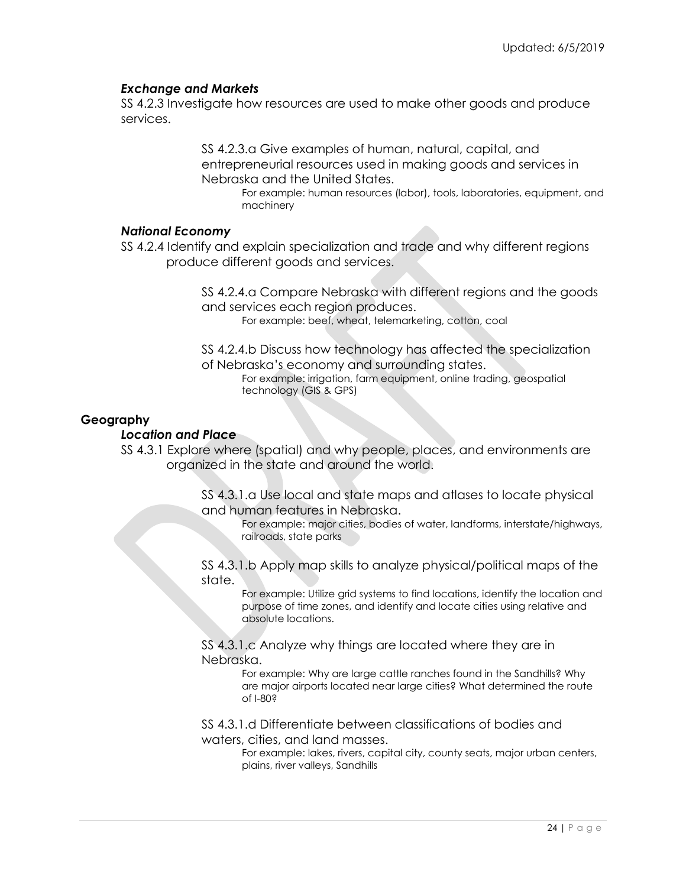### *Exchange and Markets*

SS 4.2.3 Investigate how resources are used to make other goods and produce services.

> SS 4.2.3.a Give examples of human, natural, capital, and entrepreneurial resources used in making goods and services in Nebraska and the United States.
>
> > For example: human resources (labor), tools, laboratories, equipment, and machinery

### *National Economy*

SS 4.2.4 Identify and explain specialization and trade and why different regions produce different goods and services.

> SS 4.2.4.a Compare Nebraska with different regions and the goods and services each region produces.
>
> > For example: beef, wheat, telemarketing, cotton, coal
>
> SS 4.2.4.b Discuss how technology has affected the specialization of Nebraska's economy and surrounding states.
>
> > For example: irrigation, farm equipment, online trading, geospatial technology (GIS & GPS)

## Geography

### *Location and Place*

SS 4.3.1 Explore where (spatial) and why people, places, and environments are organized in the state and around the world.

> SS 4.3.1.a Use local and state maps and atlases to locate physical and human features in Nebraska.
>
> > For example: major cities, bodies of water, landforms, interstate/highways, railroads, state parks
>
> SS 4.3.1.b Apply map skills to analyze physical/political maps of the state.
>
> > For example: Utilize grid systems to find locations, identify the location and purpose of time zones, and identify and locate cities using relative and absolute locations.
>
> SS 4.3.1.c Analyze why things are located where they are in Nebraska.
>
> > For example: Why are large cattle ranches found in the Sandhills? Why are major airports located near large cities? What determined the route of I-80?
>
> SS 4.3.1.d Differentiate between classifications of bodies and waters, cities, and land masses.
>
> > For example: lakes, rivers, capital city, county seats, major urban centers, plains, river valleys, Sandhills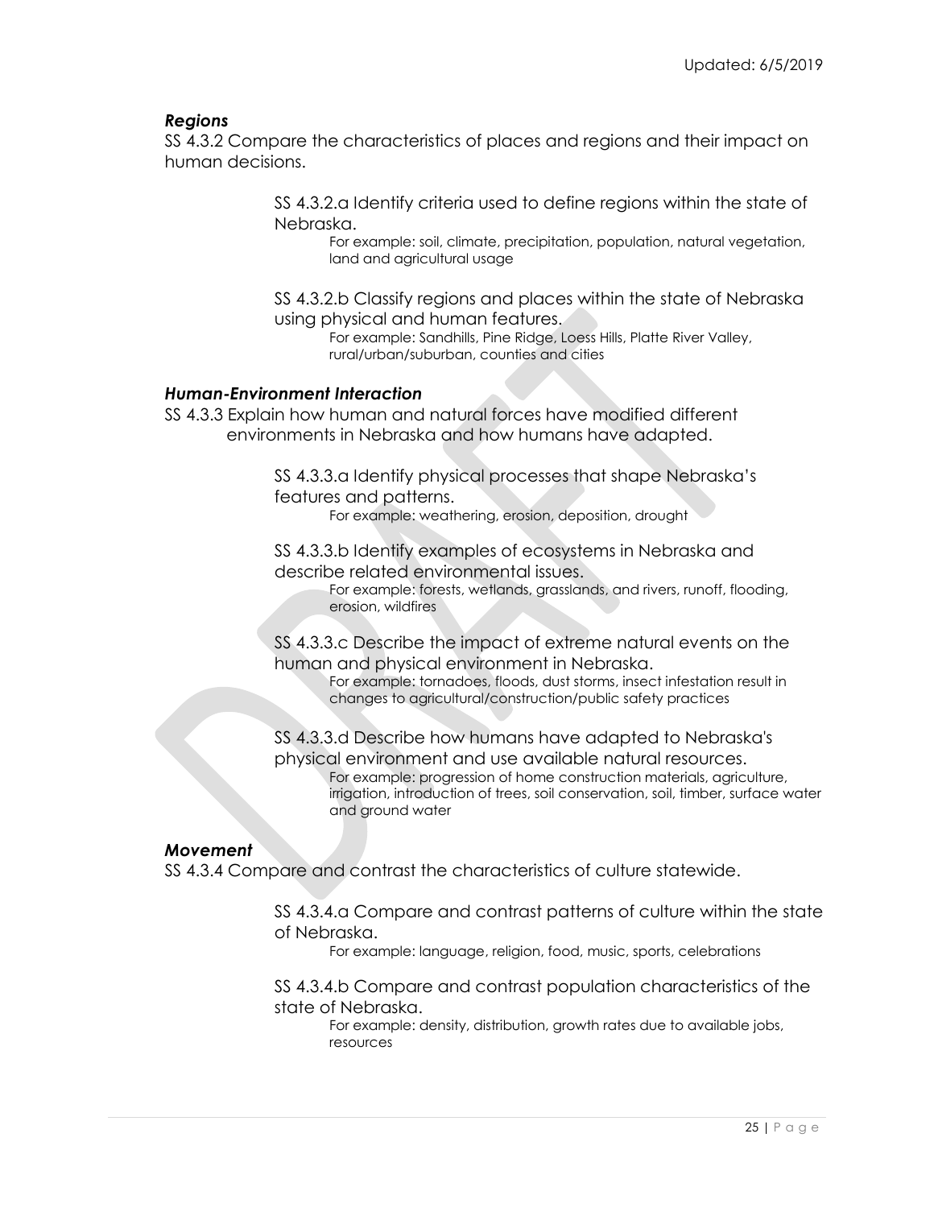### *Regions*

SS 4.3.2 Compare the characteristics of places and regions and their impact on human decisions.

SS 4.3.2.a Identify criteria used to define regions within the state of Nebraska.
For example: soil, climate, precipitation, population, natural vegetation, land and agricultural usage

SS 4.3.2.b Classify regions and places within the state of Nebraska using physical and human features.
For example: Sandhills, Pine Ridge, Loess Hills, Platte River Valley, rural/urban/suburban, counties and cities

### *Human-Environment Interaction*

SS 4.3.3 Explain how human and natural forces have modified different environments in Nebraska and how humans have adapted.

SS 4.3.3.a Identify physical processes that shape Nebraska's features and patterns.
For example: weathering, erosion, deposition, drought

SS 4.3.3.b Identify examples of ecosystems in Nebraska and describe related environmental issues.
For example: forests, wetlands, grasslands, and rivers, runoff, flooding, erosion, wildfires

SS 4.3.3.c Describe the impact of extreme natural events on the human and physical environment in Nebraska.
For example: tornadoes, floods, dust storms, insect infestation result in changes to agricultural/construction/public safety practices

SS 4.3.3.d Describe how humans have adapted to Nebraska's physical environment and use available natural resources.
For example: progression of home construction materials, agriculture, irrigation, introduction of trees, soil conservation, soil, timber, surface water and ground water

### *Movement*

SS 4.3.4 Compare and contrast the characteristics of culture statewide.

SS 4.3.4.a Compare and contrast patterns of culture within the state of Nebraska.
For example: language, religion, food, music, sports, celebrations

SS 4.3.4.b Compare and contrast population characteristics of the state of Nebraska.
For example: density, distribution, growth rates due to available jobs, resources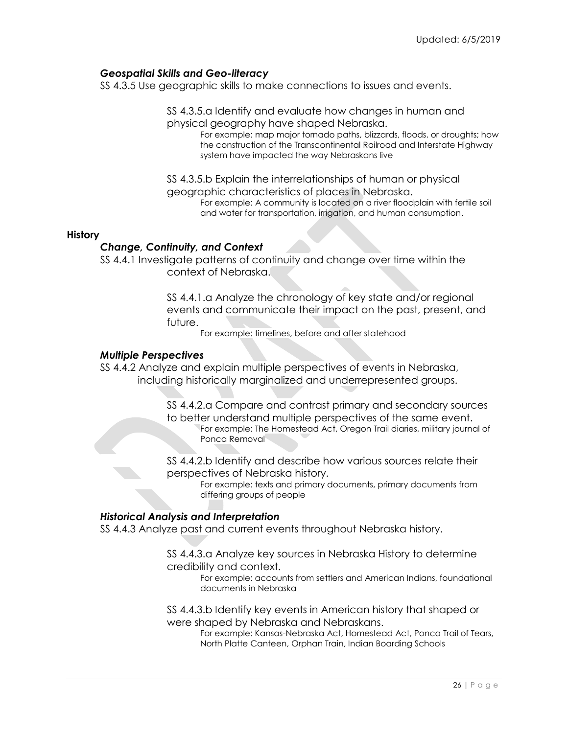### *Geospatial Skills and Geo-literacy*

SS 4.3.5 Use geographic skills to make connections to issues and events.

SS 4.3.5.a Identify and evaluate how changes in human and physical geography have shaped Nebraska.

For example: map major tornado paths, blizzards, floods, or droughts; how the construction of the Transcontinental Railroad and Interstate Highway system have impacted the way Nebraskans live

SS 4.3.5.b Explain the interrelationships of human or physical geographic characteristics of places in Nebraska.

For example: A community is located on a river floodplain with fertile soil and water for transportation, irrigation, and human consumption.

## History

### *Change, Continuity, and Context*

SS 4.4.1 Investigate patterns of continuity and change over time within the context of Nebraska.

SS 4.4.1.a Analyze the chronology of key state and/or regional events and communicate their impact on the past, present, and future.

For example: timelines, before and after statehood

### *Multiple Perspectives*

SS 4.4.2 Analyze and explain multiple perspectives of events in Nebraska, including historically marginalized and underrepresented groups.

SS 4.4.2.a Compare and contrast primary and secondary sources to better understand multiple perspectives of the same event.

For example: The Homestead Act, Oregon Trail diaries, military journal of Ponca Removal

SS 4.4.2.b Identify and describe how various sources relate their perspectives of Nebraska history.

For example: texts and primary documents, primary documents from differing groups of people

### *Historical Analysis and Interpretation*

SS 4.4.3 Analyze past and current events throughout Nebraska history.

SS 4.4.3.a Analyze key sources in Nebraska History to determine credibility and context.

For example: accounts from settlers and American Indians, foundational documents in Nebraska

SS 4.4.3.b Identify key events in American history that shaped or were shaped by Nebraska and Nebraskans.

For example: Kansas-Nebraska Act, Homestead Act, Ponca Trail of Tears, North Platte Canteen, Orphan Train, Indian Boarding Schools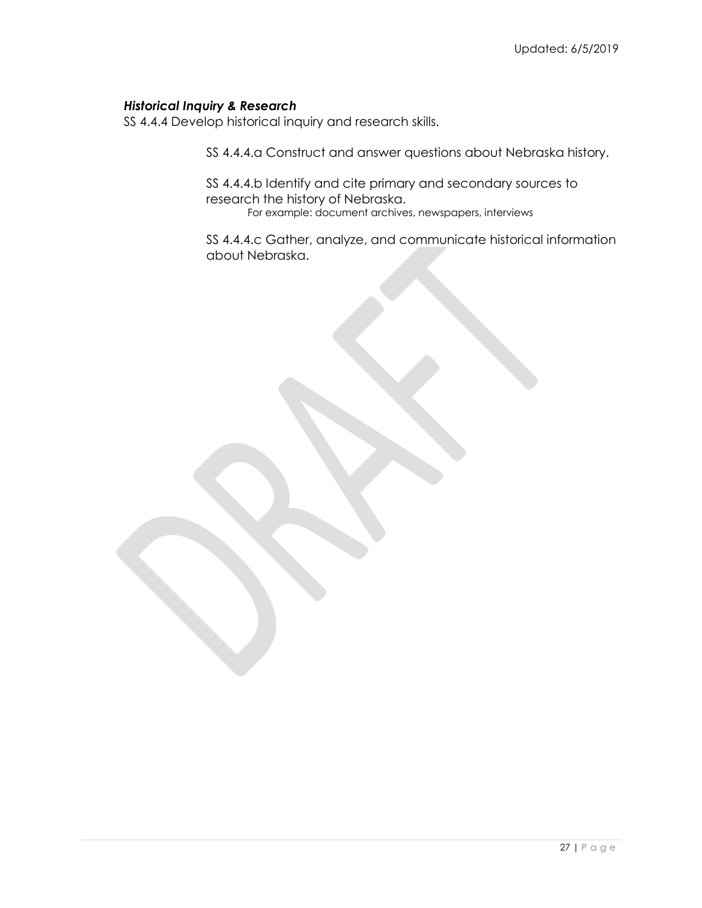*Historical Inquiry & Research*

SS 4.4.4 Develop historical inquiry and research skills.

SS 4.4.4.a Construct and answer questions about Nebraska history.

SS 4.4.4.b Identify and cite primary and secondary sources to research the history of Nebraska.
For example: document archives, newspapers, interviews

SS 4.4.4.c Gather, analyze, and communicate historical information about Nebraska.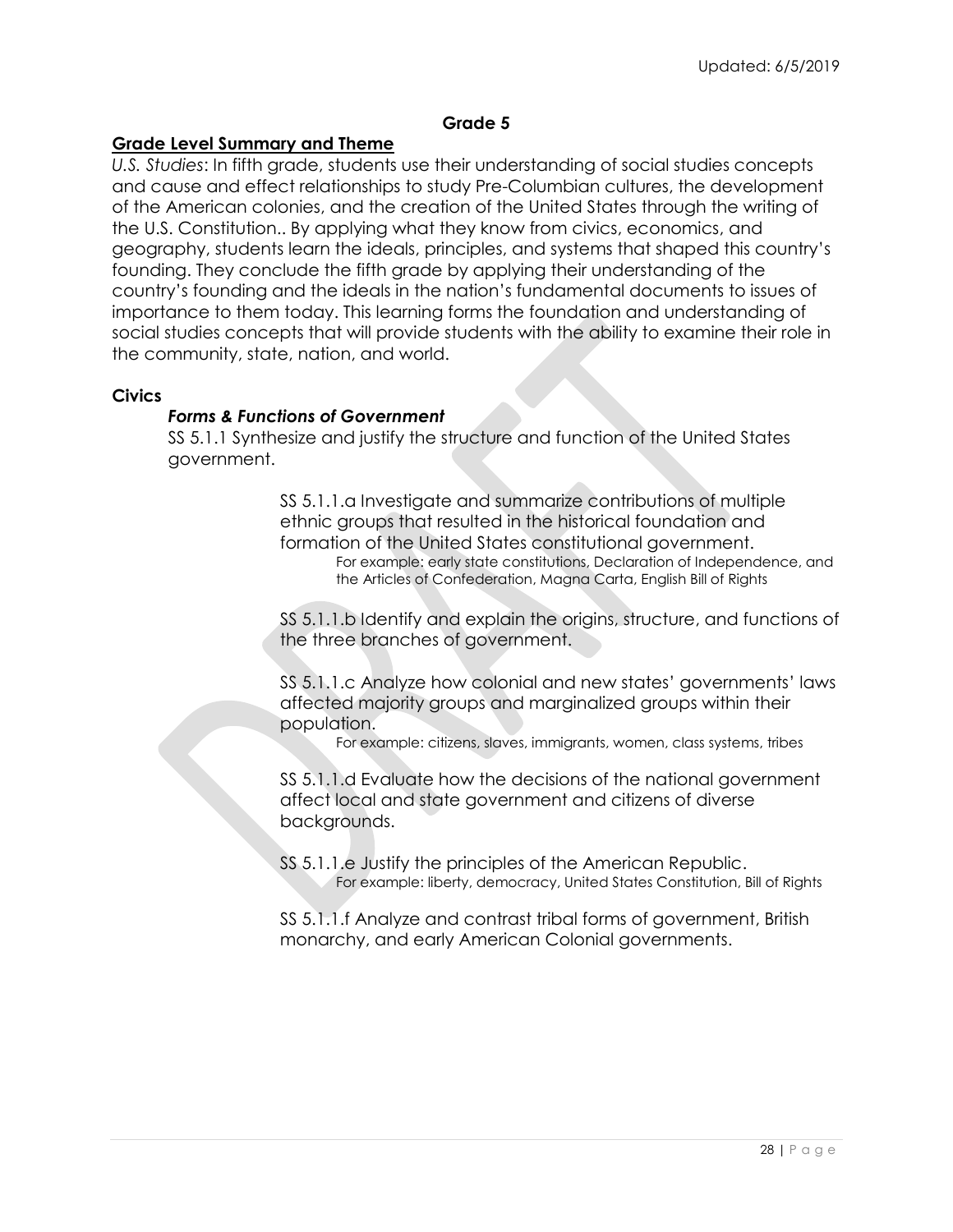# Grade 5

## Grade Level Summary and Theme

*U.S. Studies*: In fifth grade, students use their understanding of social studies concepts and cause and effect relationships to study Pre-Columbian cultures, the development of the American colonies, and the creation of the United States through the writing of the U.S. Constitution.. By applying what they know from civics, economics, and geography, students learn the ideals, principles, and systems that shaped this country's founding. They conclude the fifth grade by applying their understanding of the country's founding and the ideals in the nation's fundamental documents to issues of importance to them today. This learning forms the foundation and understanding of social studies concepts that will provide students with the ability to examine their role in the community, state, nation, and world.

**Civics**

***Forms & Functions of Government***

SS 5.1.1 Synthesize and justify the structure and function of the United States government.

SS 5.1.1.a Investigate and summarize contributions of multiple ethnic groups that resulted in the historical foundation and formation of the United States constitutional government.
For example: early state constitutions, Declaration of Independence, and the Articles of Confederation, Magna Carta, English Bill of Rights

SS 5.1.1.b Identify and explain the origins, structure, and functions of the three branches of government.

SS 5.1.1.c Analyze how colonial and new states' governments' laws affected majority groups and marginalized groups within their population.
For example: citizens, slaves, immigrants, women, class systems, tribes

SS 5.1.1.d Evaluate how the decisions of the national government affect local and state government and citizens of diverse backgrounds.

SS 5.1.1.e Justify the principles of the American Republic.
For example: liberty, democracy, United States Constitution, Bill of Rights

SS 5.1.1.f Analyze and contrast tribal forms of government, British monarchy, and early American Colonial governments.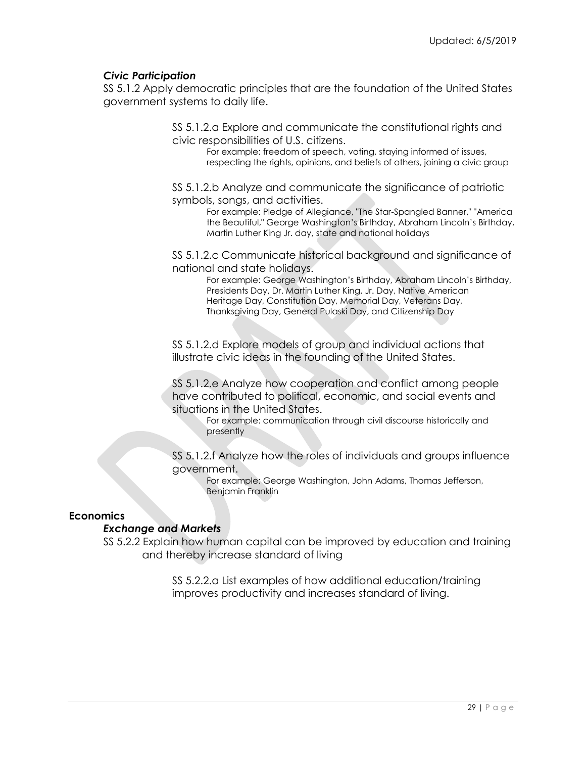### *Civic Participation*

SS 5.1.2 Apply democratic principles that are the foundation of the United States government systems to daily life.

SS 5.1.2.a Explore and communicate the constitutional rights and civic responsibilities of U.S. citizens.
For example: freedom of speech, voting, staying informed of issues, respecting the rights, opinions, and beliefs of others, joining a civic group

SS 5.1.2.b Analyze and communicate the significance of patriotic symbols, songs, and activities.
For example: Pledge of Allegiance, "The Star-Spangled Banner," "America the Beautiful," George Washington's Birthday, Abraham Lincoln's Birthday, Martin Luther King Jr. day, state and national holidays

SS 5.1.2.c Communicate historical background and significance of national and state holidays.
For example: George Washington's Birthday, Abraham Lincoln's Birthday, Presidents Day, Dr. Martin Luther King, Jr. Day, Native American Heritage Day, Constitution Day, Memorial Day, Veterans Day, Thanksgiving Day, General Pulaski Day, and Citizenship Day

SS 5.1.2.d Explore models of group and individual actions that illustrate civic ideas in the founding of the United States.

SS 5.1.2.e Analyze how cooperation and conflict among people have contributed to political, economic, and social events and situations in the United States.
For example: communication through civil discourse historically and presently

SS 5.1.2.f Analyze how the roles of individuals and groups influence government.
For example: George Washington, John Adams, Thomas Jefferson, Benjamin Franklin

## **Economics**

### *Exchange and Markets*

SS 5.2.2 Explain how human capital can be improved by education and training and thereby increase standard of living

SS 5.2.2.a List examples of how additional education/training improves productivity and increases standard of living.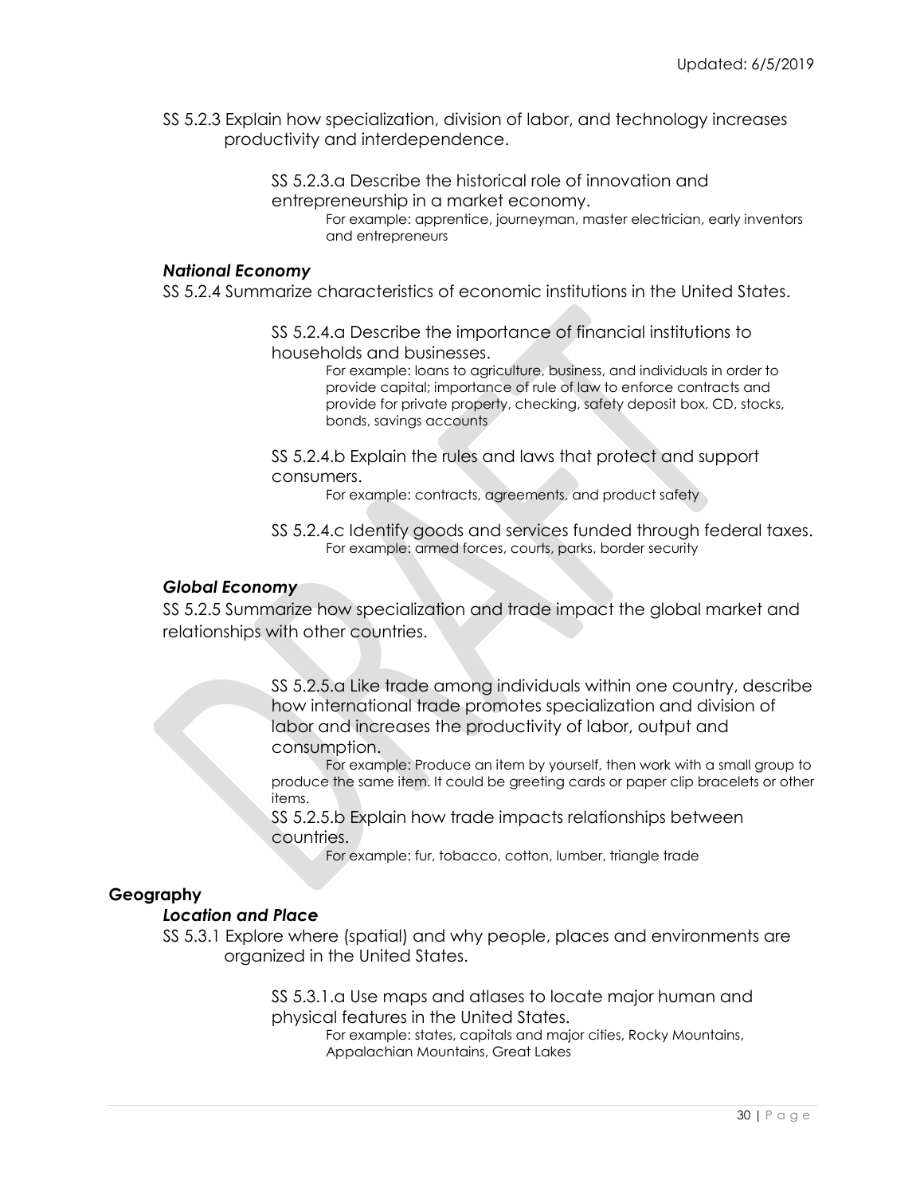SS 5.2.3 Explain how specialization, division of labor, and technology increases productivity and interdependence.

SS 5.2.3.a Describe the historical role of innovation and entrepreneurship in a market economy.
For example: apprentice, journeyman, master electrician, early inventors and entrepreneurs

### *National Economy*

SS 5.2.4 Summarize characteristics of economic institutions in the United States.

SS 5.2.4.a Describe the importance of financial institutions to households and businesses.
For example: loans to agriculture, business, and individuals in order to provide capital; importance of rule of law to enforce contracts and provide for private property, checking, safety deposit box, CD, stocks, bonds, savings accounts

SS 5.2.4.b Explain the rules and laws that protect and support consumers.
For example: contracts, agreements, and product safety

SS 5.2.4.c Identify goods and services funded through federal taxes.
For example: armed forces, courts, parks, border security

### *Global Economy*

SS 5.2.5 Summarize how specialization and trade impact the global market and relationships with other countries.

SS 5.2.5.a Like trade among individuals within one country, describe how international trade promotes specialization and division of labor and increases the productivity of labor, output and consumption.
For example: Produce an item by yourself, then work with a small group to produce the same item. It could be greeting cards or paper clip bracelets or other items.

SS 5.2.5.b Explain how trade impacts relationships between countries.
For example: fur, tobacco, cotton, lumber, triangle trade

## Geography

### *Location and Place*

SS 5.3.1 Explore where (spatial) and why people, places and environments are organized in the United States.

SS 5.3.1.a Use maps and atlases to locate major human and physical features in the United States.
For example: states, capitals and major cities, Rocky Mountains, Appalachian Mountains, Great Lakes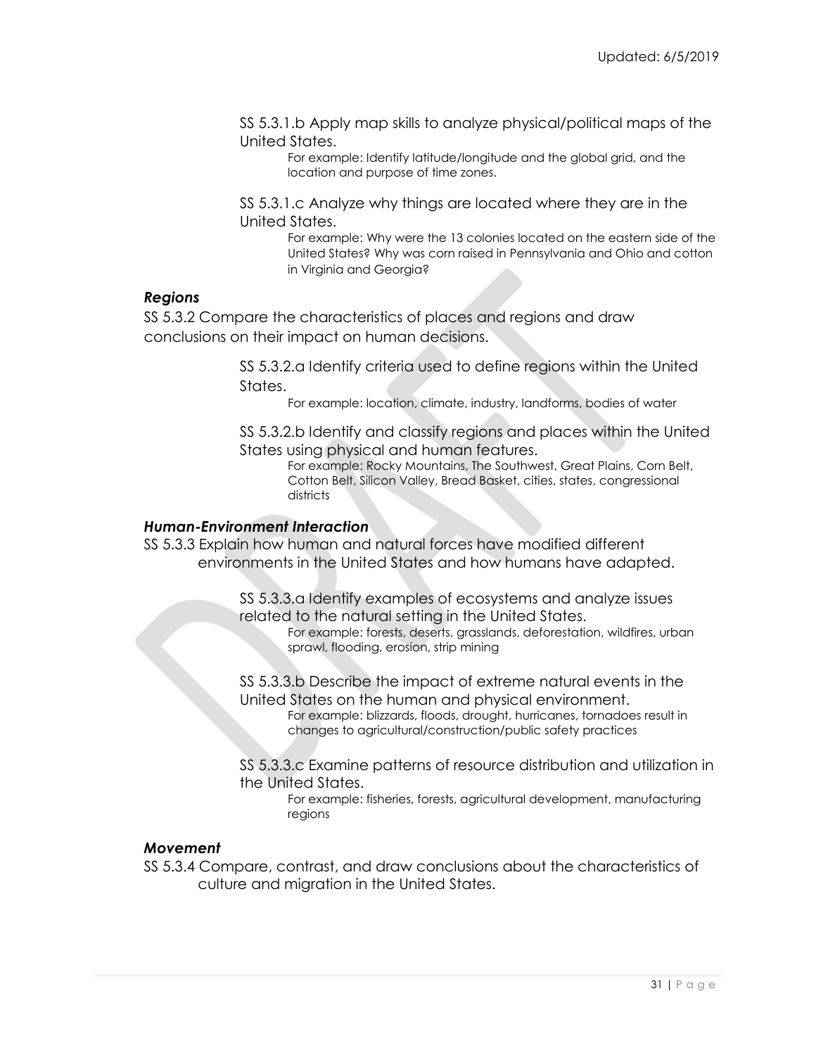SS 5.3.1.b Apply map skills to analyze physical/political maps of the United States.

For example: Identify latitude/longitude and the global grid, and the location and purpose of time zones.

SS 5.3.1.c Analyze why things are located where they are in the United States.

For example: Why were the 13 colonies located on the eastern side of the United States? Why was corn raised in Pennsylvania and Ohio and cotton in Virginia and Georgia?

### *Regions*

SS 5.3.2 Compare the characteristics of places and regions and draw conclusions on their impact on human decisions.

SS 5.3.2.a Identify criteria used to define regions within the United States.

For example: location, climate, industry, landforms, bodies of water

SS 5.3.2.b Identify and classify regions and places within the United States using physical and human features.

For example: Rocky Mountains, The Southwest, Great Plains, Corn Belt, Cotton Belt, Silicon Valley, Bread Basket, cities, states, congressional districts

### *Human-Environment Interaction*

SS 5.3.3 Explain how human and natural forces have modified different environments in the United States and how humans have adapted.

SS 5.3.3.a Identify examples of ecosystems and analyze issues related to the natural setting in the United States.

For example: forests, deserts, grasslands, deforestation, wildfires, urban sprawl, flooding, erosion, strip mining

SS 5.3.3.b Describe the impact of extreme natural events in the United States on the human and physical environment.

For example: blizzards, floods, drought, hurricanes, tornadoes result in changes to agricultural/construction/public safety practices

SS 5.3.3.c Examine patterns of resource distribution and utilization in the United States.

For example: fisheries, forests, agricultural development, manufacturing regions

### *Movement*

SS 5.3.4 Compare, contrast, and draw conclusions about the characteristics of culture and migration in the United States.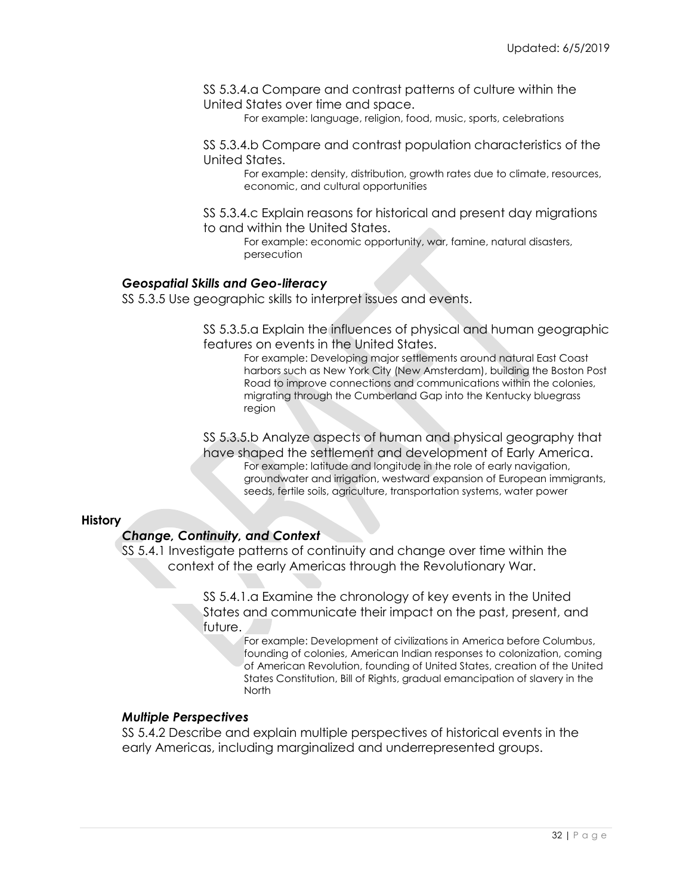SS 5.3.4.a Compare and contrast patterns of culture within the United States over time and space.

For example: language, religion, food, music, sports, celebrations

SS 5.3.4.b Compare and contrast population characteristics of the United States.

For example: density, distribution, growth rates due to climate, resources, economic, and cultural opportunities

SS 5.3.4.c Explain reasons for historical and present day migrations to and within the United States.

For example: economic opportunity, war, famine, natural disasters, persecution

### *Geospatial Skills and Geo-literacy*

SS 5.3.5 Use geographic skills to interpret issues and events.

SS 5.3.5.a Explain the influences of physical and human geographic features on events in the United States.

For example: Developing major settlements around natural East Coast harbors such as New York City (New Amsterdam), building the Boston Post Road to improve connections and communications within the colonies, migrating through the Cumberland Gap into the Kentucky bluegrass region

SS 5.3.5.b Analyze aspects of human and physical geography that have shaped the settlement and development of Early America.

For example: latitude and longitude in the role of early navigation, groundwater and irrigation, westward expansion of European immigrants, seeds, fertile soils, agriculture, transportation systems, water power

## History

### *Change, Continuity, and Context*

SS 5.4.1 Investigate patterns of continuity and change over time within the context of the early Americas through the Revolutionary War.

SS 5.4.1.a Examine the chronology of key events in the United States and communicate their impact on the past, present, and future.

For example: Development of civilizations in America before Columbus, founding of colonies, American Indian responses to colonization, coming of American Revolution, founding of United States, creation of the United States Constitution, Bill of Rights, gradual emancipation of slavery in the North

### *Multiple Perspectives*

SS 5.4.2 Describe and explain multiple perspectives of historical events in the early Americas, including marginalized and underrepresented groups.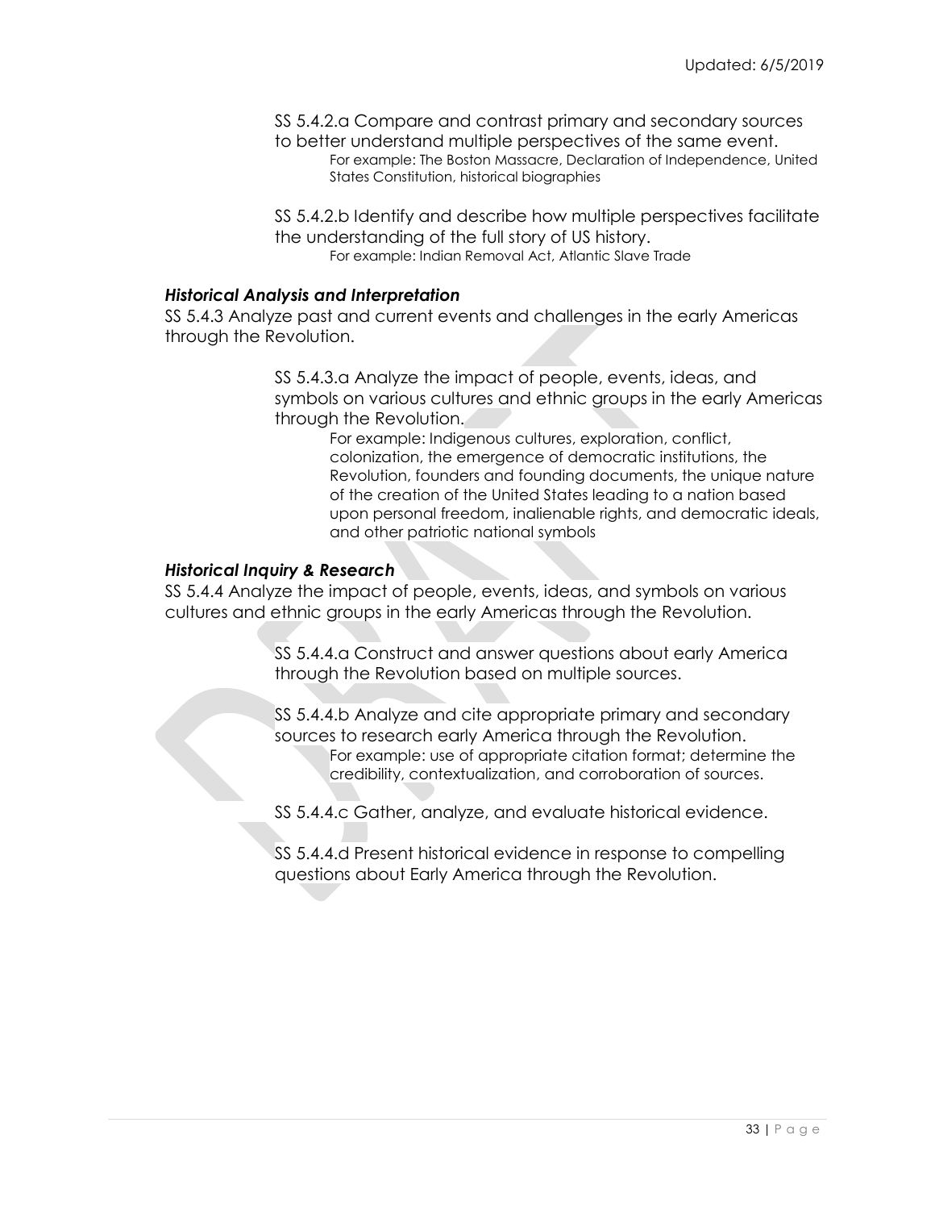SS 5.4.2.a Compare and contrast primary and secondary sources to better understand multiple perspectives of the same event.

For example: The Boston Massacre, Declaration of Independence, United States Constitution, historical biographies

SS 5.4.2.b Identify and describe how multiple perspectives facilitate the understanding of the full story of US history.

For example: Indian Removal Act, Atlantic Slave Trade

***Historical Analysis and Interpretation***

SS 5.4.3 Analyze past and current events and challenges in the early Americas through the Revolution.

SS 5.4.3.a Analyze the impact of people, events, ideas, and symbols on various cultures and ethnic groups in the early Americas through the Revolution.

For example: Indigenous cultures, exploration, conflict, colonization, the emergence of democratic institutions, the Revolution, founders and founding documents, the unique nature of the creation of the United States leading to a nation based upon personal freedom, inalienable rights, and democratic ideals, and other patriotic national symbols

***Historical Inquiry & Research***

SS 5.4.4 Analyze the impact of people, events, ideas, and symbols on various cultures and ethnic groups in the early Americas through the Revolution.

SS 5.4.4.a Construct and answer questions about early America through the Revolution based on multiple sources.

SS 5.4.4.b Analyze and cite appropriate primary and secondary sources to research early America through the Revolution.

For example: use of appropriate citation format; determine the credibility, contextualization, and corroboration of sources.

SS 5.4.4.c Gather, analyze, and evaluate historical evidence.

SS 5.4.4.d Present historical evidence in response to compelling questions about Early America through the Revolution.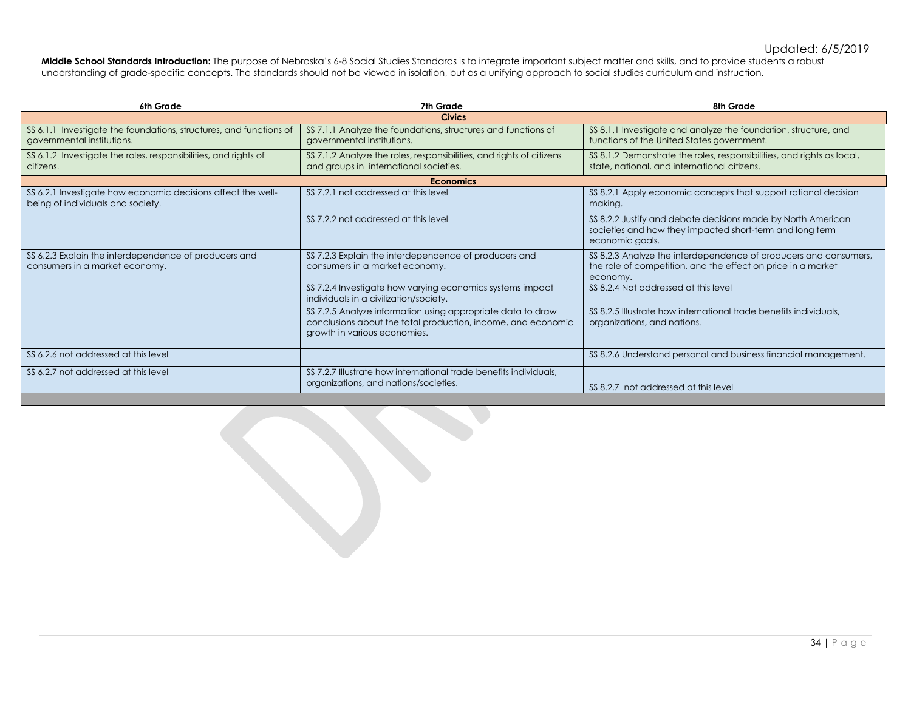**Middle School Standards Introduction:** The purpose of Nebraska's 6-8 Social Studies Standards is to integrate important subject matter and skills, and to provide students a robust understanding of grade-specific concepts. The standards should not be viewed in isolation, but as a unifying approach to social studies curriculum and instruction.

| 6th Grade | 7th Grade | 8th Grade |
|---|---|---|
| | **Civics** | |
| SS 6.1.1 Investigate the foundations, structures, and functions of governmental institutions. | SS 7.1.1 Analyze the foundations, structures and functions of governmental institutions. | SS 8.1.1 Investigate and analyze the foundation, structure, and functions of the United States government. |
| SS 6.1.2 Investigate the roles, responsibilities, and rights of citizens. | SS 7.1.2 Analyze the roles, responsibilities, and rights of citizens and groups in international societies. | SS 8.1.2 Demonstrate the roles, responsibilities, and rights as local, state, national, and international citizens. |
| | **Economics** | |
| SS 6.2.1 Investigate how economic decisions affect the well-being of individuals and society. | SS 7.2.1 not addressed at this level | SS 8.2.1 Apply economic concepts that support rational decision making. |
| | SS 7.2.2 not addressed at this level | SS 8.2.2 Justify and debate decisions made by North American societies and how they impacted short-term and long term economic goals. |
| SS 6.2.3 Explain the interdependence of producers and consumers in a market economy. | SS 7.2.3 Explain the interdependence of producers and consumers in a market economy. | SS 8.2.3 Analyze the interdependence of producers and consumers, the role of competition, and the effect on price in a market economy. |
| | SS 7.2.4 Investigate how varying economics systems impact individuals in a civilization/society. | SS 8.2.4 Not addressed at this level |
| | SS 7.2.5 Analyze information using appropriate data to draw conclusions about the total production, income, and economic growth in various economies. | SS 8.2.5 Illustrate how international trade benefits individuals, organizations, and nations. |
| SS 6.2.6 not addressed at this level | | SS 8.2.6 Understand personal and business financial management. |
| SS 6.2.7 not addressed at this level | SS 7.2.7 Illustrate how international trade benefits individuals, organizations, and nations/societies. | SS 8.2.7 not addressed at this level |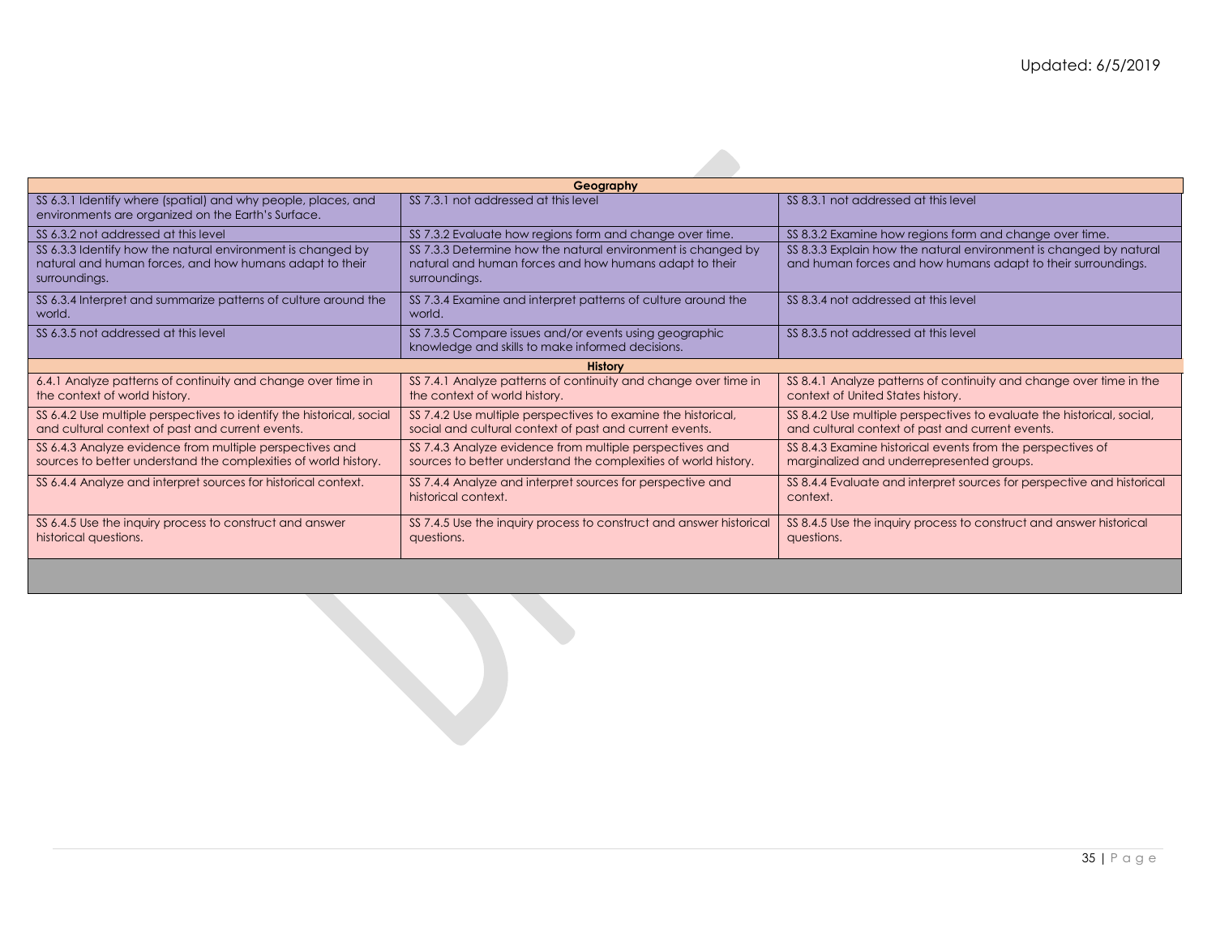| | | |
|---|---|---|
| **Geography** | | |
| SS 6.3.1 Identify where (spatial) and why people, places, and environments are organized on the Earth's Surface. | SS 7.3.1 not addressed at this level | SS 8.3.1 not addressed at this level |
| SS 6.3.2 not addressed at this level | SS 7.3.2 Evaluate how regions form and change over time. | SS 8.3.2 Examine how regions form and change over time. |
| SS 6.3.3 Identify how the natural environment is changed by natural and human forces, and how humans adapt to their surroundings. | SS 7.3.3 Determine how the natural environment is changed by natural and human forces and how humans adapt to their surroundings. | SS 8.3.3 Explain how the natural environment is changed by natural and human forces and how humans adapt to their surroundings. |
| SS 6.3.4 Interpret and summarize patterns of culture around the world. | SS 7.3.4 Examine and interpret patterns of culture around the world. | SS 8.3.4 not addressed at this level |
| SS 6.3.5 not addressed at this level | SS 7.3.5 Compare issues and/or events using geographic knowledge and skills to make informed decisions. | SS 8.3.5 not addressed at this level |
| **History** | | |
| 6.4.1 Analyze patterns of continuity and change over time in the context of world history. | SS 7.4.1 Analyze patterns of continuity and change over time in the context of world history. | SS 8.4.1 Analyze patterns of continuity and change over time in the context of United States history. |
| SS 6.4.2 Use multiple perspectives to identify the historical, social and cultural context of past and current events. | SS 7.4.2 Use multiple perspectives to examine the historical, social and cultural context of past and current events. | SS 8.4.2 Use multiple perspectives to evaluate the historical, social, and cultural context of past and current events. |
| SS 6.4.3 Analyze evidence from multiple perspectives and sources to better understand the complexities of world history. | SS 7.4.3 Analyze evidence from multiple perspectives and sources to better understand the complexities of world history. | SS 8.4.3 Examine historical events from the perspectives of marginalized and underrepresented groups. |
| SS 6.4.4 Analyze and interpret sources for historical context. | SS 7.4.4 Analyze and interpret sources for perspective and historical context. | SS 8.4.4 Evaluate and interpret sources for perspective and historical context. |
| SS 6.4.5 Use the inquiry process to construct and answer historical questions. | SS 7.4.5 Use the inquiry process to construct and answer historical questions. | SS 8.4.5 Use the inquiry process to construct and answer historical questions. |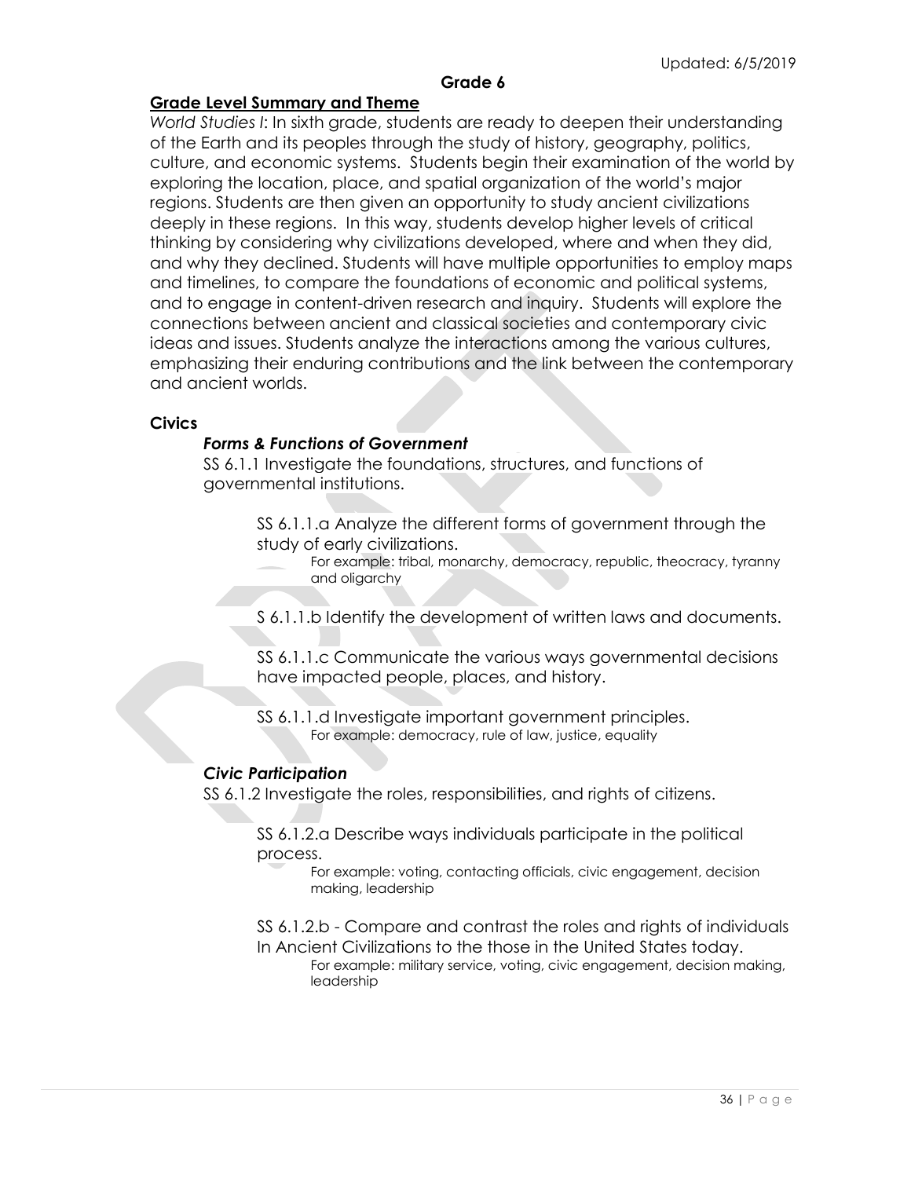Updated: 6/5/2019

## Grade 6

### Grade Level Summary and Theme

*World Studies I*: In sixth grade, students are ready to deepen their understanding of the Earth and its peoples through the study of history, geography, politics, culture, and economic systems. Students begin their examination of the world by exploring the location, place, and spatial organization of the world's major regions. Students are then given an opportunity to study ancient civilizations deeply in these regions. In this way, students develop higher levels of critical thinking by considering why civilizations developed, where and when they did, and why they declined. Students will have multiple opportunities to employ maps and timelines, to compare the foundations of economic and political systems, and to engage in content-driven research and inquiry. Students will explore the connections between ancient and classical societies and contemporary civic ideas and issues. Students analyze the interactions among the various cultures, emphasizing their enduring contributions and the link between the contemporary and ancient worlds.

### Civics

#### *Forms & Functions of Government*

SS 6.1.1 Investigate the foundations, structures, and functions of governmental institutions.

SS 6.1.1.a Analyze the different forms of government through the study of early civilizations.

For example: tribal, monarchy, democracy, republic, theocracy, tyranny and oligarchy

S 6.1.1.b Identify the development of written laws and documents.

SS 6.1.1.c Communicate the various ways governmental decisions have impacted people, places, and history.

SS 6.1.1.d Investigate important government principles.

For example: democracy, rule of law, justice, equality

#### *Civic Participation*

SS 6.1.2 Investigate the roles, responsibilities, and rights of citizens.

SS 6.1.2.a Describe ways individuals participate in the political process.

For example: voting, contacting officials, civic engagement, decision making, leadership

SS 6.1.2.b - Compare and contrast the roles and rights of individuals In Ancient Civilizations to the those in the United States today.

For example: military service, voting, civic engagement, decision making, leadership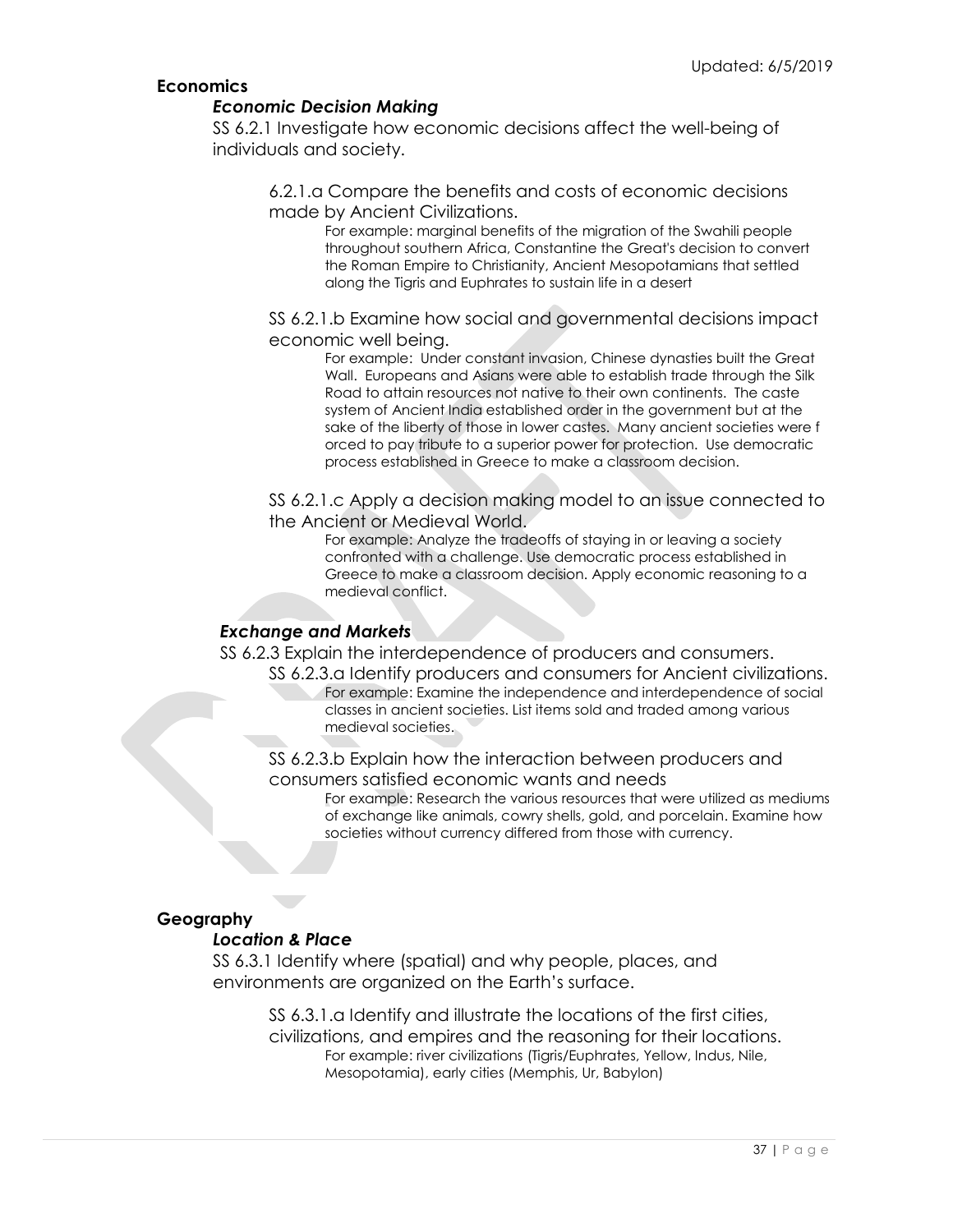## Economics

### *Economic Decision Making*

SS 6.2.1 Investigate how economic decisions affect the well-being of individuals and society.

6.2.1.a Compare the benefits and costs of economic decisions made by Ancient Civilizations.

For example: marginal benefits of the migration of the Swahili people throughout southern Africa, Constantine the Great's decision to convert the Roman Empire to Christianity, Ancient Mesopotamians that settled along the Tigris and Euphrates to sustain life in a desert

SS 6.2.1.b Examine how social and governmental decisions impact economic well being.

For example: Under constant invasion, Chinese dynasties built the Great Wall. Europeans and Asians were able to establish trade through the Silk Road to attain resources not native to their own continents. The caste system of Ancient India established order in the government but at the sake of the liberty of those in lower castes. Many ancient societies were f orced to pay tribute to a superior power for protection. Use democratic process established in Greece to make a classroom decision.

SS 6.2.1.c Apply a decision making model to an issue connected to the Ancient or Medieval World.

For example: Analyze the tradeoffs of staying in or leaving a society confronted with a challenge. Use democratic process established in Greece to make a classroom decision. Apply economic reasoning to a medieval conflict.

### *Exchange and Markets*

SS 6.2.3 Explain the interdependence of producers and consumers.

SS 6.2.3.a Identify producers and consumers for Ancient civilizations.

For example: Examine the independence and interdependence of social classes in ancient societies. List items sold and traded among various medieval societies.

SS 6.2.3.b Explain how the interaction between producers and consumers satisfied economic wants and needs

For example: Research the various resources that were utilized as mediums of exchange like animals, cowry shells, gold, and porcelain. Examine how societies without currency differed from those with currency.

## Geography

### *Location & Place*

SS 6.3.1 Identify where (spatial) and why people, places, and environments are organized on the Earth's surface.

SS 6.3.1.a Identify and illustrate the locations of the first cities, civilizations, and empires and the reasoning for their locations.

For example: river civilizations (Tigris/Euphrates, Yellow, Indus, Nile, Mesopotamia), early cities (Memphis, Ur, Babylon)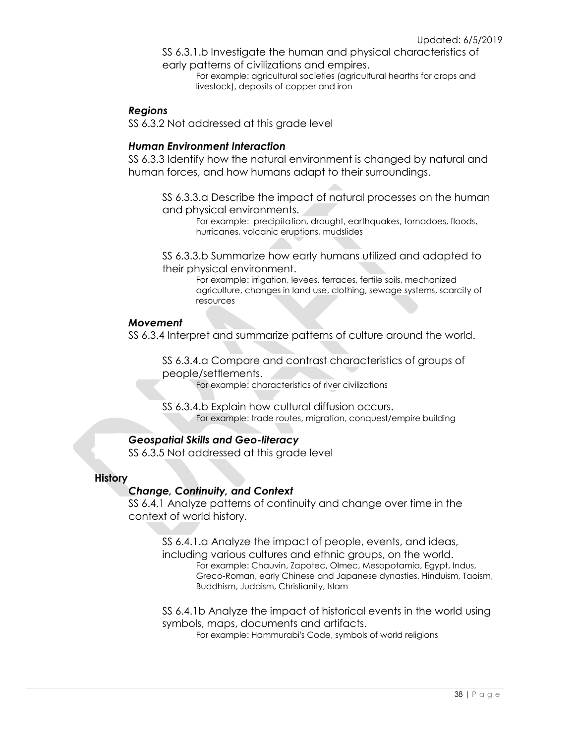SS 6.3.1.b Investigate the human and physical characteristics of early patterns of civilizations and empires.

For example: agricultural societies (agricultural hearths for crops and livestock), deposits of copper and iron

### *Regions*

SS 6.3.2 Not addressed at this grade level

### *Human Environment Interaction*

SS 6.3.3 Identify how the natural environment is changed by natural and human forces, and how humans adapt to their surroundings.

SS 6.3.3.a Describe the impact of natural processes on the human and physical environments.

For example: precipitation, drought, earthquakes, tornadoes, floods, hurricanes, volcanic eruptions, mudslides

SS 6.3.3.b Summarize how early humans utilized and adapted to their physical environment.

For example: irrigation, levees, terraces, fertile soils, mechanized agriculture, changes in land use, clothing, sewage systems, scarcity of resources

### *Movement*

SS 6.3.4 Interpret and summarize patterns of culture around the world.

SS 6.3.4.a Compare and contrast characteristics of groups of people/settlements.

For example: characteristics of river civilizations

SS 6.3.4.b Explain how cultural diffusion occurs.

For example: trade routes, migration, conquest/empire building

### *Geospatial Skills and Geo-literacy*

SS 6.3.5 Not addressed at this grade level

## History

### *Change, Continuity, and Context*

SS 6.4.1 Analyze patterns of continuity and change over time in the context of world history.

SS 6.4.1.a Analyze the impact of people, events, and ideas, including various cultures and ethnic groups, on the world.

For example: Chauvin, Zapotec, Olmec, Mesopotamia, Egypt, Indus, Greco-Roman, early Chinese and Japanese dynasties, Hinduism, Taoism, Buddhism, Judaism, Christianity, Islam

SS 6.4.1b Analyze the impact of historical events in the world using symbols, maps, documents and artifacts.

For example: Hammurabi's Code, symbols of world religions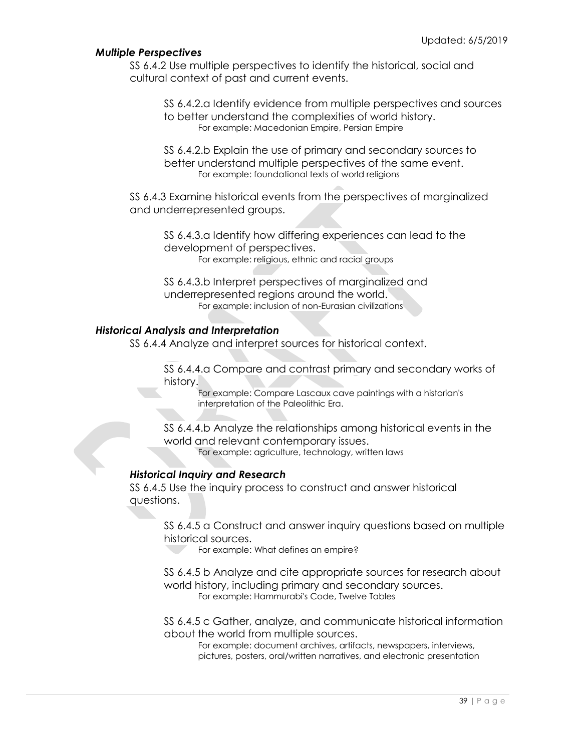### *Multiple Perspectives*

SS 6.4.2 Use multiple perspectives to identify the historical, social and cultural context of past and current events.

> SS 6.4.2.a Identify evidence from multiple perspectives and sources to better understand the complexities of world history.
> For example: Macedonian Empire, Persian Empire
>
> SS 6.4.2.b Explain the use of primary and secondary sources to better understand multiple perspectives of the same event.
> For example: foundational texts of world religions

SS 6.4.3 Examine historical events from the perspectives of marginalized and underrepresented groups.

> SS 6.4.3.a Identify how differing experiences can lead to the development of perspectives.
> For example: religious, ethnic and racial groups
>
> SS 6.4.3.b Interpret perspectives of marginalized and underrepresented regions around the world.
> For example: inclusion of non-Eurasian civilizations

### *Historical Analysis and Interpretation*

SS 6.4.4 Analyze and interpret sources for historical context.

> SS 6.4.4.a Compare and contrast primary and secondary works of history.
> For example: Compare Lascaux cave paintings with a historian's interpretation of the Paleolithic Era.
>
> SS 6.4.4.b Analyze the relationships among historical events in the world and relevant contemporary issues.
> For example: agriculture, technology, written laws

### *Historical Inquiry and Research*

SS 6.4.5 Use the inquiry process to construct and answer historical questions.

> SS 6.4.5 a Construct and answer inquiry questions based on multiple historical sources.
> For example: What defines an empire?
>
> SS 6.4.5 b Analyze and cite appropriate sources for research about world history, including primary and secondary sources.
> For example: Hammurabi's Code, Twelve Tables
>
> SS 6.4.5 c Gather, analyze, and communicate historical information about the world from multiple sources.
> For example: document archives, artifacts, newspapers, interviews, pictures, posters, oral/written narratives, and electronic presentation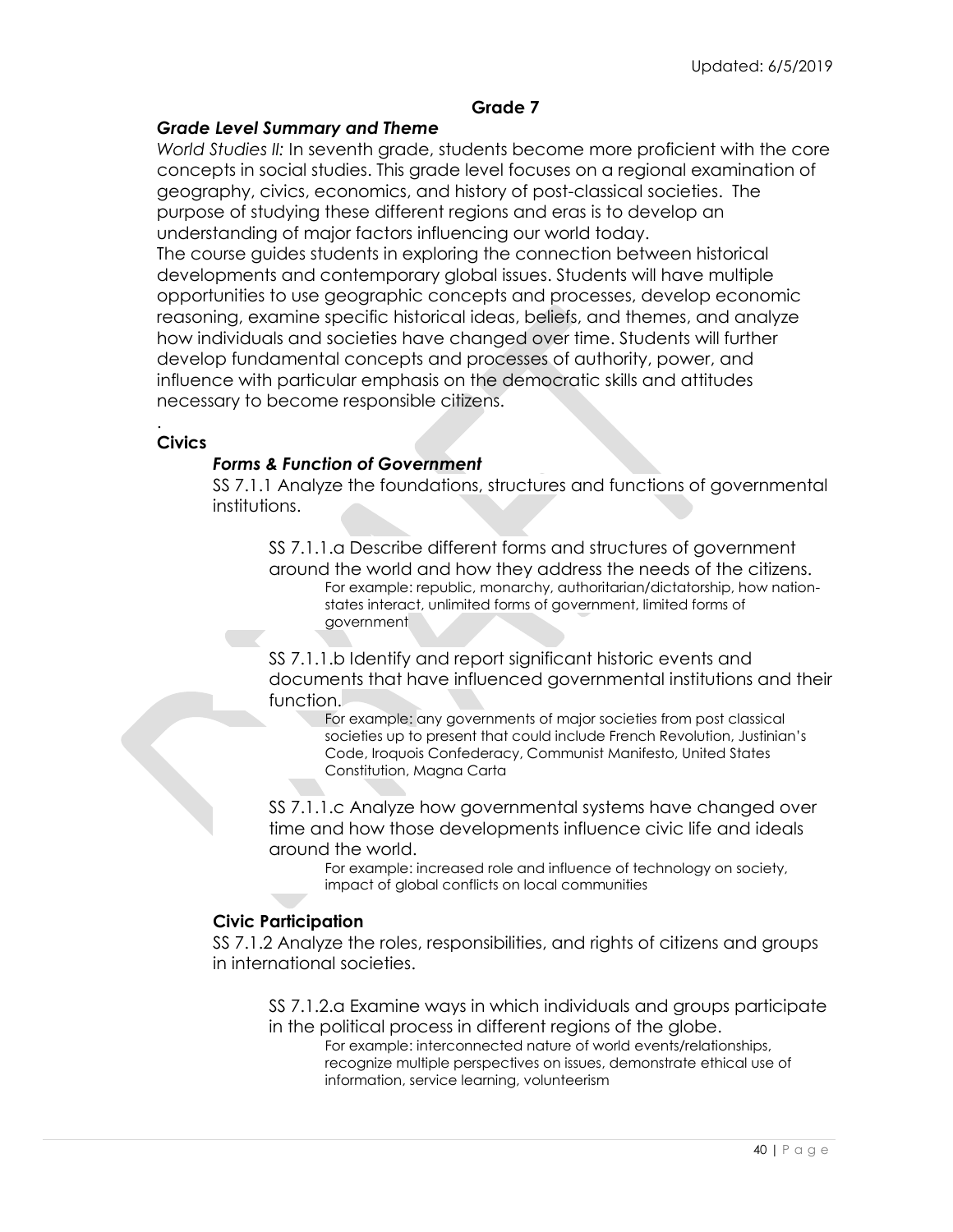## Grade 7

### *Grade Level Summary and Theme*

*World Studies II:* In seventh grade, students become more proficient with the core concepts in social studies. This grade level focuses on a regional examination of geography, civics, economics, and history of post-classical societies. The purpose of studying these different regions and eras is to develop an understanding of major factors influencing our world today.
The course guides students in exploring the connection between historical developments and contemporary global issues. Students will have multiple opportunities to use geographic concepts and processes, develop economic reasoning, examine specific historical ideas, beliefs, and themes, and analyze how individuals and societies have changed over time. Students will further develop fundamental concepts and processes of authority, power, and influence with particular emphasis on the democratic skills and attitudes necessary to become responsible citizens.

.

### Civics

#### *Forms & Function of Government*

SS 7.1.1 Analyze the foundations, structures and functions of governmental institutions.

SS 7.1.1.a Describe different forms and structures of government around the world and how they address the needs of the citizens.
For example: republic, monarchy, authoritarian/dictatorship, how nation-states interact, unlimited forms of government, limited forms of government

SS 7.1.1.b Identify and report significant historic events and documents that have influenced governmental institutions and their function.
For example: any governments of major societies from post classical societies up to present that could include French Revolution, Justinian's Code, Iroquois Confederacy, Communist Manifesto, United States Constitution, Magna Carta

SS 7.1.1.c Analyze how governmental systems have changed over time and how those developments influence civic life and ideals around the world.
For example: increased role and influence of technology on society, impact of global conflicts on local communities

#### **Civic Participation**

SS 7.1.2 Analyze the roles, responsibilities, and rights of citizens and groups in international societies.

SS 7.1.2.a Examine ways in which individuals and groups participate in the political process in different regions of the globe.
For example: interconnected nature of world events/relationships, recognize multiple perspectives on issues, demonstrate ethical use of information, service learning, volunteerism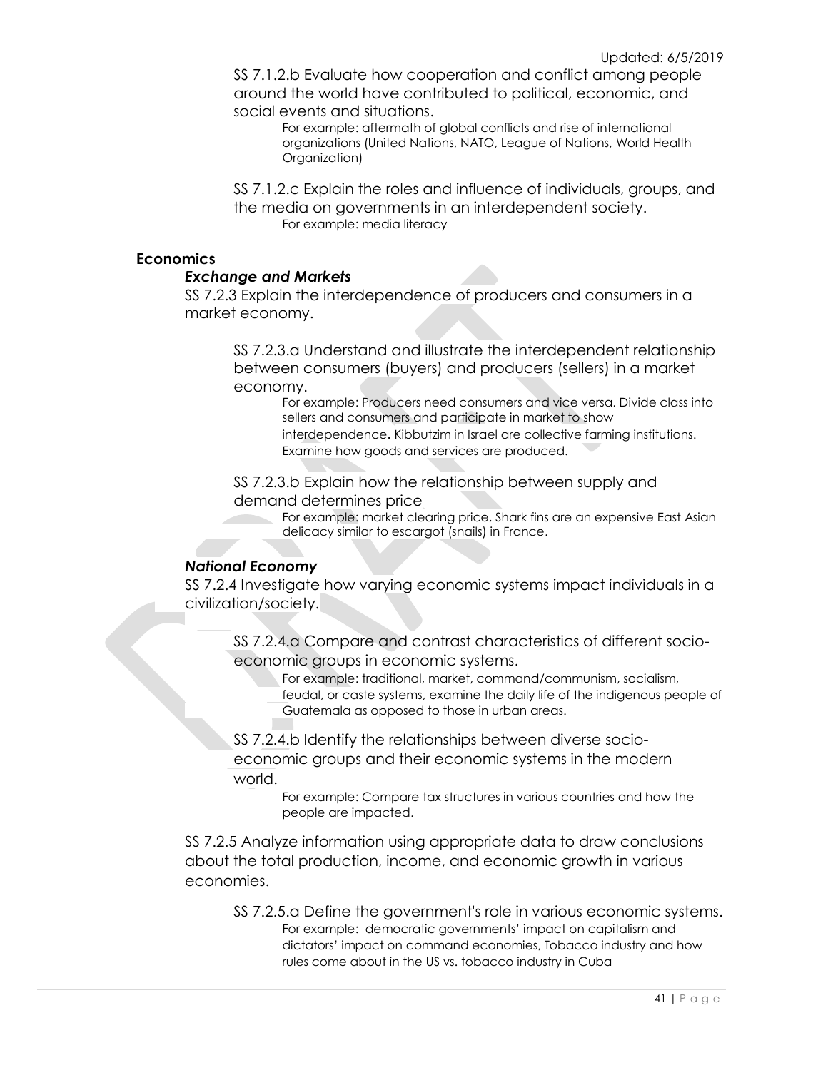SS 7.1.2.b Evaluate how cooperation and conflict among people around the world have contributed to political, economic, and social events and situations.

For example: aftermath of global conflicts and rise of international organizations (United Nations, NATO, League of Nations, World Health Organization)

SS 7.1.2.c Explain the roles and influence of individuals, groups, and the media on governments in an interdependent society.

For example: media literacy

## Economics

### *Exchange and Markets*

SS 7.2.3 Explain the interdependence of producers and consumers in a market economy.

SS 7.2.3.a Understand and illustrate the interdependent relationship between consumers (buyers) and producers (sellers) in a market economy.

For example: Producers need consumers and vice versa. Divide class into sellers and consumers and participate in market to show interdependence. Kibbutzim in Israel are collective farming institutions. Examine how goods and services are produced.

SS 7.2.3.b Explain how the relationship between supply and demand determines price

For example: market clearing price, Shark fins are an expensive East Asian delicacy similar to escargot (snails) in France.

### *National Economy*

SS 7.2.4 Investigate how varying economic systems impact individuals in a civilization/society.

SS 7.2.4.a Compare and contrast characteristics of different socio-economic groups in economic systems.

For example: traditional, market, command/communism, socialism, feudal, or caste systems, examine the daily life of the indigenous people of Guatemala as opposed to those in urban areas.

SS 7.2.4.b Identify the relationships between diverse socio-economic groups and their economic systems in the modern world.

For example: Compare tax structures in various countries and how the people are impacted.

SS 7.2.5 Analyze information using appropriate data to draw conclusions about the total production, income, and economic growth in various economies.

SS 7.2.5.a Define the government's role in various economic systems.

For example: democratic governments' impact on capitalism and dictators' impact on command economies, Tobacco industry and how rules come about in the US vs. tobacco industry in Cuba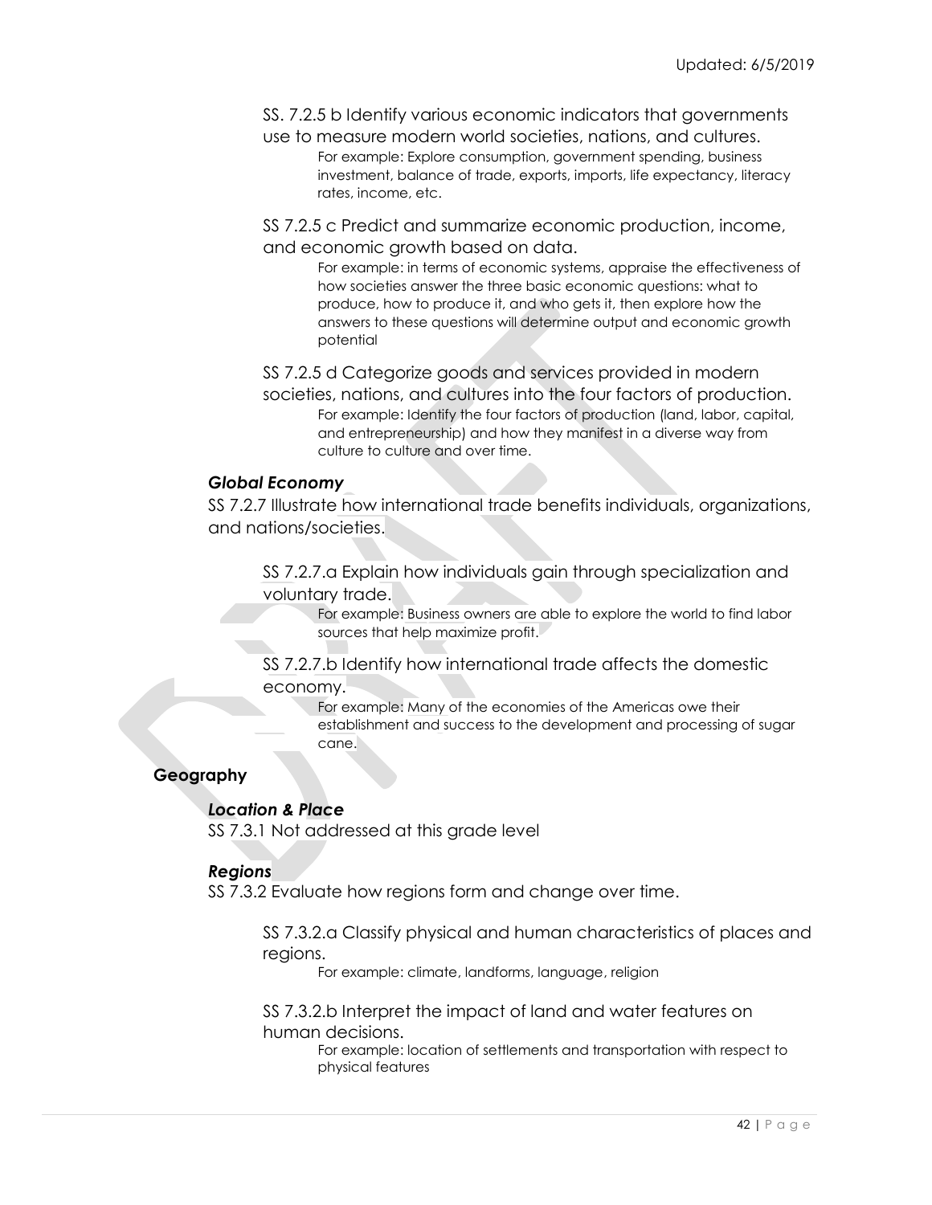SS. 7.2.5 b Identify various economic indicators that governments use to measure modern world societies, nations, and cultures.

For example: Explore consumption, government spending, business investment, balance of trade, exports, imports, life expectancy, literacy rates, income, etc.

SS 7.2.5 c Predict and summarize economic production, income, and economic growth based on data.

For example: in terms of economic systems, appraise the effectiveness of how societies answer the three basic economic questions: what to produce, how to produce it, and who gets it, then explore how the answers to these questions will determine output and economic growth potential

SS 7.2.5 d Categorize goods and services provided in modern societies, nations, and cultures into the four factors of production.

For example: Identify the four factors of production (land, labor, capital, and entrepreneurship) and how they manifest in a diverse way from culture to culture and over time.

### *Global Economy*

SS 7.2.7 Illustrate how international trade benefits individuals, organizations, and nations/societies.

SS 7.2.7.a Explain how individuals gain through specialization and voluntary trade.

For example: Business owners are able to explore the world to find labor sources that help maximize profit.

SS 7.2.7.b Identify how international trade affects the domestic economy.

For example: Many of the economies of the Americas owe their establishment and success to the development and processing of sugar cane.

## Geography

### *Location & Place*

SS 7.3.1 Not addressed at this grade level

### *Regions*

SS 7.3.2 Evaluate how regions form and change over time.

SS 7.3.2.a Classify physical and human characteristics of places and regions.

For example: climate, landforms, language, religion

SS 7.3.2.b Interpret the impact of land and water features on human decisions.

For example: location of settlements and transportation with respect to physical features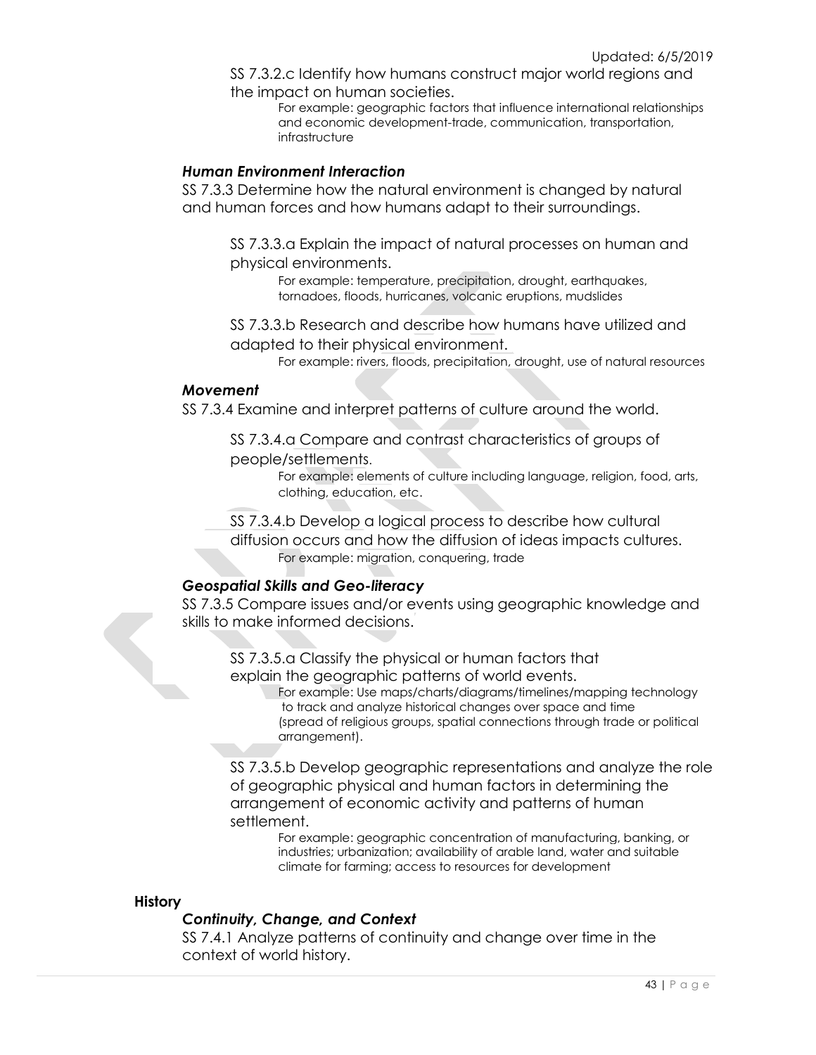SS 7.3.2.c Identify how humans construct major world regions and the impact on human societies.

For example: geographic factors that influence international relationships and economic development-trade, communication, transportation, infrastructure

***Human Environment Interaction***

SS 7.3.3 Determine how the natural environment is changed by natural and human forces and how humans adapt to their surroundings.

SS 7.3.3.a Explain the impact of natural processes on human and physical environments.

For example: temperature, precipitation, drought, earthquakes, tornadoes, floods, hurricanes, volcanic eruptions, mudslides

SS 7.3.3.b Research and describe how humans have utilized and adapted to their physical environment.

For example: rivers, floods, precipitation, drought, use of natural resources

***Movement***

SS 7.3.4 Examine and interpret patterns of culture around the world.

SS 7.3.4.a Compare and contrast characteristics of groups of people/settlements.

For example: elements of culture including language, religion, food, arts, clothing, education, etc.

SS 7.3.4.b Develop a logical process to describe how cultural diffusion occurs and how the diffusion of ideas impacts cultures.

For example: migration, conquering, trade

***Geospatial Skills and Geo-literacy***

SS 7.3.5 Compare issues and/or events using geographic knowledge and skills to make informed decisions.

SS 7.3.5.a Classify the physical or human factors that explain the geographic patterns of world events.

For example: Use maps/charts/diagrams/timelines/mapping technology to track and analyze historical changes over space and time (spread of religious groups, spatial connections through trade or political arrangement).

SS 7.3.5.b Develop geographic representations and analyze the role of geographic physical and human factors in determining the arrangement of economic activity and patterns of human settlement.

For example: geographic concentration of manufacturing, banking, or industries; urbanization; availability of arable land, water and suitable climate for farming; access to resources for development

**History**

***Continuity, Change, and Context***

SS 7.4.1 Analyze patterns of continuity and change over time in the context of world history.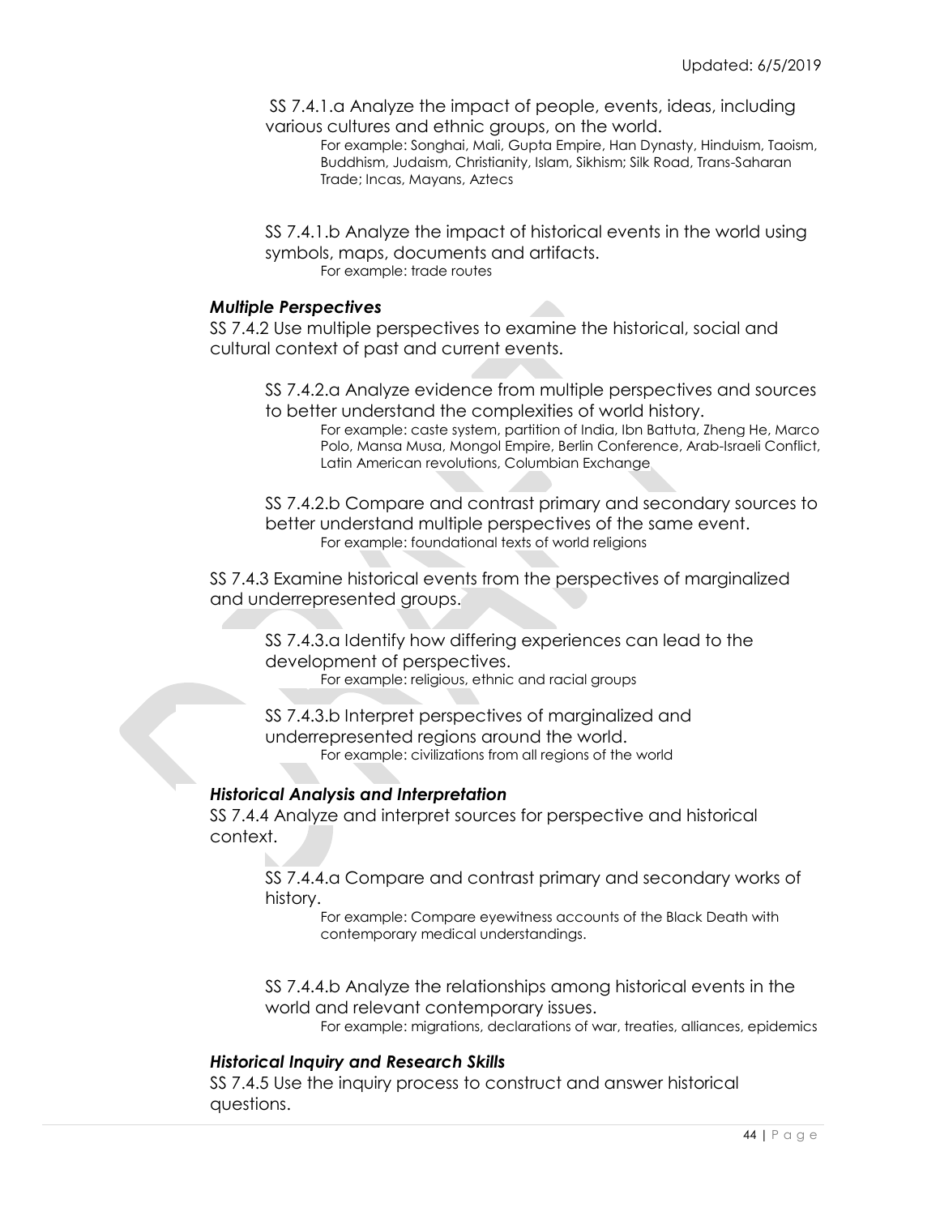SS 7.4.1.a Analyze the impact of people, events, ideas, including various cultures and ethnic groups, on the world.

For example: Songhai, Mali, Gupta Empire, Han Dynasty, Hinduism, Taoism, Buddhism, Judaism, Christianity, Islam, Sikhism; Silk Road, Trans-Saharan Trade; Incas, Mayans, Aztecs

SS 7.4.1.b Analyze the impact of historical events in the world using symbols, maps, documents and artifacts.

For example: trade routes

***Multiple Perspectives***

SS 7.4.2 Use multiple perspectives to examine the historical, social and cultural context of past and current events.

SS 7.4.2.a Analyze evidence from multiple perspectives and sources to better understand the complexities of world history.

For example: caste system, partition of India, Ibn Battuta, Zheng He, Marco Polo, Mansa Musa, Mongol Empire, Berlin Conference, Arab-Israeli Conflict, Latin American revolutions, Columbian Exchange

SS 7.4.2.b Compare and contrast primary and secondary sources to better understand multiple perspectives of the same event.

For example: foundational texts of world religions

SS 7.4.3 Examine historical events from the perspectives of marginalized and underrepresented groups.

SS 7.4.3.a Identify how differing experiences can lead to the development of perspectives.

For example: religious, ethnic and racial groups

SS 7.4.3.b Interpret perspectives of marginalized and underrepresented regions around the world.

For example: civilizations from all regions of the world

***Historical Analysis and Interpretation***

SS 7.4.4 Analyze and interpret sources for perspective and historical context.

SS 7.4.4.a Compare and contrast primary and secondary works of history.

For example: Compare eyewitness accounts of the Black Death with contemporary medical understandings.

SS 7.4.4.b Analyze the relationships among historical events in the world and relevant contemporary issues.

For example: migrations, declarations of war, treaties, alliances, epidemics

***Historical Inquiry and Research Skills***

SS 7.4.5 Use the inquiry process to construct and answer historical questions.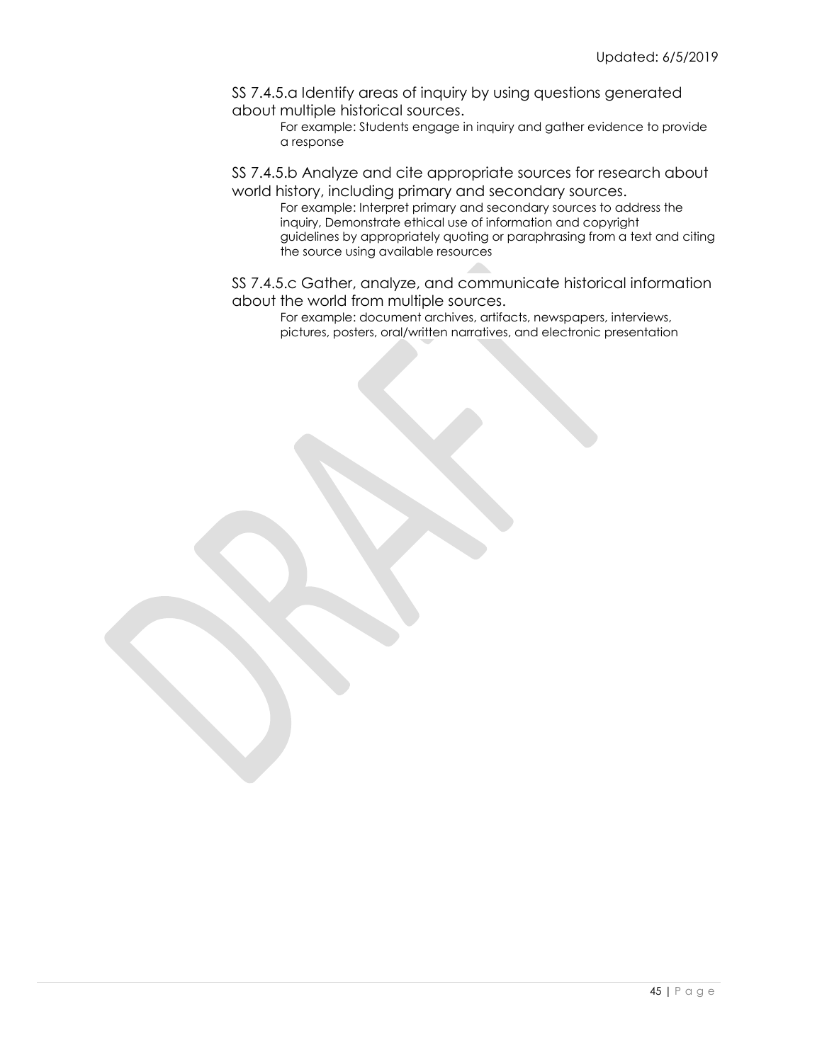SS 7.4.5.a Identify areas of inquiry by using questions generated about multiple historical sources.

For example: Students engage in inquiry and gather evidence to provide a response

SS 7.4.5.b Analyze and cite appropriate sources for research about world history, including primary and secondary sources.

For example: Interpret primary and secondary sources to address the inquiry, Demonstrate ethical use of information and copyright guidelines by appropriately quoting or paraphrasing from a text and citing the source using available resources

SS 7.4.5.c Gather, analyze, and communicate historical information about the world from multiple sources.

For example: document archives, artifacts, newspapers, interviews, pictures, posters, oral/written narratives, and electronic presentation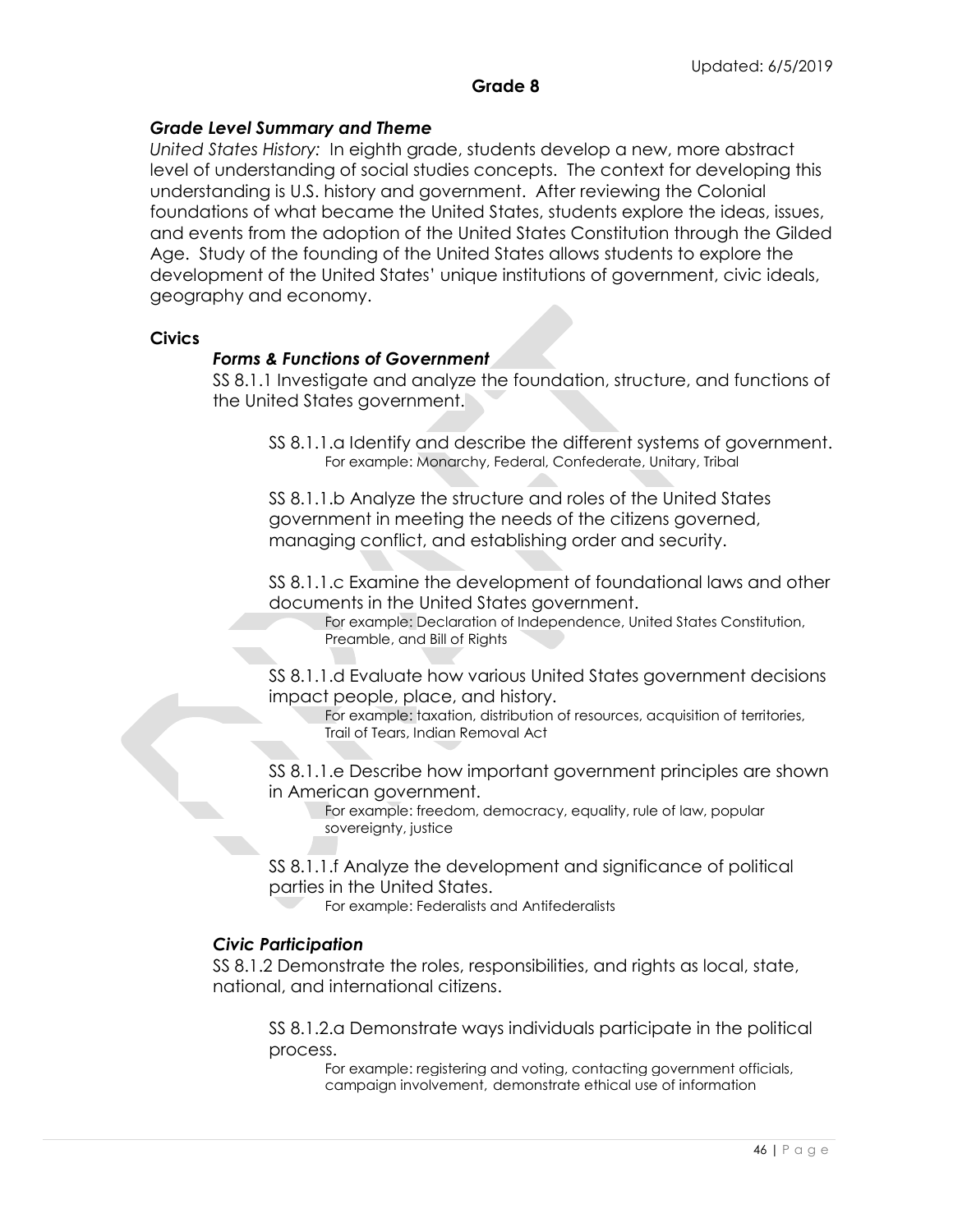## Grade 8

### *Grade Level Summary and Theme*

*United States History:* In eighth grade, students develop a new, more abstract level of understanding of social studies concepts. The context for developing this understanding is U.S. history and government. After reviewing the Colonial foundations of what became the United States, students explore the ideas, issues, and events from the adoption of the United States Constitution through the Gilded Age. Study of the founding of the United States allows students to explore the development of the United States' unique institutions of government, civic ideals, geography and economy.

### Civics

#### *Forms & Functions of Government*

SS 8.1.1 Investigate and analyze the foundation, structure, and functions of the United States government.

SS 8.1.1.a Identify and describe the different systems of government.
For example: Monarchy, Federal, Confederate, Unitary, Tribal

SS 8.1.1.b Analyze the structure and roles of the United States government in meeting the needs of the citizens governed, managing conflict, and establishing order and security.

SS 8.1.1.c Examine the development of foundational laws and other documents in the United States government.
For example: Declaration of Independence, United States Constitution, Preamble, and Bill of Rights

SS 8.1.1.d Evaluate how various United States government decisions impact people, place, and history.
For example: taxation, distribution of resources, acquisition of territories, Trail of Tears, Indian Removal Act

SS 8.1.1.e Describe how important government principles are shown in American government.
For example: freedom, democracy, equality, rule of law, popular sovereignty, justice

SS 8.1.1.f Analyze the development and significance of political parties in the United States.
For example: Federalists and Antifederalists

#### *Civic Participation*

SS 8.1.2 Demonstrate the roles, responsibilities, and rights as local, state, national, and international citizens.

SS 8.1.2.a Demonstrate ways individuals participate in the political process.
For example: registering and voting, contacting government officials, campaign involvement, demonstrate ethical use of information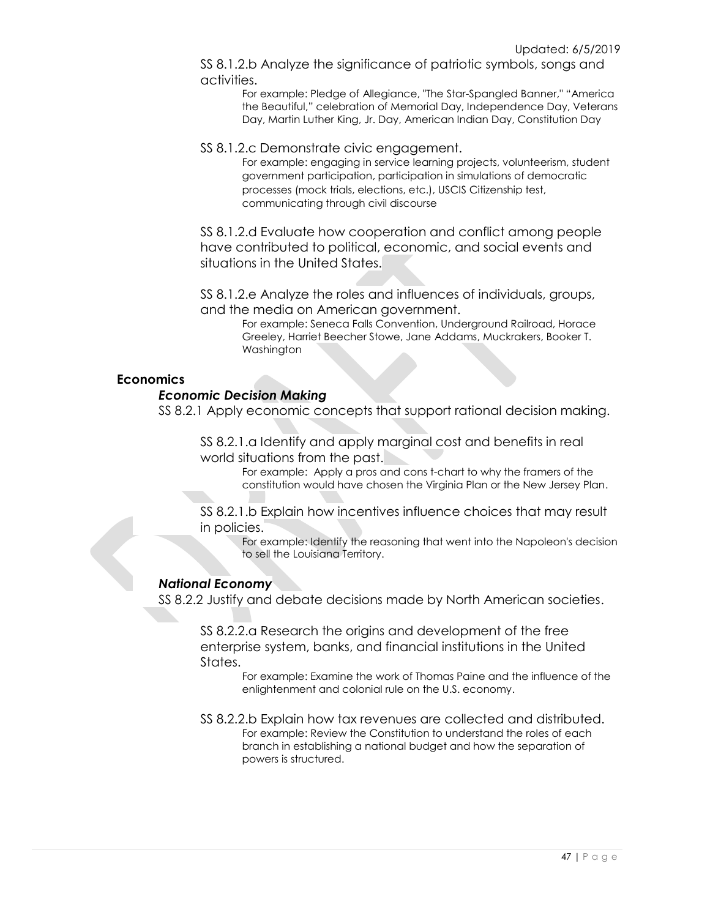SS 8.1.2.b Analyze the significance of patriotic symbols, songs and activities.

For example: Pledge of Allegiance, "The Star-Spangled Banner," "America the Beautiful," celebration of Memorial Day, Independence Day, Veterans Day, Martin Luther King, Jr. Day, American Indian Day, Constitution Day

SS 8.1.2.c Demonstrate civic engagement.

For example: engaging in service learning projects, volunteerism, student government participation, participation in simulations of democratic processes (mock trials, elections, etc.), USCIS Citizenship test, communicating through civil discourse

SS 8.1.2.d Evaluate how cooperation and conflict among people have contributed to political, economic, and social events and situations in the United States.

SS 8.1.2.e Analyze the roles and influences of individuals, groups, and the media on American government.

For example: Seneca Falls Convention, Underground Railroad, Horace Greeley, Harriet Beecher Stowe, Jane Addams, Muckrakers, Booker T. Washington

## Economics

### *Economic Decision Making*

SS 8.2.1 Apply economic concepts that support rational decision making.

SS 8.2.1.a Identify and apply marginal cost and benefits in real world situations from the past.

For example: Apply a pros and cons t-chart to why the framers of the constitution would have chosen the Virginia Plan or the New Jersey Plan.

SS 8.2.1.b Explain how incentives influence choices that may result in policies.

For example: Identify the reasoning that went into the Napoleon's decision to sell the Louisiana Territory.

### *National Economy*

SS 8.2.2 Justify and debate decisions made by North American societies.

SS 8.2.2.a Research the origins and development of the free enterprise system, banks, and financial institutions in the United States.

For example: Examine the work of Thomas Paine and the influence of the enlightenment and colonial rule on the U.S. economy.

SS 8.2.2.b Explain how tax revenues are collected and distributed.

For example: Review the Constitution to understand the roles of each branch in establishing a national budget and how the separation of powers is structured.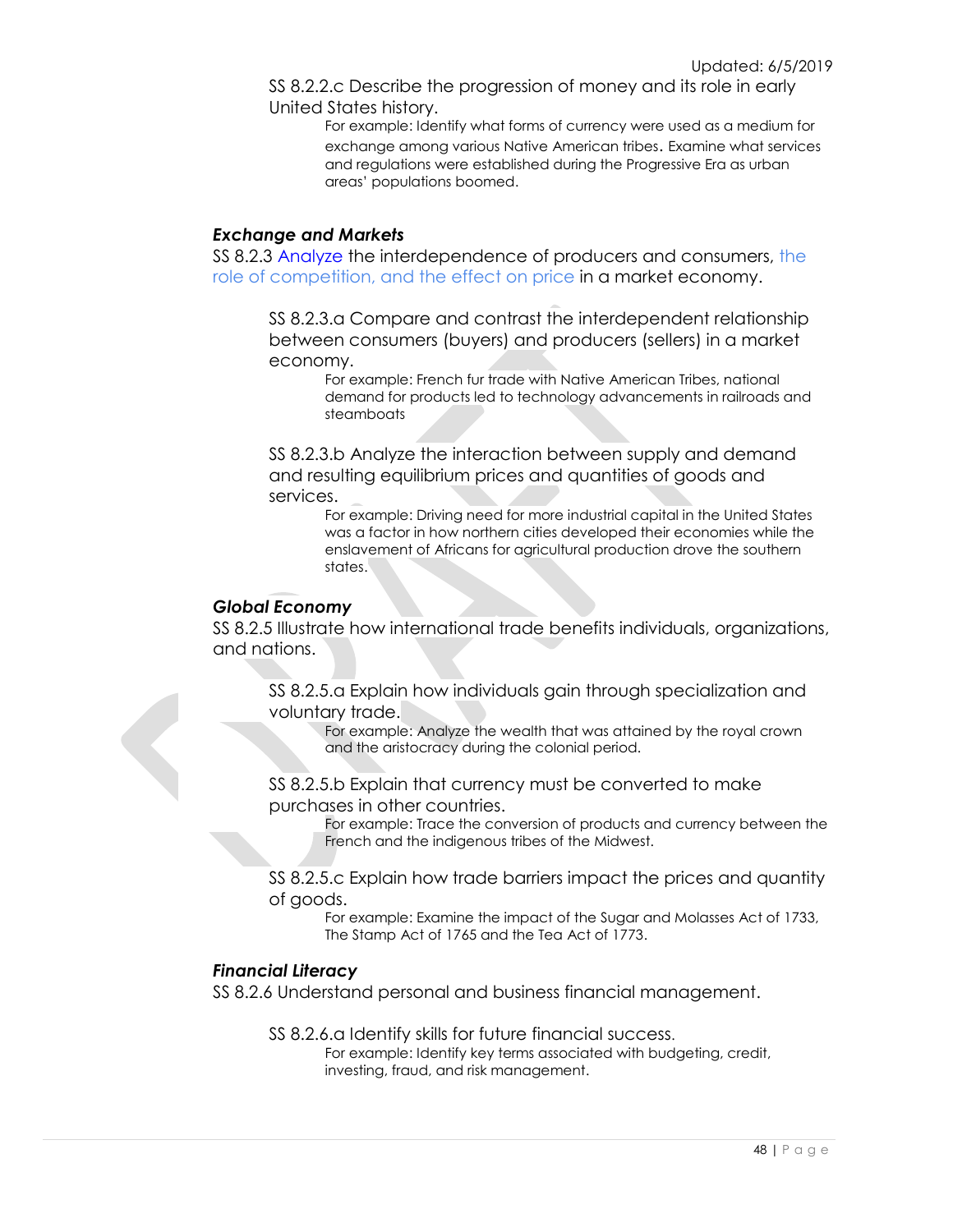SS 8.2.2.c Describe the progression of money and its role in early United States history.

For example: Identify what forms of currency were used as a medium for exchange among various Native American tribes. Examine what services and regulations were established during the Progressive Era as urban areas' populations boomed.

***Exchange and Markets***

SS 8.2.3 Analyze the interdependence of producers and consumers, the role of competition, and the effect on price in a market economy.

SS 8.2.3.a Compare and contrast the interdependent relationship between consumers (buyers) and producers (sellers) in a market economy.

For example: French fur trade with Native American Tribes, national demand for products led to technology advancements in railroads and steamboats

SS 8.2.3.b Analyze the interaction between supply and demand and resulting equilibrium prices and quantities of goods and services.

For example: Driving need for more industrial capital in the United States was a factor in how northern cities developed their economies while the enslavement of Africans for agricultural production drove the southern states.

***Global Economy***

SS 8.2.5 Illustrate how international trade benefits individuals, organizations, and nations.

SS 8.2.5.a Explain how individuals gain through specialization and voluntary trade.

For example: Analyze the wealth that was attained by the royal crown and the aristocracy during the colonial period.

SS 8.2.5.b Explain that currency must be converted to make purchases in other countries.

For example: Trace the conversion of products and currency between the French and the indigenous tribes of the Midwest.

SS 8.2.5.c Explain how trade barriers impact the prices and quantity of goods.

For example: Examine the impact of the Sugar and Molasses Act of 1733, The Stamp Act of 1765 and the Tea Act of 1773.

***Financial Literacy***

SS 8.2.6 Understand personal and business financial management.

SS 8.2.6.a Identify skills for future financial success.

For example: Identify key terms associated with budgeting, credit, investing, fraud, and risk management.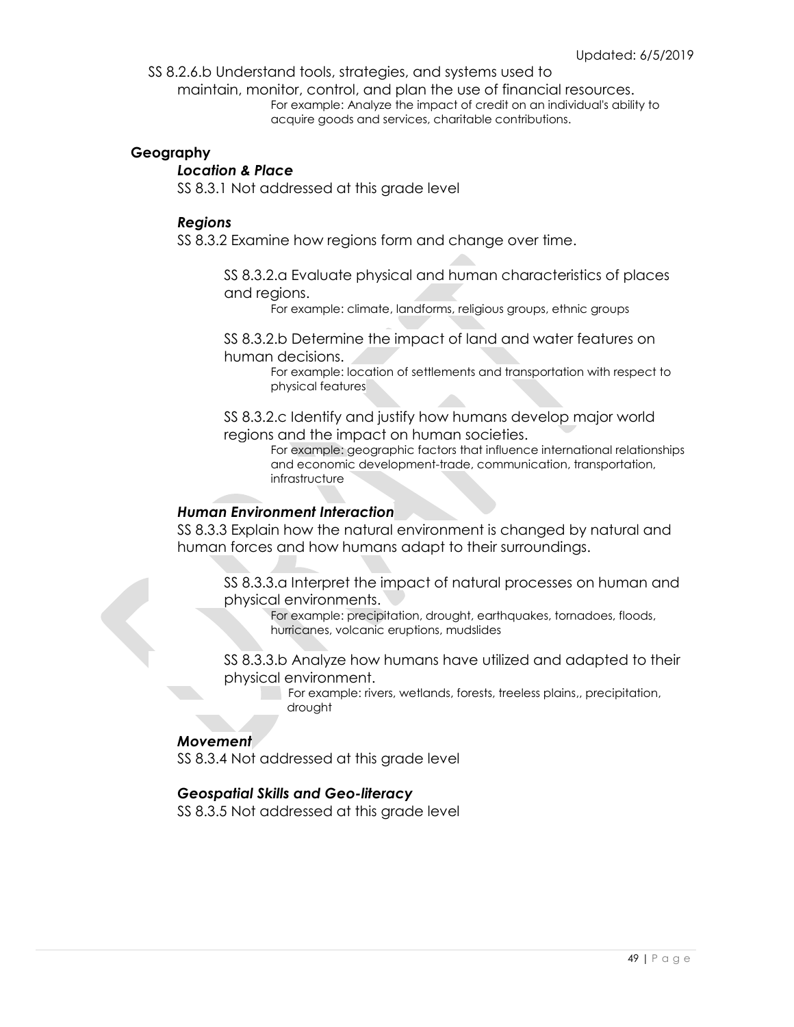SS 8.2.6.b Understand tools, strategies, and systems used to maintain, monitor, control, and plan the use of financial resources.

For example: Analyze the impact of credit on an individual's ability to acquire goods and services, charitable contributions.

## Geography

### *Location & Place*

SS 8.3.1 Not addressed at this grade level

### *Regions*

SS 8.3.2 Examine how regions form and change over time.

SS 8.3.2.a Evaluate physical and human characteristics of places and regions.

For example: climate, landforms, religious groups, ethnic groups

SS 8.3.2.b Determine the impact of land and water features on human decisions.

For example: location of settlements and transportation with respect to physical features

SS 8.3.2.c Identify and justify how humans develop major world regions and the impact on human societies.

For example: geographic factors that influence international relationships and economic development-trade, communication, transportation, infrastructure

### *Human Environment Interaction*

SS 8.3.3 Explain how the natural environment is changed by natural and human forces and how humans adapt to their surroundings.

SS 8.3.3.a Interpret the impact of natural processes on human and physical environments.

For example: precipitation, drought, earthquakes, tornadoes, floods, hurricanes, volcanic eruptions, mudslides

SS 8.3.3.b Analyze how humans have utilized and adapted to their physical environment.

For example: rivers, wetlands, forests, treeless plains,, precipitation, drought

### *Movement*

SS 8.3.4 Not addressed at this grade level

### *Geospatial Skills and Geo-literacy*

SS 8.3.5 Not addressed at this grade level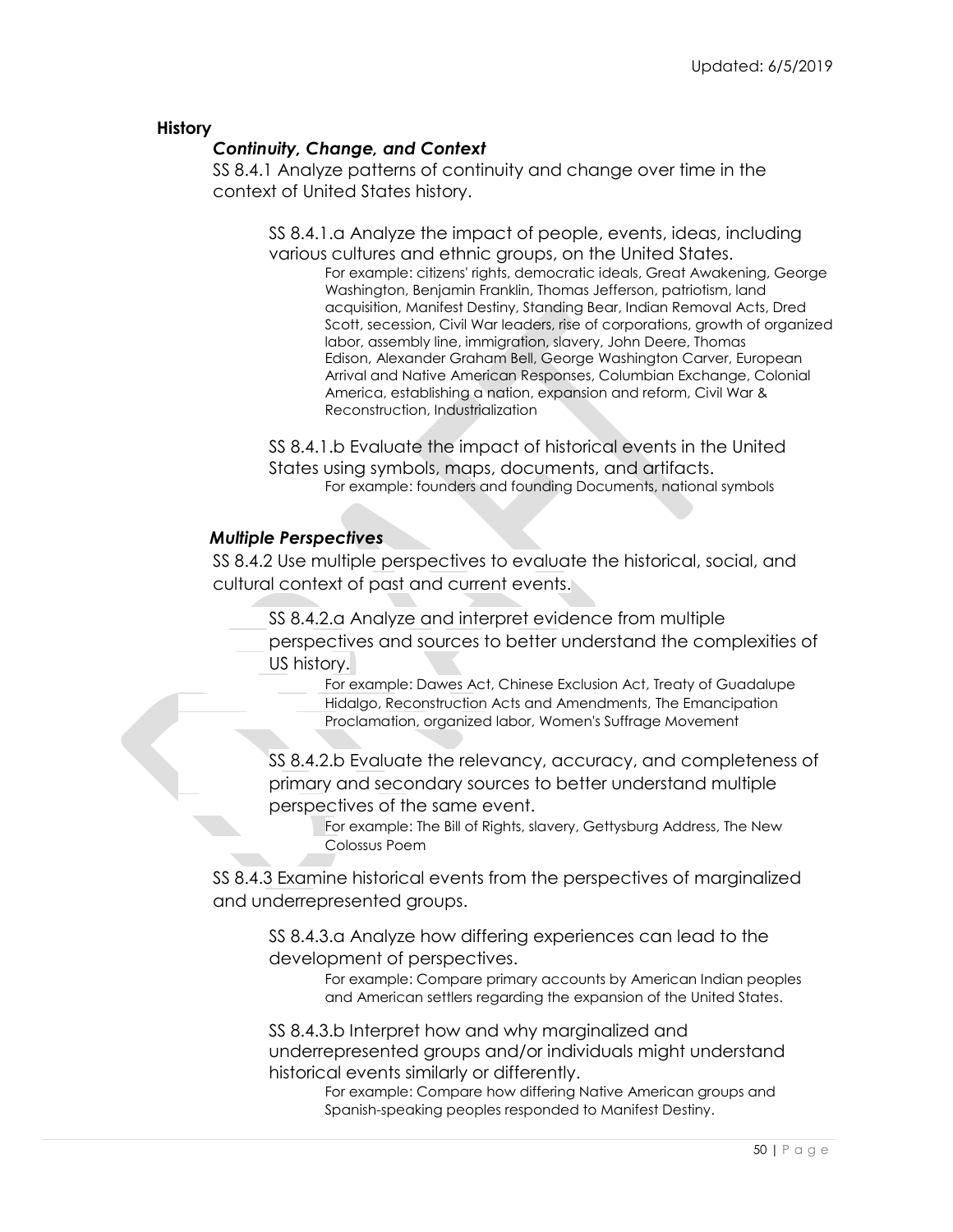**History**

***Continuity, Change, and Context***

SS 8.4.1 Analyze patterns of continuity and change over time in the context of United States history.

SS 8.4.1.a Analyze the impact of people, events, ideas, including various cultures and ethnic groups, on the United States.

For example: citizens' rights, democratic ideals, Great Awakening, George Washington, Benjamin Franklin, Thomas Jefferson, patriotism, land acquisition, Manifest Destiny, Standing Bear, Indian Removal Acts, Dred Scott, secession, Civil War leaders, rise of corporations, growth of organized labor, assembly line, immigration, slavery, John Deere, Thomas Edison, Alexander Graham Bell, George Washington Carver, European Arrival and Native American Responses, Columbian Exchange, Colonial America, establishing a nation, expansion and reform, Civil War & Reconstruction, Industrialization

SS 8.4.1.b Evaluate the impact of historical events in the United States using symbols, maps, documents, and artifacts.

For example: founders and founding Documents, national symbols

***Multiple Perspectives***

SS 8.4.2 Use multiple perspectives to evaluate the historical, social, and cultural context of past and current events.

SS 8.4.2.a Analyze and interpret evidence from multiple perspectives and sources to better understand the complexities of US history.

For example: Dawes Act, Chinese Exclusion Act, Treaty of Guadalupe Hidalgo, Reconstruction Acts and Amendments, The Emancipation Proclamation, organized labor, Women's Suffrage Movement

SS 8.4.2.b Evaluate the relevancy, accuracy, and completeness of primary and secondary sources to better understand multiple perspectives of the same event.

For example: The Bill of Rights, slavery, Gettysburg Address, The New Colossus Poem

SS 8.4.3 Examine historical events from the perspectives of marginalized and underrepresented groups.

SS 8.4.3.a Analyze how differing experiences can lead to the development of perspectives.

For example: Compare primary accounts by American Indian peoples and American settlers regarding the expansion of the United States.

SS 8.4.3.b Interpret how and why marginalized and underrepresented groups and/or individuals might understand historical events similarly or differently.

For example: Compare how differing Native American groups and Spanish-speaking peoples responded to Manifest Destiny.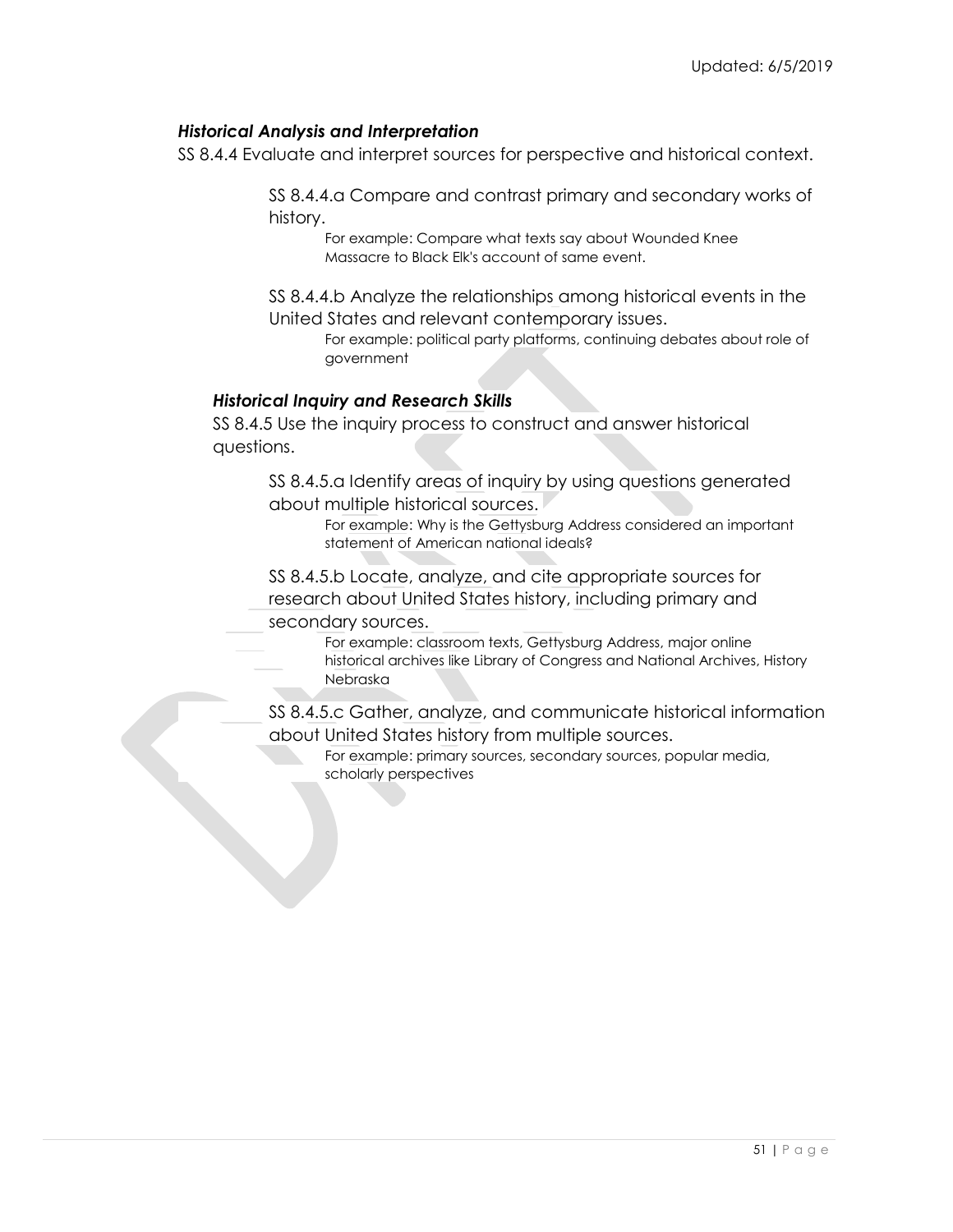*Historical Analysis and Interpretation*

SS 8.4.4 Evaluate and interpret sources for perspective and historical context.

SS 8.4.4.a Compare and contrast primary and secondary works of history.

For example: Compare what texts say about Wounded Knee Massacre to Black Elk's account of same event.

SS 8.4.4.b Analyze the relationships among historical events in the United States and relevant contemporary issues.

For example: political party platforms, continuing debates about role of government

*Historical Inquiry and Research Skills*

SS 8.4.5 Use the inquiry process to construct and answer historical questions.

SS 8.4.5.a Identify areas of inquiry by using questions generated about multiple historical sources.

For example: Why is the Gettysburg Address considered an important statement of American national ideals?

SS 8.4.5.b Locate, analyze, and cite appropriate sources for research about United States history, including primary and secondary sources.

For example: classroom texts, Gettysburg Address, major online historical archives like Library of Congress and National Archives, History Nebraska

SS 8.4.5.c Gather, analyze, and communicate historical information about United States history from multiple sources.

For example: primary sources, secondary sources, popular media, scholarly perspectives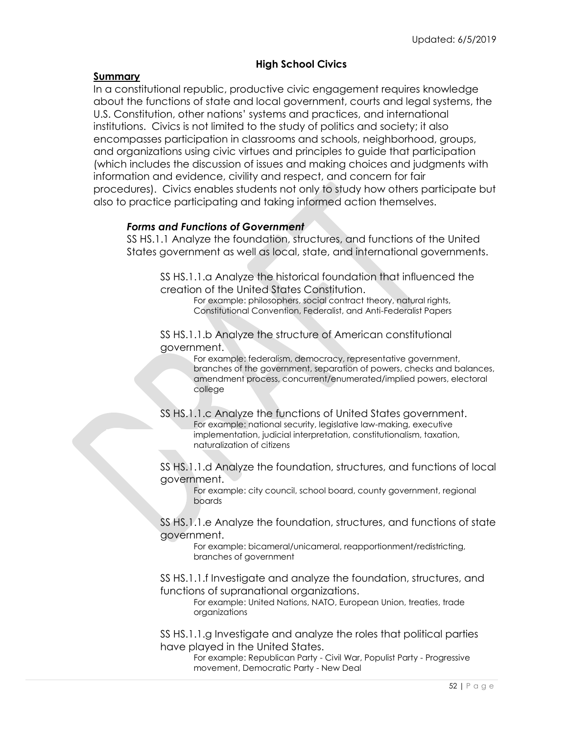Updated: 6/5/2019

## High School Civics

**Summary**

In a constitutional republic, productive civic engagement requires knowledge about the functions of state and local government, courts and legal systems, the U.S. Constitution, other nations' systems and practices, and international institutions. Civics is not limited to the study of politics and society; it also encompasses participation in classrooms and schools, neighborhood, groups, and organizations using civic virtues and principles to guide that participation (which includes the discussion of issues and making choices and judgments with information and evidence, civility and respect, and concern for fair procedures). Civics enables students not only to study how others participate but also to practice participating and taking informed action themselves.

***Forms and Functions of Government***

SS HS.1.1 Analyze the foundation, structures, and functions of the United States government as well as local, state, and international governments.

SS HS.1.1.a Analyze the historical foundation that influenced the creation of the United States Constitution.
For example: philosophers, social contract theory, natural rights, Constitutional Convention, Federalist, and Anti-Federalist Papers

SS HS.1.1.b Analyze the structure of American constitutional government.
For example: federalism, democracy, representative government, branches of the government, separation of powers, checks and balances, amendment process, concurrent/enumerated/implied powers, electoral college

SS HS.1.1.c Analyze the functions of United States government.
For example: national security, legislative law-making, executive implementation, judicial interpretation, constitutionalism, taxation, naturalization of citizens

SS HS.1.1.d Analyze the foundation, structures, and functions of local government.
For example: city council, school board, county government, regional boards

SS HS.1.1.e Analyze the foundation, structures, and functions of state government.
For example: bicameral/unicameral, reapportionment/redistricting, branches of government

SS HS.1.1.f Investigate and analyze the foundation, structures, and functions of supranational organizations.
For example: United Nations, NATO, European Union, treaties, trade organizations

SS HS.1.1.g Investigate and analyze the roles that political parties have played in the United States.
For example: Republican Party - Civil War, Populist Party - Progressive movement, Democratic Party - New Deal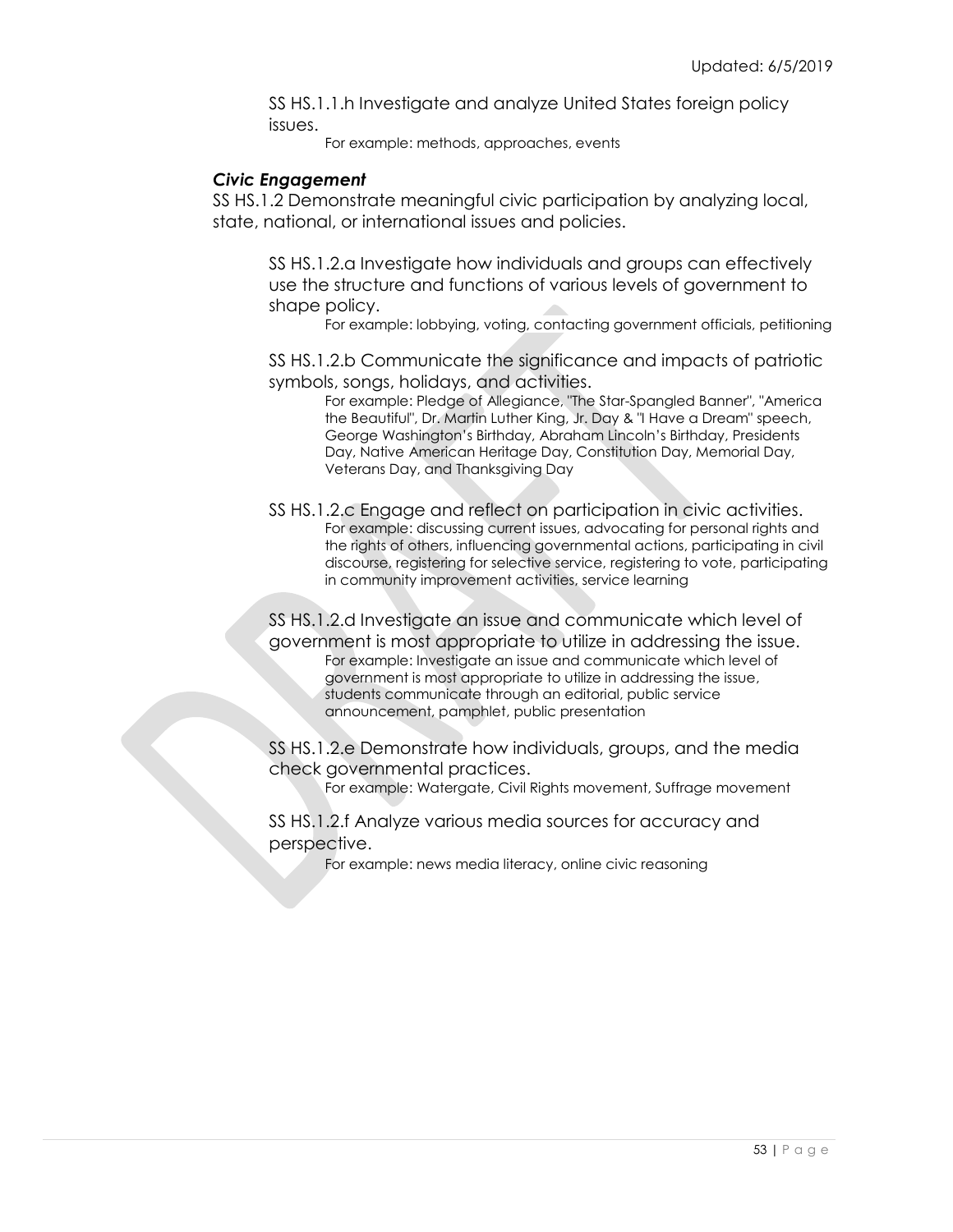SS HS.1.1.h Investigate and analyze United States foreign policy issues.

For example: methods, approaches, events

***Civic Engagement***

SS HS.1.2 Demonstrate meaningful civic participation by analyzing local, state, national, or international issues and policies.

SS HS.1.2.a Investigate how individuals and groups can effectively use the structure and functions of various levels of government to shape policy.

For example: lobbying, voting, contacting government officials, petitioning

SS HS.1.2.b Communicate the significance and impacts of patriotic symbols, songs, holidays, and activities.

For example: Pledge of Allegiance, "The Star-Spangled Banner", "America the Beautiful", Dr. Martin Luther King, Jr. Day & "I Have a Dream" speech, George Washington's Birthday, Abraham Lincoln's Birthday, Presidents Day, Native American Heritage Day, Constitution Day, Memorial Day, Veterans Day, and Thanksgiving Day

SS HS.1.2.c Engage and reflect on participation in civic activities.

For example: discussing current issues, advocating for personal rights and the rights of others, influencing governmental actions, participating in civil discourse, registering for selective service, registering to vote, participating in community improvement activities, service learning

SS HS.1.2.d Investigate an issue and communicate which level of government is most appropriate to utilize in addressing the issue.

For example: Investigate an issue and communicate which level of government is most appropriate to utilize in addressing the issue, students communicate through an editorial, public service announcement, pamphlet, public presentation

SS HS.1.2.e Demonstrate how individuals, groups, and the media check governmental practices.

For example: Watergate, Civil Rights movement, Suffrage movement

SS HS.1.2.f Analyze various media sources for accuracy and perspective.

For example: news media literacy, online civic reasoning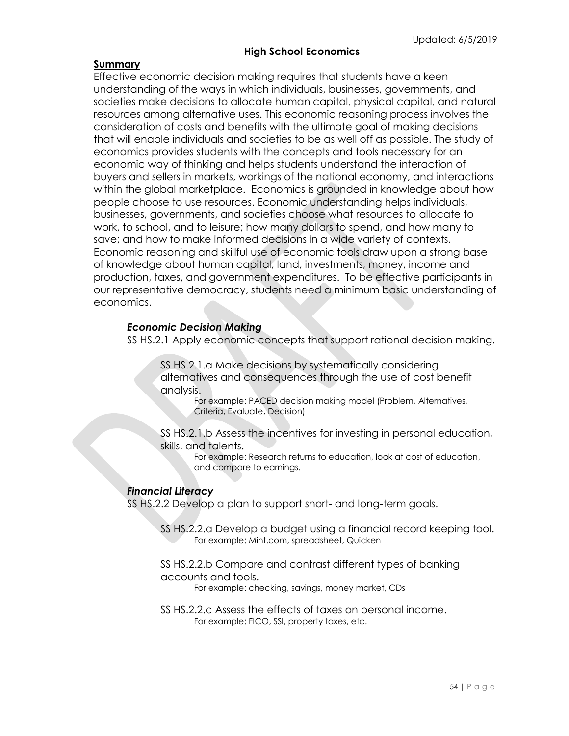Updated: 6/5/2019

# High School Economics

## Summary

Effective economic decision making requires that students have a keen understanding of the ways in which individuals, businesses, governments, and societies make decisions to allocate human capital, physical capital, and natural resources among alternative uses. This economic reasoning process involves the consideration of costs and benefits with the ultimate goal of making decisions that will enable individuals and societies to be as well off as possible. The study of economics provides students with the concepts and tools necessary for an economic way of thinking and helps students understand the interaction of buyers and sellers in markets, workings of the national economy, and interactions within the global marketplace. Economics is grounded in knowledge about how people choose to use resources. Economic understanding helps individuals, businesses, governments, and societies choose what resources to allocate to work, to school, and to leisure; how many dollars to spend, and how many to save; and how to make informed decisions in a wide variety of contexts. Economic reasoning and skillful use of economic tools draw upon a strong base of knowledge about human capital, land, investments, money, income and production, taxes, and government expenditures. To be effective participants in our representative democracy, students need a minimum basic understanding of economics.

### *Economic Decision Making*

SS HS.2.1 Apply economic concepts that support rational decision making.

- SS HS.2.1.a Make decisions by systematically considering alternatives and consequences through the use of cost benefit analysis.
  - For example: PACED decision making model (Problem, Alternatives, Criteria, Evaluate, Decision)
- SS HS.2.1.b Assess the incentives for investing in personal education, skills, and talents.
  - For example: Research returns to education, look at cost of education, and compare to earnings.

### *Financial Literacy*

SS HS.2.2 Develop a plan to support short- and long-term goals.

- SS HS.2.2.a Develop a budget using a financial record keeping tool.
  - For example: Mint.com, spreadsheet, Quicken
- SS HS.2.2.b Compare and contrast different types of banking accounts and tools.
  - For example: checking, savings, money market, CDs
- SS HS.2.2.c Assess the effects of taxes on personal income.
  - For example: FICO, SSI, property taxes, etc.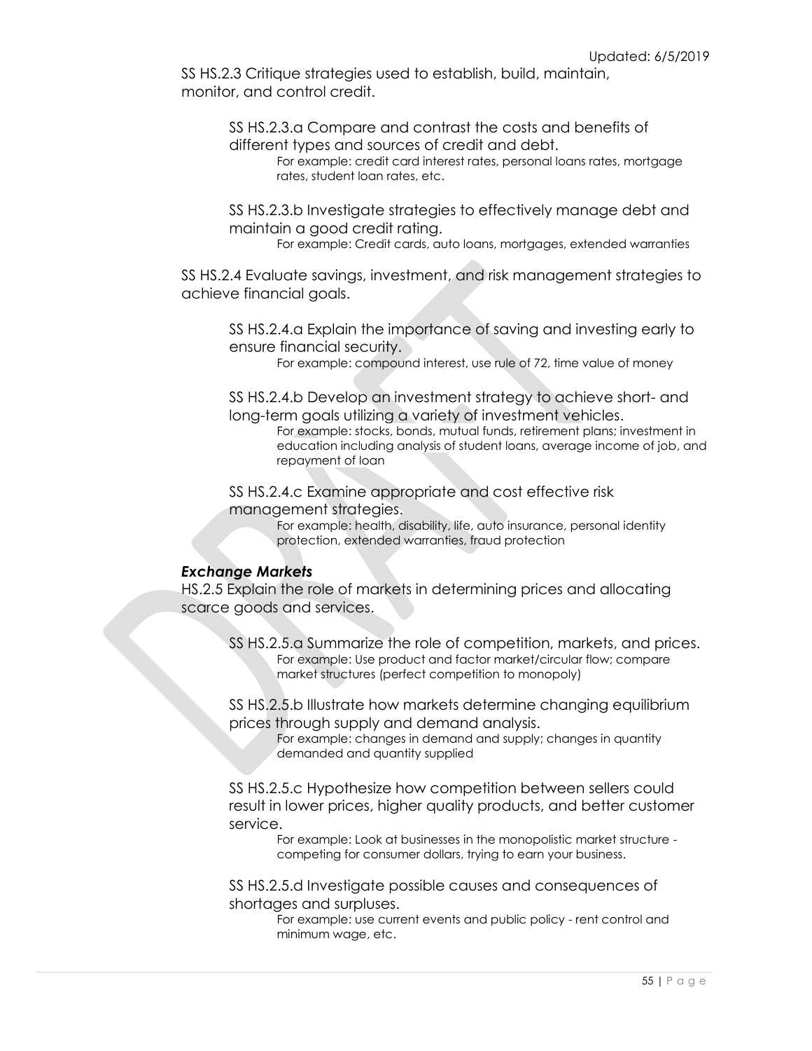SS HS.2.3 Critique strategies used to establish, build, maintain, monitor, and control credit.

> SS HS.2.3.a Compare and contrast the costs and benefits of different types and sources of credit and debt.
>
> > For example: credit card interest rates, personal loans rates, mortgage rates, student loan rates, etc.
>
> SS HS.2.3.b Investigate strategies to effectively manage debt and maintain a good credit rating.
>
> > For example: Credit cards, auto loans, mortgages, extended warranties

SS HS.2.4 Evaluate savings, investment, and risk management strategies to achieve financial goals.

> SS HS.2.4.a Explain the importance of saving and investing early to ensure financial security.
>
> > For example: compound interest, use rule of 72, time value of money
>
> SS HS.2.4.b Develop an investment strategy to achieve short- and long-term goals utilizing a variety of investment vehicles.
>
> > For example: stocks, bonds, mutual funds, retirement plans; investment in education including analysis of student loans, average income of job, and repayment of loan
>
> SS HS.2.4.c Examine appropriate and cost effective risk management strategies.
>
> > For example: health, disability, life, auto insurance, personal identity protection, extended warranties, fraud protection

***Exchange Markets***

HS.2.5 Explain the role of markets in determining prices and allocating scarce goods and services.

> SS HS.2.5.a Summarize the role of competition, markets, and prices.
>
> > For example: Use product and factor market/circular flow; compare market structures (perfect competition to monopoly)
>
> SS HS.2.5.b Illustrate how markets determine changing equilibrium prices through supply and demand analysis.
>
> > For example: changes in demand and supply; changes in quantity demanded and quantity supplied
>
> SS HS.2.5.c Hypothesize how competition between sellers could result in lower prices, higher quality products, and better customer service.
>
> > For example: Look at businesses in the monopolistic market structure - competing for consumer dollars, trying to earn your business.
>
> SS HS.2.5.d Investigate possible causes and consequences of shortages and surpluses.
>
> > For example: use current events and public policy - rent control and minimum wage, etc.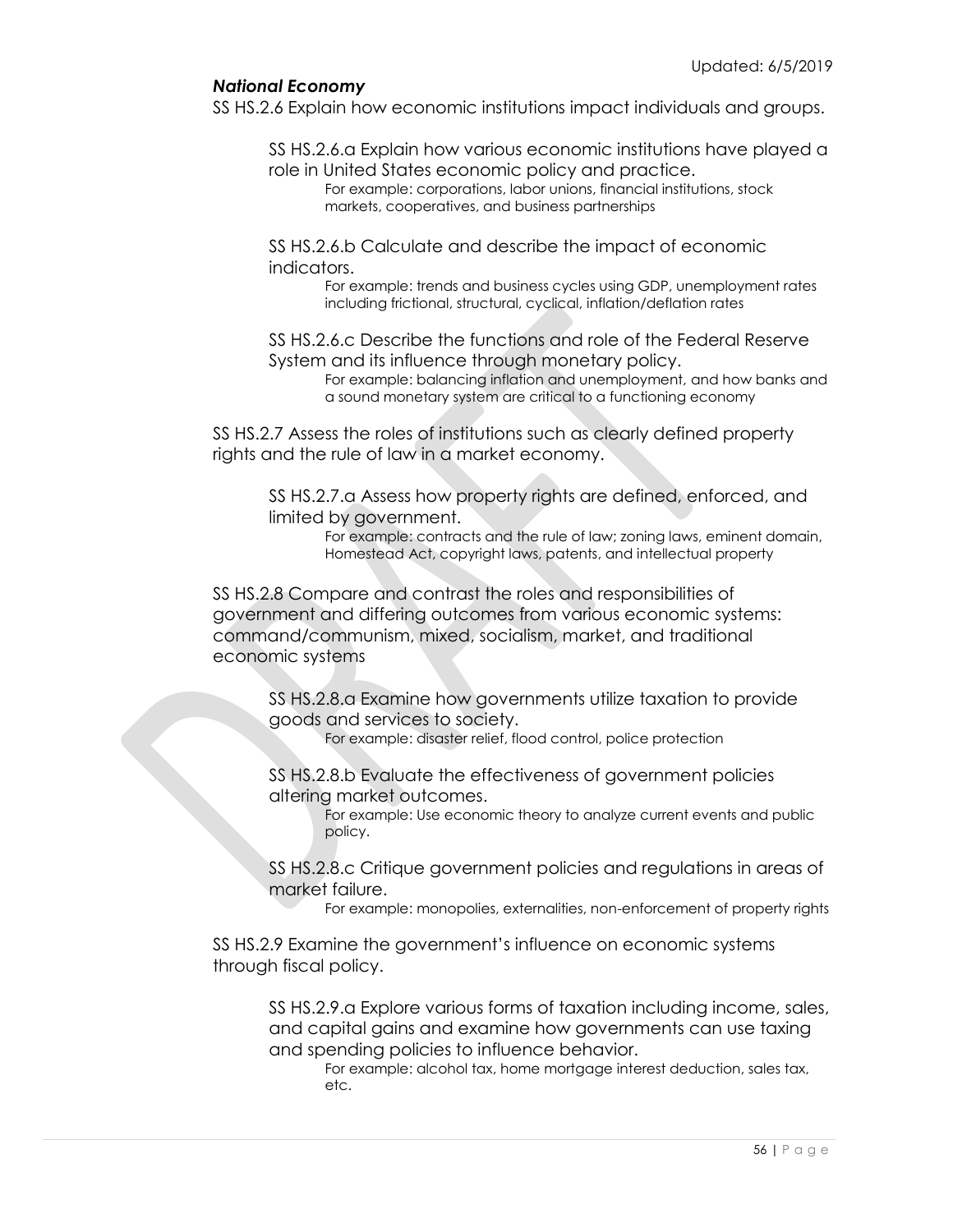### *National Economy*

SS HS.2.6 Explain how economic institutions impact individuals and groups.

> SS HS.2.6.a Explain how various economic institutions have played a role in United States economic policy and practice.
>
> > For example: corporations, labor unions, financial institutions, stock markets, cooperatives, and business partnerships
>
> SS HS.2.6.b Calculate and describe the impact of economic indicators.
>
> > For example: trends and business cycles using GDP, unemployment rates including frictional, structural, cyclical, inflation/deflation rates
>
> SS HS.2.6.c Describe the functions and role of the Federal Reserve System and its influence through monetary policy.
>
> > For example: balancing inflation and unemployment, and how banks and a sound monetary system are critical to a functioning economy

SS HS.2.7 Assess the roles of institutions such as clearly defined property rights and the rule of law in a market economy.

> SS HS.2.7.a Assess how property rights are defined, enforced, and limited by government.
>
> > For example: contracts and the rule of law; zoning laws, eminent domain, Homestead Act, copyright laws, patents, and intellectual property

SS HS.2.8 Compare and contrast the roles and responsibilities of government and differing outcomes from various economic systems: command/communism, mixed, socialism, market, and traditional economic systems

> SS HS.2.8.a Examine how governments utilize taxation to provide goods and services to society.
>
> > For example: disaster relief, flood control, police protection
>
> SS HS.2.8.b Evaluate the effectiveness of government policies altering market outcomes.
>
> > For example: Use economic theory to analyze current events and public policy.
>
> SS HS.2.8.c Critique government policies and regulations in areas of market failure.
>
> > For example: monopolies, externalities, non-enforcement of property rights

SS HS.2.9 Examine the government's influence on economic systems through fiscal policy.

> SS HS.2.9.a Explore various forms of taxation including income, sales, and capital gains and examine how governments can use taxing and spending policies to influence behavior.
>
> > For example: alcohol tax, home mortgage interest deduction, sales tax, etc.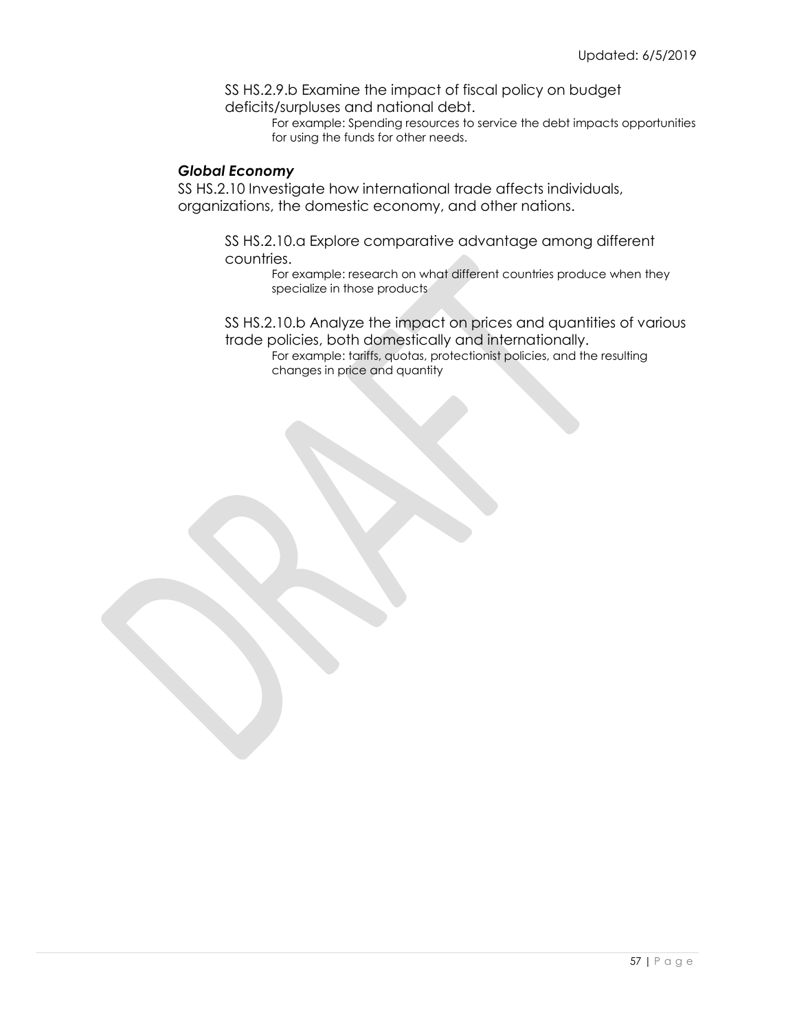SS HS.2.9.b Examine the impact of fiscal policy on budget deficits/surpluses and national debt.

For example: Spending resources to service the debt impacts opportunities for using the funds for other needs.

***Global Economy***

SS HS.2.10 Investigate how international trade affects individuals, organizations, the domestic economy, and other nations.

SS HS.2.10.a Explore comparative advantage among different countries.

For example: research on what different countries produce when they specialize in those products

SS HS.2.10.b Analyze the impact on prices and quantities of various trade policies, both domestically and internationally.

For example: tariffs, quotas, protectionist policies, and the resulting changes in price and quantity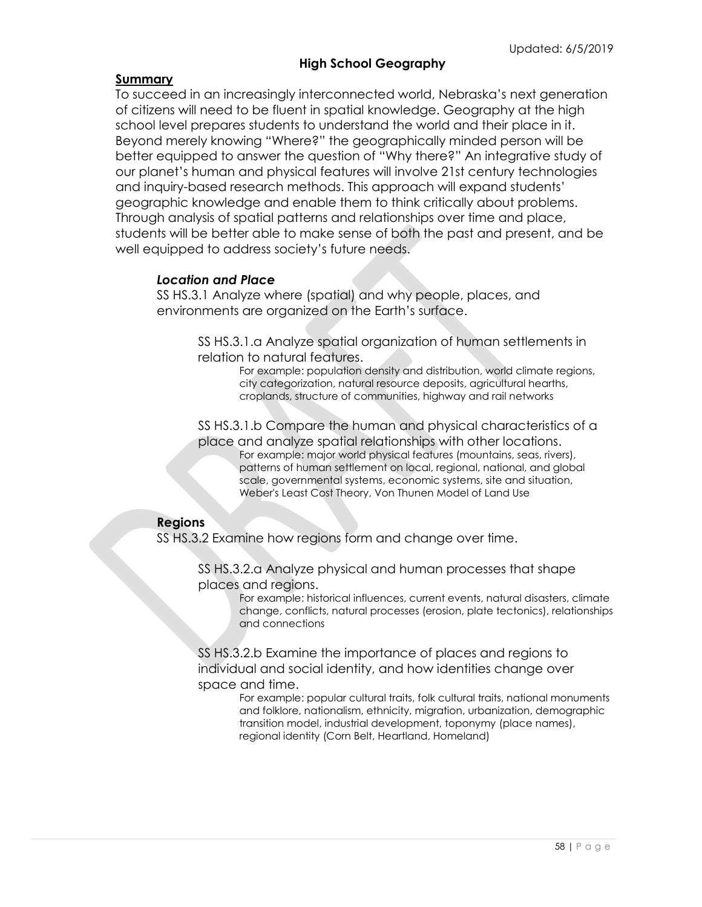Updated: 6/5/2019

## High School Geography

**Summary**

To succeed in an increasingly interconnected world, Nebraska's next generation of citizens will need to be fluent in spatial knowledge. Geography at the high school level prepares students to understand the world and their place in it. Beyond merely knowing "Where?" the geographically minded person will be better equipped to answer the question of "Why there?" An integrative study of our planet's human and physical features will involve 21st century technologies and inquiry-based research methods. This approach will expand students' geographic knowledge and enable them to think critically about problems. Through analysis of spatial patterns and relationships over time and place, students will be better able to make sense of both the past and present, and be well equipped to address society's future needs.

### *Location and Place*

SS HS.3.1 Analyze where (spatial) and why people, places, and environments are organized on the Earth's surface.

SS HS.3.1.a Analyze spatial organization of human settlements in relation to natural features.

For example: population density and distribution, world climate regions, city categorization, natural resource deposits, agricultural hearths, croplands, structure of communities, highway and rail networks

SS HS.3.1.b Compare the human and physical characteristics of a place and analyze spatial relationships with other locations.

For example: major world physical features (mountains, seas, rivers), patterns of human settlement on local, regional, national, and global scale, governmental systems, economic systems, site and situation, Weber's Least Cost Theory, Von Thunen Model of Land Use

### Regions

SS HS.3.2 Examine how regions form and change over time.

SS HS.3.2.a Analyze physical and human processes that shape places and regions.

For example: historical influences, current events, natural disasters, climate change, conflicts, natural processes (erosion, plate tectonics), relationships and connections

SS HS.3.2.b Examine the importance of places and regions to individual and social identity, and how identities change over space and time.

For example: popular cultural traits, folk cultural traits, national monuments and folklore, nationalism, ethnicity, migration, urbanization, demographic transition model, industrial development, toponymy (place names), regional identity (Corn Belt, Heartland, Homeland)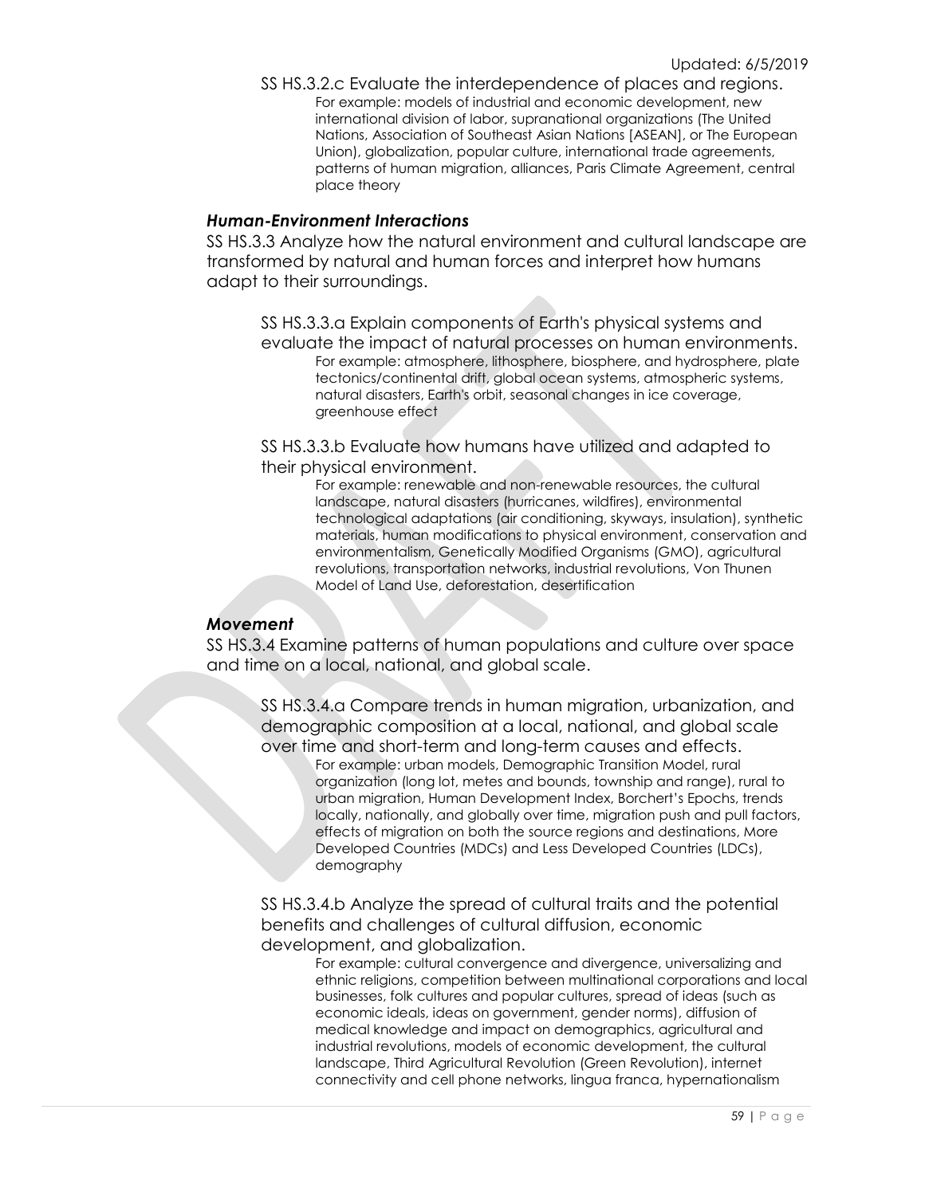SS HS.3.2.c Evaluate the interdependence of places and regions.

For example: models of industrial and economic development, new international division of labor, supranational organizations (The United Nations, Association of Southeast Asian Nations [ASEAN], or The European Union), globalization, popular culture, international trade agreements, patterns of human migration, alliances, Paris Climate Agreement, central place theory

### *Human-Environment Interactions*

SS HS.3.3 Analyze how the natural environment and cultural landscape are transformed by natural and human forces and interpret how humans adapt to their surroundings.

SS HS.3.3.a Explain components of Earth's physical systems and evaluate the impact of natural processes on human environments.

For example: atmosphere, lithosphere, biosphere, and hydrosphere, plate tectonics/continental drift, global ocean systems, atmospheric systems, natural disasters, Earth's orbit, seasonal changes in ice coverage, greenhouse effect

SS HS.3.3.b Evaluate how humans have utilized and adapted to their physical environment.

For example: renewable and non-renewable resources, the cultural landscape, natural disasters (hurricanes, wildfires), environmental technological adaptations (air conditioning, skyways, insulation), synthetic materials, human modifications to physical environment, conservation and environmentalism, Genetically Modified Organisms (GMO), agricultural revolutions, transportation networks, industrial revolutions, Von Thunen Model of Land Use, deforestation, desertification

### *Movement*

SS HS.3.4 Examine patterns of human populations and culture over space and time on a local, national, and global scale.

SS HS.3.4.a Compare trends in human migration, urbanization, and demographic composition at a local, national, and global scale over time and short-term and long-term causes and effects.

For example: urban models, Demographic Transition Model, rural organization (long lot, metes and bounds, township and range), rural to urban migration, Human Development Index, Borchert's Epochs, trends locally, nationally, and globally over time, migration push and pull factors, effects of migration on both the source regions and destinations, More Developed Countries (MDCs) and Less Developed Countries (LDCs), demography

SS HS.3.4.b Analyze the spread of cultural traits and the potential benefits and challenges of cultural diffusion, economic development, and globalization.

For example: cultural convergence and divergence, universalizing and ethnic religions, competition between multinational corporations and local businesses, folk cultures and popular cultures, spread of ideas (such as economic ideals, ideas on government, gender norms), diffusion of medical knowledge and impact on demographics, agricultural and industrial revolutions, models of economic development, the cultural landscape, Third Agricultural Revolution (Green Revolution), internet connectivity and cell phone networks, lingua franca, hypernationalism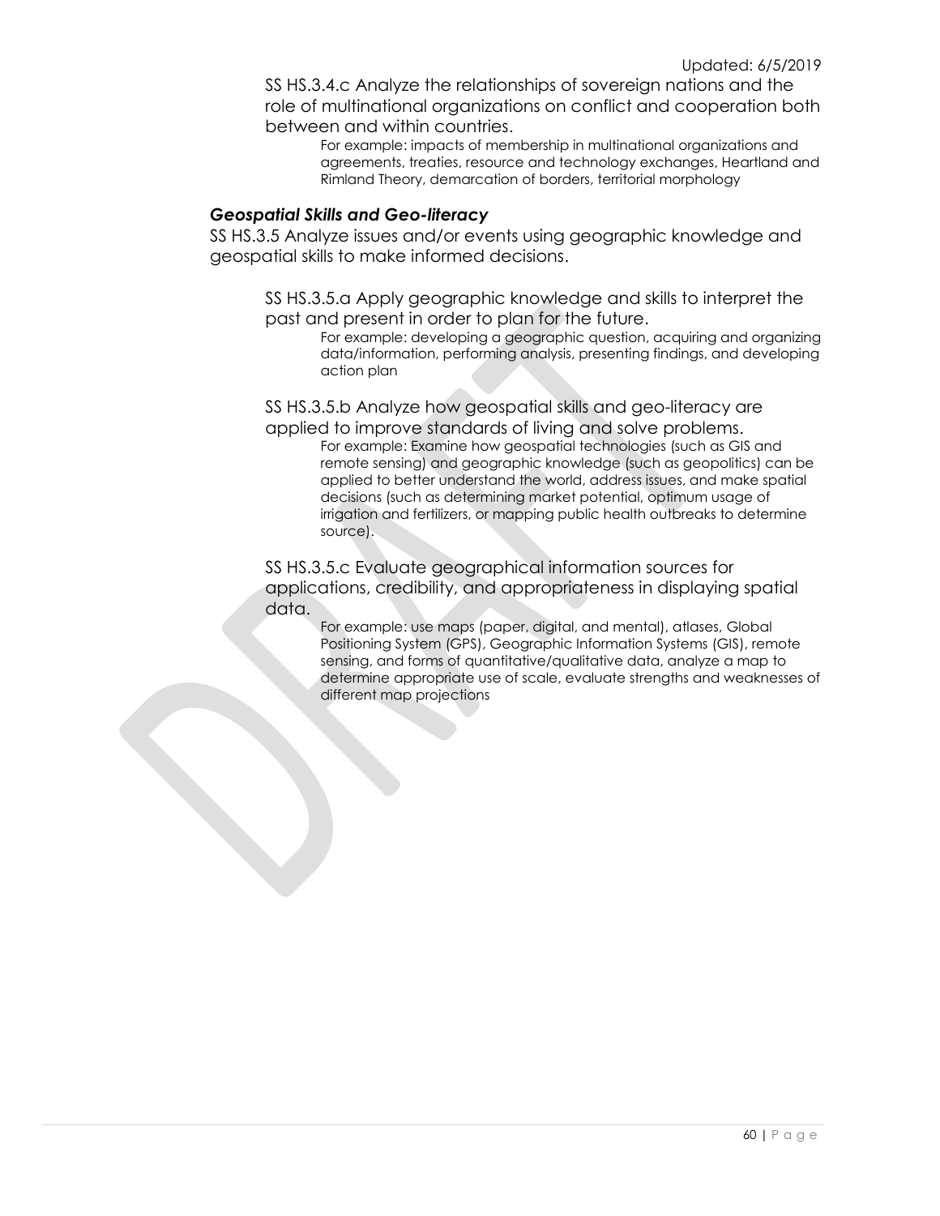SS HS.3.4.c Analyze the relationships of sovereign nations and the role of multinational organizations on conflict and cooperation both between and within countries.

For example: impacts of membership in multinational organizations and agreements, treaties, resource and technology exchanges, Heartland and Rimland Theory, demarcation of borders, territorial morphology

### *Geospatial Skills and Geo-literacy*

SS HS.3.5 Analyze issues and/or events using geographic knowledge and geospatial skills to make informed decisions.

SS HS.3.5.a Apply geographic knowledge and skills to interpret the past and present in order to plan for the future.

For example: developing a geographic question, acquiring and organizing data/information, performing analysis, presenting findings, and developing action plan

SS HS.3.5.b Analyze how geospatial skills and geo-literacy are applied to improve standards of living and solve problems.

For example: Examine how geospatial technologies (such as GIS and remote sensing) and geographic knowledge (such as geopolitics) can be applied to better understand the world, address issues, and make spatial decisions (such as determining market potential, optimum usage of irrigation and fertilizers, or mapping public health outbreaks to determine source).

SS HS.3.5.c Evaluate geographical information sources for applications, credibility, and appropriateness in displaying spatial data.

For example: use maps (paper, digital, and mental), atlases, Global Positioning System (GPS), Geographic Information Systems (GIS), remote sensing, and forms of quantitative/qualitative data, analyze a map to determine appropriate use of scale, evaluate strengths and weaknesses of different map projections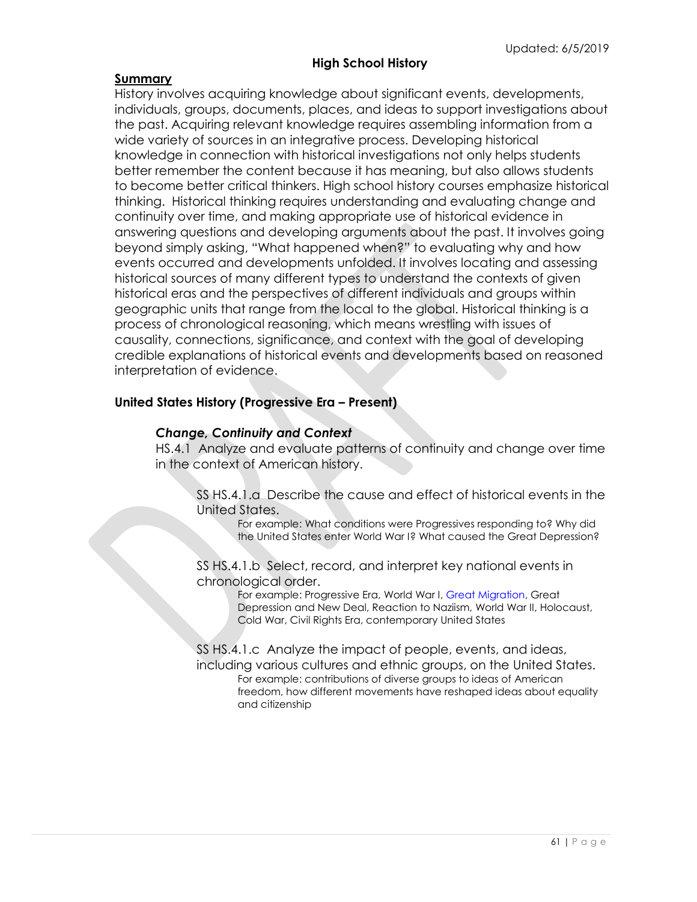## High School History

**Summary**

History involves acquiring knowledge about significant events, developments, individuals, groups, documents, places, and ideas to support investigations about the past. Acquiring relevant knowledge requires assembling information from a wide variety of sources in an integrative process. Developing historical knowledge in connection with historical investigations not only helps students better remember the content because it has meaning, but also allows students to become better critical thinkers. High school history courses emphasize historical thinking. Historical thinking requires understanding and evaluating change and continuity over time, and making appropriate use of historical evidence in answering questions and developing arguments about the past. It involves going beyond simply asking, "What happened when?" to evaluating why and how events occurred and developments unfolded. It involves locating and assessing historical sources of many different types to understand the contexts of given historical eras and the perspectives of different individuals and groups within geographic units that range from the local to the global. Historical thinking is a process of chronological reasoning, which means wrestling with issues of causality, connections, significance, and context with the goal of developing credible explanations of historical events and developments based on reasoned interpretation of evidence.

### United States History (Progressive Era – Present)

***Change, Continuity and Context***

HS.4.1 Analyze and evaluate patterns of continuity and change over time in the context of American history.

SS HS.4.1.a Describe the cause and effect of historical events in the United States.

For example: What conditions were Progressives responding to? Why did the United States enter World War I? What caused the Great Depression?

SS HS.4.1.b Select, record, and interpret key national events in chronological order.

For example: Progressive Era, World War I, Great Migration, Great Depression and New Deal, Reaction to Naziism, World War II, Holocaust, Cold War, Civil Rights Era, contemporary United States

SS HS.4.1.c Analyze the impact of people, events, and ideas, including various cultures and ethnic groups, on the United States.

For example: contributions of diverse groups to ideas of American freedom, how different movements have reshaped ideas about equality and citizenship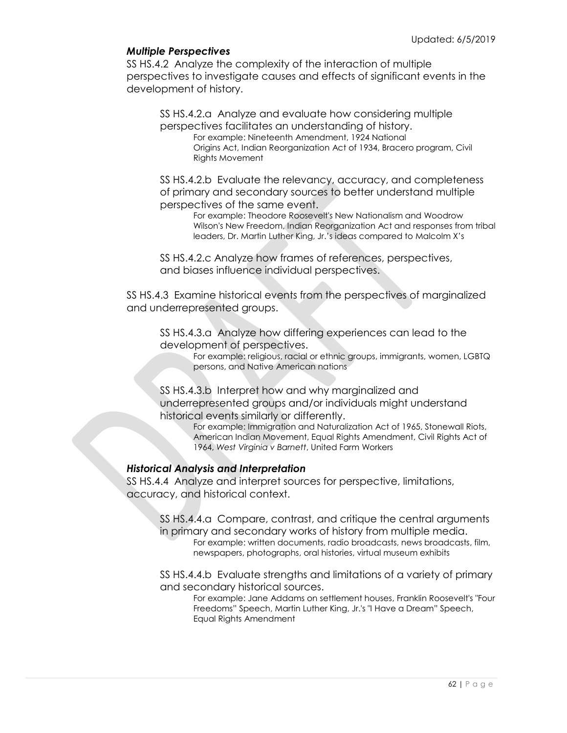***Multiple Perspectives***

SS HS.4.2 Analyze the complexity of the interaction of multiple perspectives to investigate causes and effects of significant events in the development of history.

SS HS.4.2.a Analyze and evaluate how considering multiple perspectives facilitates an understanding of history.
For example: Nineteenth Amendment, 1924 National Origins Act, Indian Reorganization Act of 1934, Bracero program, Civil Rights Movement

SS HS.4.2.b Evaluate the relevancy, accuracy, and completeness of primary and secondary sources to better understand multiple perspectives of the same event.
For example: Theodore Roosevelt's New Nationalism and Woodrow Wilson's New Freedom, Indian Reorganization Act and responses from tribal leaders, Dr. Martin Luther King, Jr.'s ideas compared to Malcolm X's

SS HS.4.2.c Analyze how frames of references, perspectives, and biases influence individual perspectives.

SS HS.4.3 Examine historical events from the perspectives of marginalized and underrepresented groups.

SS HS.4.3.a Analyze how differing experiences can lead to the development of perspectives.
For example: religious, racial or ethnic groups, immigrants, women, LGBTQ persons, and Native American nations

SS HS.4.3.b Interpret how and why marginalized and underrepresented groups and/or individuals might understand historical events similarly or differently.
For example: Immigration and Naturalization Act of 1965, Stonewall Riots, American Indian Movement, Equal Rights Amendment, Civil Rights Act of 1964, *West Virginia v Barnett*, United Farm Workers

***Historical Analysis and Interpretation***

SS HS.4.4 Analyze and interpret sources for perspective, limitations, accuracy, and historical context.

SS HS.4.4.a Compare, contrast, and critique the central arguments in primary and secondary works of history from multiple media.
For example: written documents, radio broadcasts, news broadcasts, film, newspapers, photographs, oral histories, virtual museum exhibits

SS HS.4.4.b Evaluate strengths and limitations of a variety of primary and secondary historical sources.
For example: Jane Addams on settlement houses, Franklin Roosevelt's "Four Freedoms" Speech, Martin Luther King, Jr.'s "I Have a Dream" Speech, Equal Rights Amendment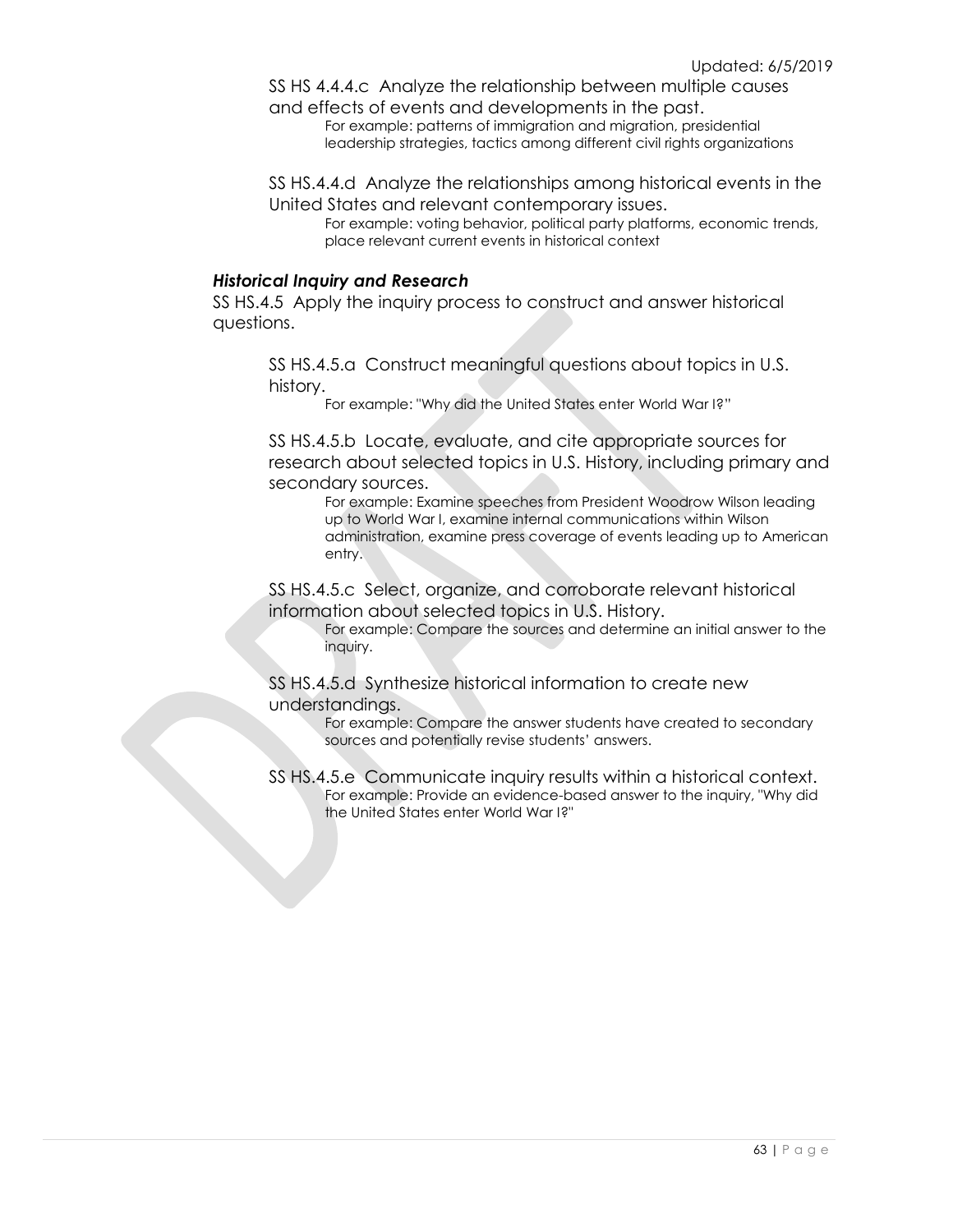SS HS 4.4.4.c Analyze the relationship between multiple causes and effects of events and developments in the past.

For example: patterns of immigration and migration, presidential leadership strategies, tactics among different civil rights organizations

SS HS.4.4.d Analyze the relationships among historical events in the United States and relevant contemporary issues.

For example: voting behavior, political party platforms, economic trends, place relevant current events in historical context

### *Historical Inquiry and Research*

SS HS.4.5 Apply the inquiry process to construct and answer historical questions.

SS HS.4.5.a Construct meaningful questions about topics in U.S. history.

For example: "Why did the United States enter World War I?"

SS HS.4.5.b Locate, evaluate, and cite appropriate sources for research about selected topics in U.S. History, including primary and secondary sources.

For example: Examine speeches from President Woodrow Wilson leading up to World War I, examine internal communications within Wilson administration, examine press coverage of events leading up to American entry.

SS HS.4.5.c Select, organize, and corroborate relevant historical information about selected topics in U.S. History.

For example: Compare the sources and determine an initial answer to the inquiry.

SS HS.4.5.d Synthesize historical information to create new understandings.

For example: Compare the answer students have created to secondary sources and potentially revise students' answers.

SS HS.4.5.e Communicate inquiry results within a historical context.

For example: Provide an evidence-based answer to the inquiry, "Why did the United States enter World War I?"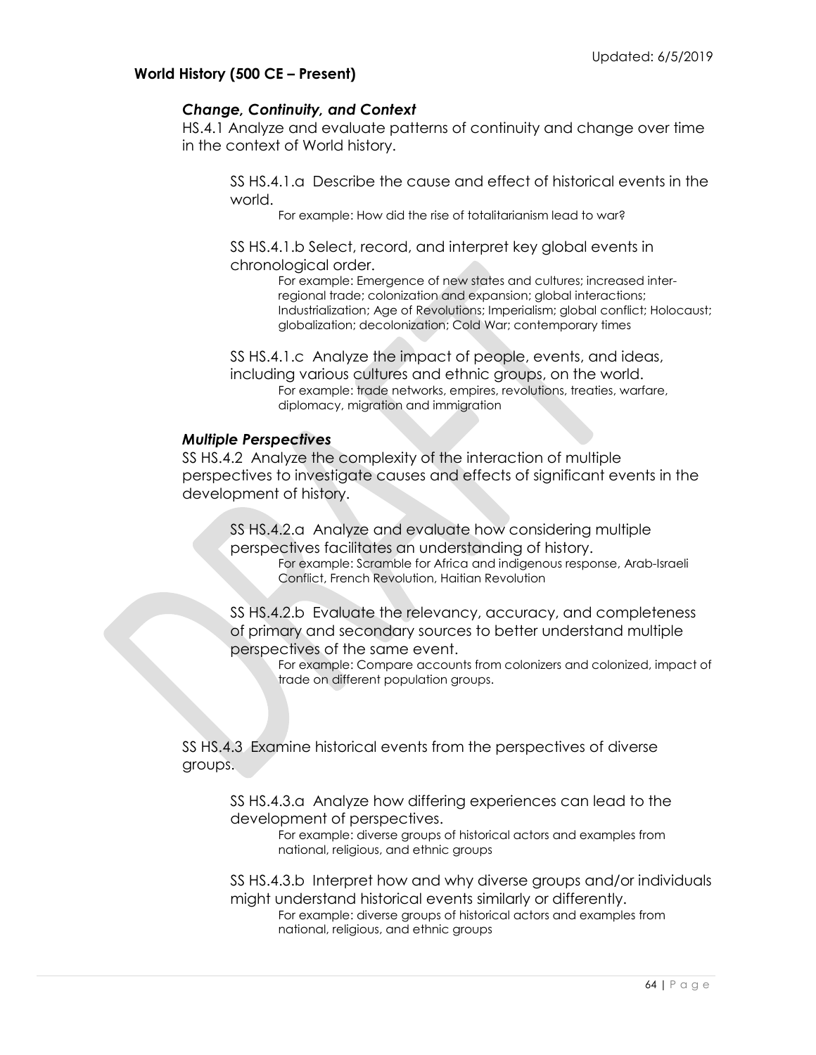## World History (500 CE – Present)

### *Change, Continuity, and Context*

HS.4.1 Analyze and evaluate patterns of continuity and change over time in the context of World history.

SS HS.4.1.a Describe the cause and effect of historical events in the world.

For example: How did the rise of totalitarianism lead to war?

SS HS.4.1.b Select, record, and interpret key global events in chronological order.

For example: Emergence of new states and cultures; increased inter-regional trade; colonization and expansion; global interactions; Industrialization; Age of Revolutions; Imperialism; global conflict; Holocaust; globalization; decolonization; Cold War; contemporary times

SS HS.4.1.c Analyze the impact of people, events, and ideas, including various cultures and ethnic groups, on the world.

For example: trade networks, empires, revolutions, treaties, warfare, diplomacy, migration and immigration

### *Multiple Perspectives*

SS HS.4.2 Analyze the complexity of the interaction of multiple perspectives to investigate causes and effects of significant events in the development of history.

SS HS.4.2.a Analyze and evaluate how considering multiple perspectives facilitates an understanding of history.

For example: Scramble for Africa and indigenous response, Arab-Israeli Conflict, French Revolution, Haitian Revolution

SS HS.4.2.b Evaluate the relevancy, accuracy, and completeness of primary and secondary sources to better understand multiple perspectives of the same event.

For example: Compare accounts from colonizers and colonized, impact of trade on different population groups.

SS HS.4.3 Examine historical events from the perspectives of diverse groups.

SS HS.4.3.a Analyze how differing experiences can lead to the development of perspectives.

For example: diverse groups of historical actors and examples from national, religious, and ethnic groups

SS HS.4.3.b Interpret how and why diverse groups and/or individuals might understand historical events similarly or differently.

For example: diverse groups of historical actors and examples from national, religious, and ethnic groups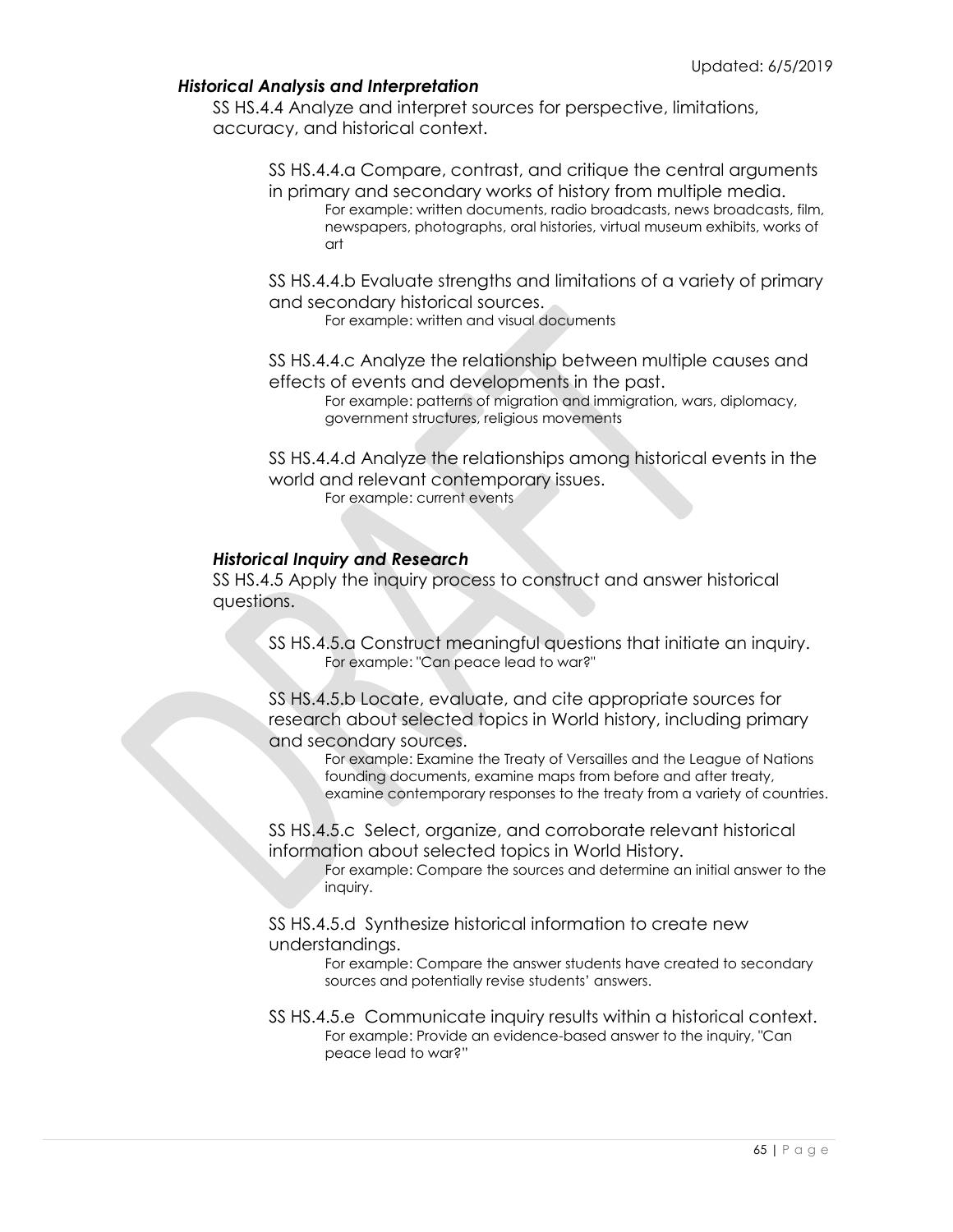### *Historical Analysis and Interpretation*

SS HS.4.4 Analyze and interpret sources for perspective, limitations, accuracy, and historical context.

SS HS.4.4.a Compare, contrast, and critique the central arguments in primary and secondary works of history from multiple media.
For example: written documents, radio broadcasts, news broadcasts, film, newspapers, photographs, oral histories, virtual museum exhibits, works of art

SS HS.4.4.b Evaluate strengths and limitations of a variety of primary and secondary historical sources.
For example: written and visual documents

SS HS.4.4.c Analyze the relationship between multiple causes and effects of events and developments in the past.
For example: patterns of migration and immigration, wars, diplomacy, government structures, religious movements

SS HS.4.4.d Analyze the relationships among historical events in the world and relevant contemporary issues.
For example: current events

### *Historical Inquiry and Research*

SS HS.4.5 Apply the inquiry process to construct and answer historical questions.

SS HS.4.5.a Construct meaningful questions that initiate an inquiry.
For example: "Can peace lead to war?"

SS HS.4.5.b Locate, evaluate, and cite appropriate sources for research about selected topics in World history, including primary and secondary sources.
For example: Examine the Treaty of Versailles and the League of Nations founding documents, examine maps from before and after treaty, examine contemporary responses to the treaty from a variety of countries.

SS HS.4.5.c Select, organize, and corroborate relevant historical information about selected topics in World History.
For example: Compare the sources and determine an initial answer to the inquiry.

SS HS.4.5.d Synthesize historical information to create new understandings.
For example: Compare the answer students have created to secondary sources and potentially revise students' answers.

SS HS.4.5.e Communicate inquiry results within a historical context.
For example: Provide an evidence-based answer to the inquiry, "Can peace lead to war?"